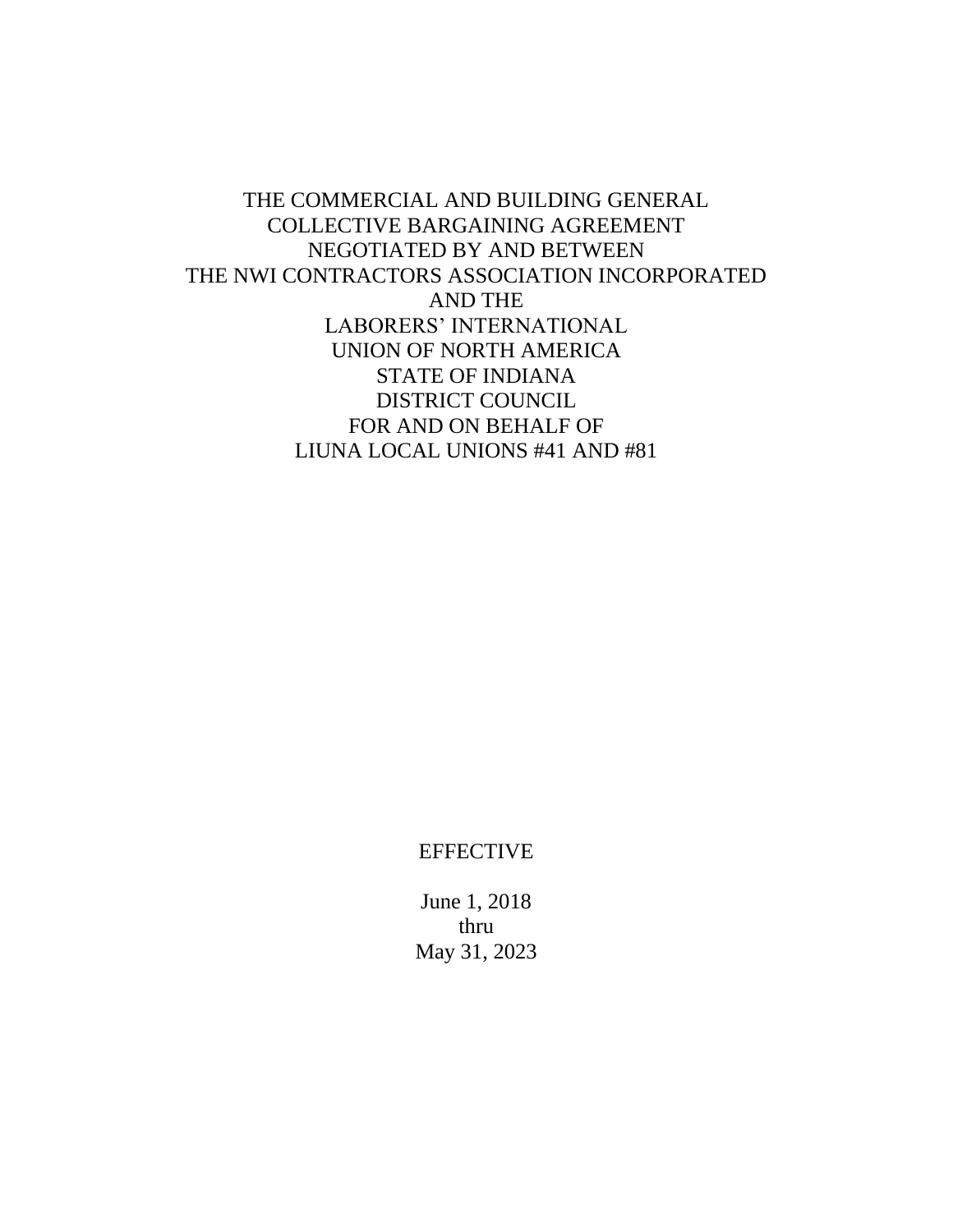# THE COMMERCIAL AND BUILDING GENERAL COLLECTIVE BARGAINING AGREEMENT NEGOTIATED BY AND BETWEEN THE NWI CONTRACTORS ASSOCIATION INCORPORATED AND THE LABORERS' INTERNATIONAL UNION OF NORTH AMERICA STATE OF INDIANA DISTRICT COUNCIL FOR AND ON BEHALF OF LIUNA LOCAL UNIONS #41 AND #81

EFFECTIVE

June 1, 2018
thru
May 31, 2023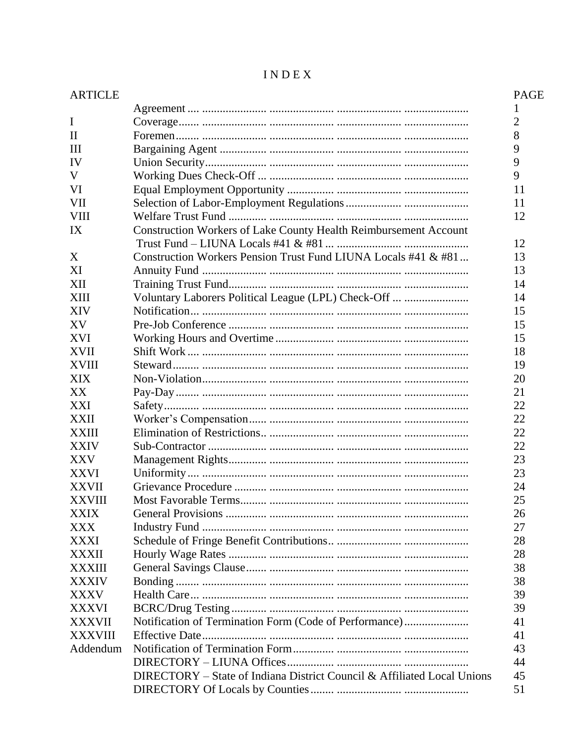# I N D E X

| ARTICLE | | PAGE |
|---|---|---|
| | Agreement | 1 |
| I | Coverage | 2 |
| II | Foremen | 8 |
| III | Bargaining Agent | 9 |
| IV | Union Security | 9 |
| V | Working Dues Check-Off | 9 |
| VI | Equal Employment Opportunity | 11 |
| VII | Selection of Labor-Employment Regulations | 11 |
| VIII | Welfare Trust Fund | 12 |
| IX | Construction Workers of Lake County Health Reimbursement Account Trust Fund – LIUNA Locals #41 & #81 | 12 |
| X | Construction Workers Pension Trust Fund LIUNA Locals #41 & #81 | 13 |
| XI | Annuity Fund | 13 |
| XII | Training Trust Fund | 14 |
| XIII | Voluntary Laborers Political League (LPL) Check-Off | 14 |
| XIV | Notification | 15 |
| XV | Pre-Job Conference | 15 |
| XVI | Working Hours and Overtime | 15 |
| XVII | Shift Work | 18 |
| XVIII | Steward | 19 |
| XIX | Non-Violation | 20 |
| XX | Pay-Day | 21 |
| XXI | Safety | 22 |
| XXII | Worker's Compensation | 22 |
| XXIII | Elimination of Restrictions | 22 |
| XXIV | Sub-Contractor | 22 |
| XXV | Management Rights | 23 |
| XXVI | Uniformity | 23 |
| XXVII | Grievance Procedure | 24 |
| XXVIII | Most Favorable Terms | 25 |
| XXIX | General Provisions | 26 |
| XXX | Industry Fund | 27 |
| XXXI | Schedule of Fringe Benefit Contributions | 28 |
| XXXII | Hourly Wage Rates | 28 |
| XXXIII | General Savings Clause | 38 |
| XXXIV | Bonding | 38 |
| XXXV | Health Care | 39 |
| XXXVI | BCRC/Drug Testing | 39 |
| XXXVII | Notification of Termination Form (Code of Performance) | 41 |
| XXXVIII | Effective Date | 41 |
| Addendum | Notification of Termination Form | 43 |
| | DIRECTORY – LIUNA Offices | 44 |
| | DIRECTORY – State of Indiana District Council & Affiliated Local Unions | 45 |
| | DIRECTORY Of Locals by Counties | 51 |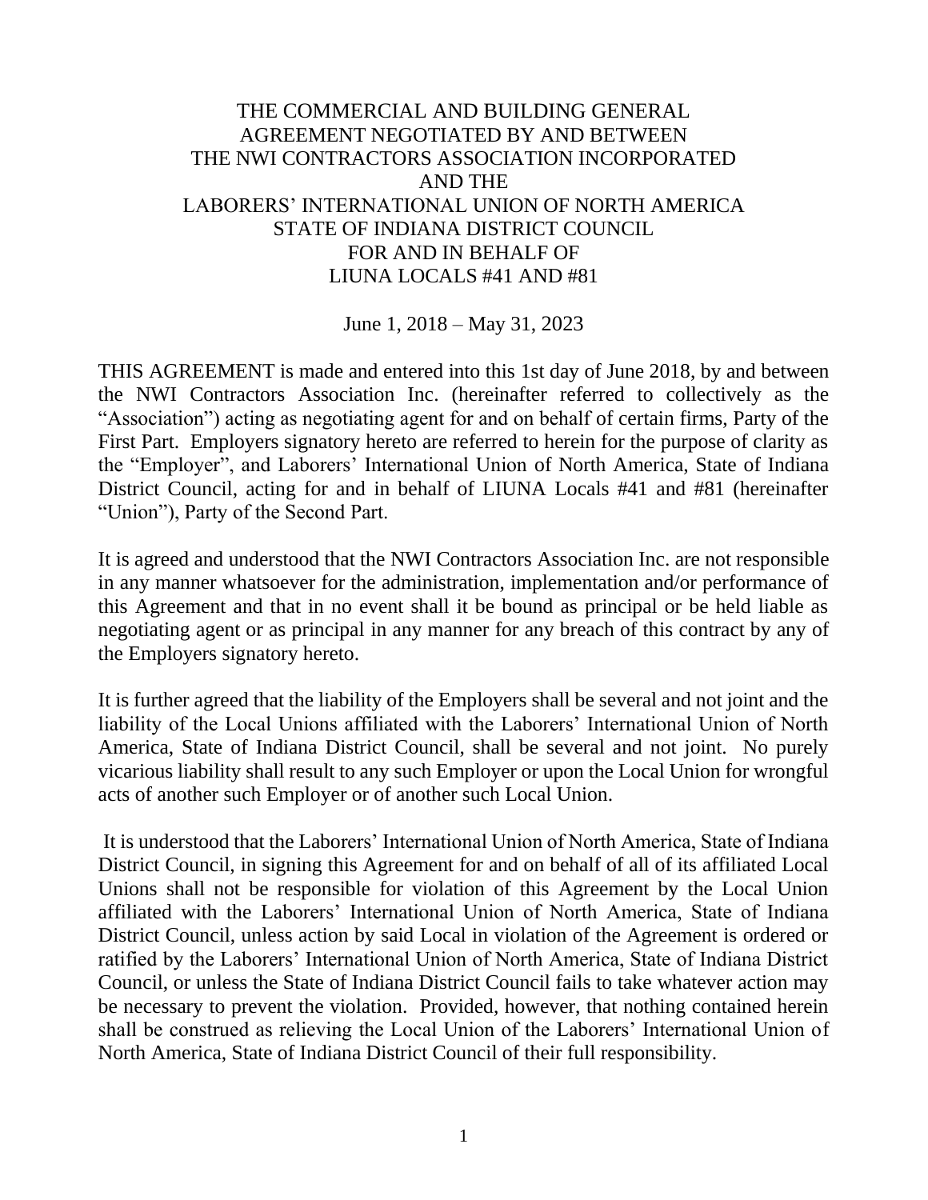# THE COMMERCIAL AND BUILDING GENERAL AGREEMENT NEGOTIATED BY AND BETWEEN THE NWI CONTRACTORS ASSOCIATION INCORPORATED AND THE LABORERS' INTERNATIONAL UNION OF NORTH AMERICA STATE OF INDIANA DISTRICT COUNCIL FOR AND IN BEHALF OF LIUNA LOCALS #41 AND #81

June 1, 2018 – May 31, 2023

THIS AGREEMENT is made and entered into this 1st day of June 2018, by and between the NWI Contractors Association Inc. (hereinafter referred to collectively as the "Association") acting as negotiating agent for and on behalf of certain firms, Party of the First Part. Employers signatory hereto are referred to herein for the purpose of clarity as the "Employer", and Laborers' International Union of North America, State of Indiana District Council, acting for and in behalf of LIUNA Locals #41 and #81 (hereinafter "Union"), Party of the Second Part.

It is agreed and understood that the NWI Contractors Association Inc. are not responsible in any manner whatsoever for the administration, implementation and/or performance of this Agreement and that in no event shall it be bound as principal or be held liable as negotiating agent or as principal in any manner for any breach of this contract by any of the Employers signatory hereto.

It is further agreed that the liability of the Employers shall be several and not joint and the liability of the Local Unions affiliated with the Laborers' International Union of North America, State of Indiana District Council, shall be several and not joint. No purely vicarious liability shall result to any such Employer or upon the Local Union for wrongful acts of another such Employer or of another such Local Union.

It is understood that the Laborers' International Union of North America, State of Indiana District Council, in signing this Agreement for and on behalf of all of its affiliated Local Unions shall not be responsible for violation of this Agreement by the Local Union affiliated with the Laborers' International Union of North America, State of Indiana District Council, unless action by said Local in violation of the Agreement is ordered or ratified by the Laborers' International Union of North America, State of Indiana District Council, or unless the State of Indiana District Council fails to take whatever action may be necessary to prevent the violation. Provided, however, that nothing contained herein shall be construed as relieving the Local Union of the Laborers' International Union of North America, State of Indiana District Council of their full responsibility.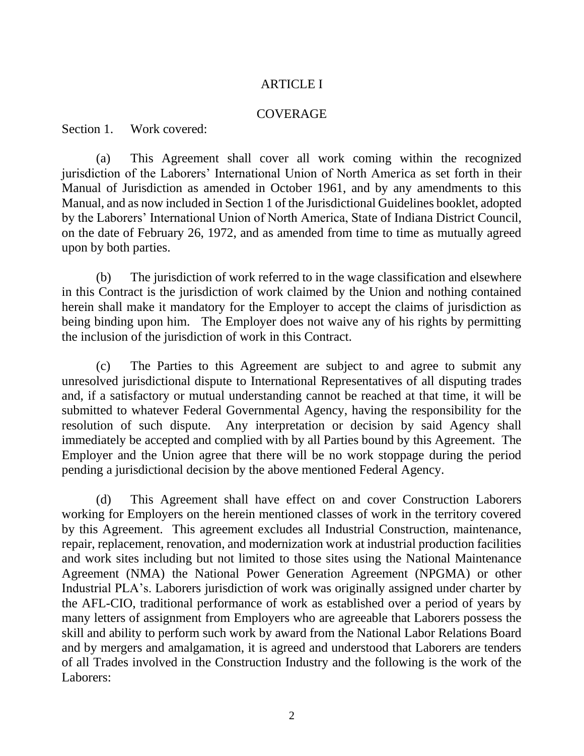# ARTICLE I

## COVERAGE

Section 1. Work covered:

(a) This Agreement shall cover all work coming within the recognized jurisdiction of the Laborers' International Union of North America as set forth in their Manual of Jurisdiction as amended in October 1961, and by any amendments to this Manual, and as now included in Section 1 of the Jurisdictional Guidelines booklet, adopted by the Laborers' International Union of North America, State of Indiana District Council, on the date of February 26, 1972, and as amended from time to time as mutually agreed upon by both parties.

(b) The jurisdiction of work referred to in the wage classification and elsewhere in this Contract is the jurisdiction of work claimed by the Union and nothing contained herein shall make it mandatory for the Employer to accept the claims of jurisdiction as being binding upon him. The Employer does not waive any of his rights by permitting the inclusion of the jurisdiction of work in this Contract.

(c) The Parties to this Agreement are subject to and agree to submit any unresolved jurisdictional dispute to International Representatives of all disputing trades and, if a satisfactory or mutual understanding cannot be reached at that time, it will be submitted to whatever Federal Governmental Agency, having the responsibility for the resolution of such dispute. Any interpretation or decision by said Agency shall immediately be accepted and complied with by all Parties bound by this Agreement. The Employer and the Union agree that there will be no work stoppage during the period pending a jurisdictional decision by the above mentioned Federal Agency.

(d) This Agreement shall have effect on and cover Construction Laborers working for Employers on the herein mentioned classes of work in the territory covered by this Agreement. This agreement excludes all Industrial Construction, maintenance, repair, replacement, renovation, and modernization work at industrial production facilities and work sites including but not limited to those sites using the National Maintenance Agreement (NMA) the National Power Generation Agreement (NPGMA) or other Industrial PLA's. Laborers jurisdiction of work was originally assigned under charter by the AFL-CIO, traditional performance of work as established over a period of years by many letters of assignment from Employers who are agreeable that Laborers possess the skill and ability to perform such work by award from the National Labor Relations Board and by mergers and amalgamation, it is agreed and understood that Laborers are tenders of all Trades involved in the Construction Industry and the following is the work of the Laborers: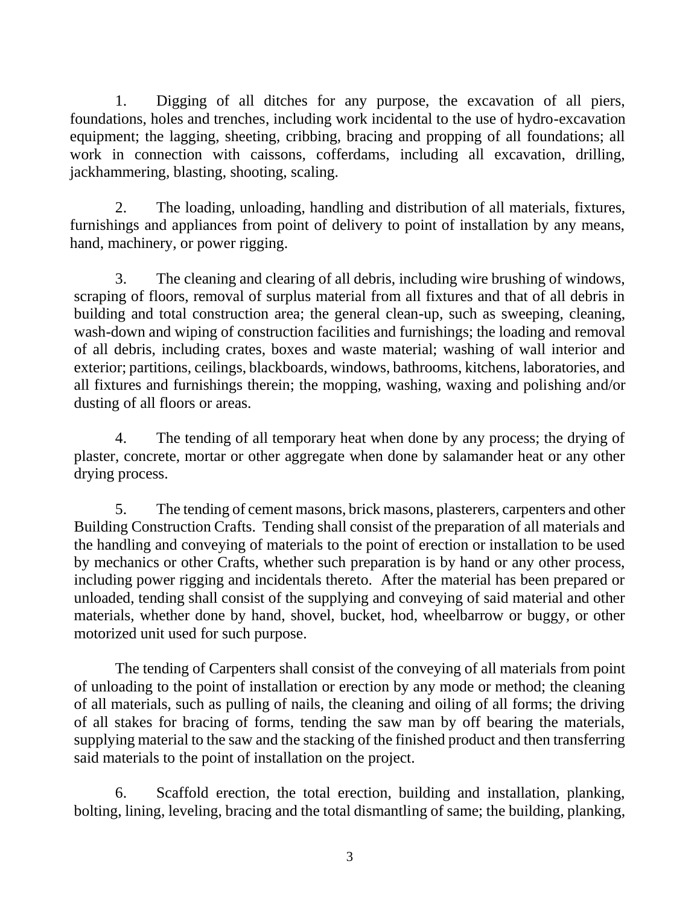1. Digging of all ditches for any purpose, the excavation of all piers, foundations, holes and trenches, including work incidental to the use of hydro-excavation equipment; the lagging, sheeting, cribbing, bracing and propping of all foundations; all work in connection with caissons, cofferdams, including all excavation, drilling, jackhammering, blasting, shooting, scaling.

2. The loading, unloading, handling and distribution of all materials, fixtures, furnishings and appliances from point of delivery to point of installation by any means, hand, machinery, or power rigging.

3. The cleaning and clearing of all debris, including wire brushing of windows, scraping of floors, removal of surplus material from all fixtures and that of all debris in building and total construction area; the general clean-up, such as sweeping, cleaning, wash-down and wiping of construction facilities and furnishings; the loading and removal of all debris, including crates, boxes and waste material; washing of wall interior and exterior; partitions, ceilings, blackboards, windows, bathrooms, kitchens, laboratories, and all fixtures and furnishings therein; the mopping, washing, waxing and polishing and/or dusting of all floors or areas.

4. The tending of all temporary heat when done by any process; the drying of plaster, concrete, mortar or other aggregate when done by salamander heat or any other drying process.

5. The tending of cement masons, brick masons, plasterers, carpenters and other Building Construction Crafts. Tending shall consist of the preparation of all materials and the handling and conveying of materials to the point of erection or installation to be used by mechanics or other Crafts, whether such preparation is by hand or any other process, including power rigging and incidentals thereto. After the material has been prepared or unloaded, tending shall consist of the supplying and conveying of said material and other materials, whether done by hand, shovel, bucket, hod, wheelbarrow or buggy, or other motorized unit used for such purpose.

The tending of Carpenters shall consist of the conveying of all materials from point of unloading to the point of installation or erection by any mode or method; the cleaning of all materials, such as pulling of nails, the cleaning and oiling of all forms; the driving of all stakes for bracing of forms, tending the saw man by off bearing the materials, supplying material to the saw and the stacking of the finished product and then transferring said materials to the point of installation on the project.

6. Scaffold erection, the total erection, building and installation, planking, bolting, lining, leveling, bracing and the total dismantling of same; the building, planking,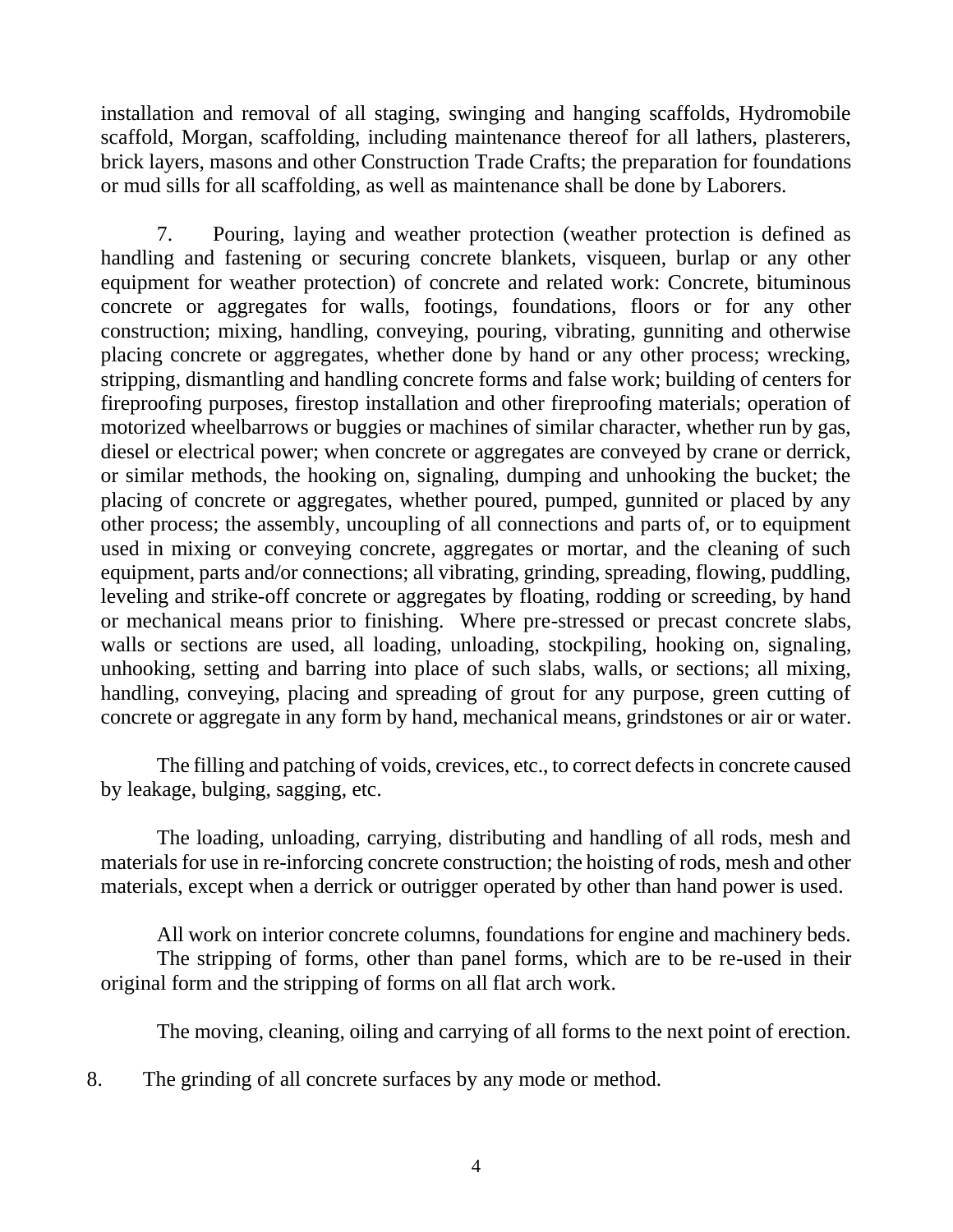installation and removal of all staging, swinging and hanging scaffolds, Hydromobile scaffold, Morgan, scaffolding, including maintenance thereof for all lathers, plasterers, brick layers, masons and other Construction Trade Crafts; the preparation for foundations or mud sills for all scaffolding, as well as maintenance shall be done by Laborers.

7. Pouring, laying and weather protection (weather protection is defined as handling and fastening or securing concrete blankets, visqueen, burlap or any other equipment for weather protection) of concrete and related work: Concrete, bituminous concrete or aggregates for walls, footings, foundations, floors or for any other construction; mixing, handling, conveying, pouring, vibrating, gunniting and otherwise placing concrete or aggregates, whether done by hand or any other process; wrecking, stripping, dismantling and handling concrete forms and false work; building of centers for fireproofing purposes, firestop installation and other fireproofing materials; operation of motorized wheelbarrows or buggies or machines of similar character, whether run by gas, diesel or electrical power; when concrete or aggregates are conveyed by crane or derrick, or similar methods, the hooking on, signaling, dumping and unhooking the bucket; the placing of concrete or aggregates, whether poured, pumped, gunnited or placed by any other process; the assembly, uncoupling of all connections and parts of, or to equipment used in mixing or conveying concrete, aggregates or mortar, and the cleaning of such equipment, parts and/or connections; all vibrating, grinding, spreading, flowing, puddling, leveling and strike-off concrete or aggregates by floating, rodding or screeding, by hand or mechanical means prior to finishing. Where pre-stressed or precast concrete slabs, walls or sections are used, all loading, unloading, stockpiling, hooking on, signaling, unhooking, setting and barring into place of such slabs, walls, or sections; all mixing, handling, conveying, placing and spreading of grout for any purpose, green cutting of concrete or aggregate in any form by hand, mechanical means, grindstones or air or water.

The filling and patching of voids, crevices, etc., to correct defects in concrete caused by leakage, bulging, sagging, etc.

The loading, unloading, carrying, distributing and handling of all rods, mesh and materials for use in re-inforcing concrete construction; the hoisting of rods, mesh and other materials, except when a derrick or outrigger operated by other than hand power is used.

All work on interior concrete columns, foundations for engine and machinery beds.

The stripping of forms, other than panel forms, which are to be re-used in their original form and the stripping of forms on all flat arch work.

The moving, cleaning, oiling and carrying of all forms to the next point of erection.

8. The grinding of all concrete surfaces by any mode or method.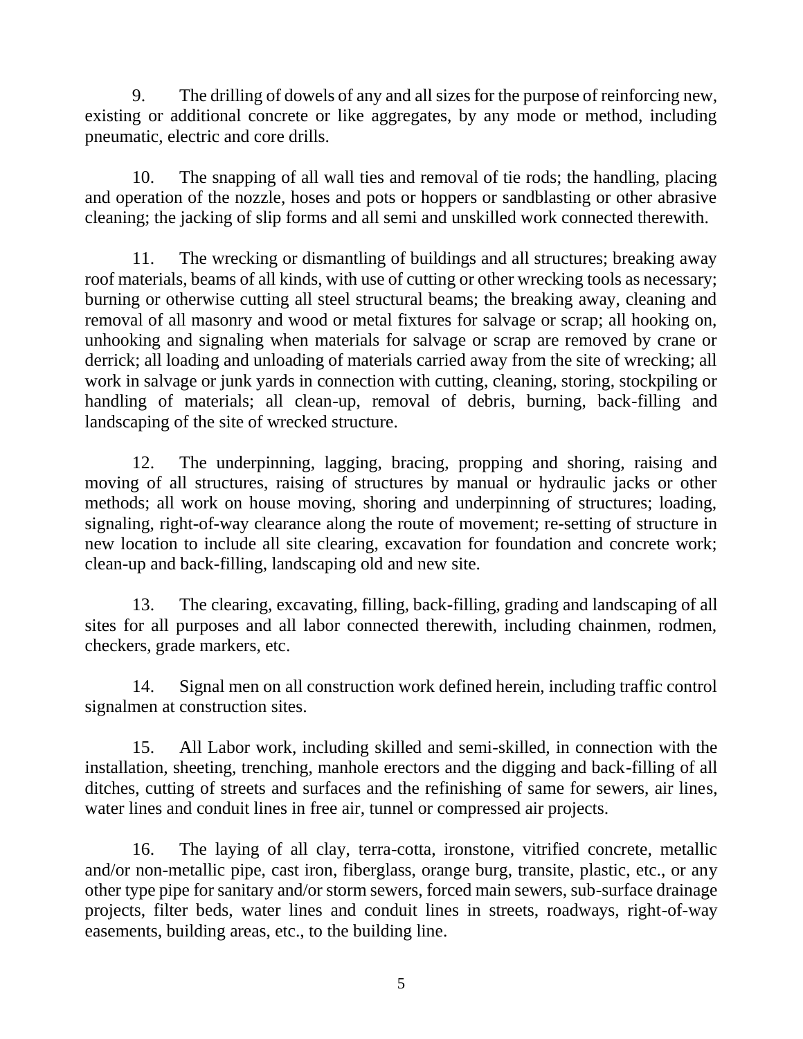9. The drilling of dowels of any and all sizes for the purpose of reinforcing new, existing or additional concrete or like aggregates, by any mode or method, including pneumatic, electric and core drills.

10. The snapping of all wall ties and removal of tie rods; the handling, placing and operation of the nozzle, hoses and pots or hoppers or sandblasting or other abrasive cleaning; the jacking of slip forms and all semi and unskilled work connected therewith.

11. The wrecking or dismantling of buildings and all structures; breaking away roof materials, beams of all kinds, with use of cutting or other wrecking tools as necessary; burning or otherwise cutting all steel structural beams; the breaking away, cleaning and removal of all masonry and wood or metal fixtures for salvage or scrap; all hooking on, unhooking and signaling when materials for salvage or scrap are removed by crane or derrick; all loading and unloading of materials carried away from the site of wrecking; all work in salvage or junk yards in connection with cutting, cleaning, storing, stockpiling or handling of materials; all clean-up, removal of debris, burning, back-filling and landscaping of the site of wrecked structure.

12. The underpinning, lagging, bracing, propping and shoring, raising and moving of all structures, raising of structures by manual or hydraulic jacks or other methods; all work on house moving, shoring and underpinning of structures; loading, signaling, right-of-way clearance along the route of movement; re-setting of structure in new location to include all site clearing, excavation for foundation and concrete work; clean-up and back-filling, landscaping old and new site.

13. The clearing, excavating, filling, back-filling, grading and landscaping of all sites for all purposes and all labor connected therewith, including chainmen, rodmen, checkers, grade markers, etc.

14. Signal men on all construction work defined herein, including traffic control signalmen at construction sites.

15. All Labor work, including skilled and semi-skilled, in connection with the installation, sheeting, trenching, manhole erectors and the digging and back-filling of all ditches, cutting of streets and surfaces and the refinishing of same for sewers, air lines, water lines and conduit lines in free air, tunnel or compressed air projects.

16. The laying of all clay, terra-cotta, ironstone, vitrified concrete, metallic and/or non-metallic pipe, cast iron, fiberglass, orange burg, transite, plastic, etc., or any other type pipe for sanitary and/or storm sewers, forced main sewers, sub-surface drainage projects, filter beds, water lines and conduit lines in streets, roadways, right-of-way easements, building areas, etc., to the building line.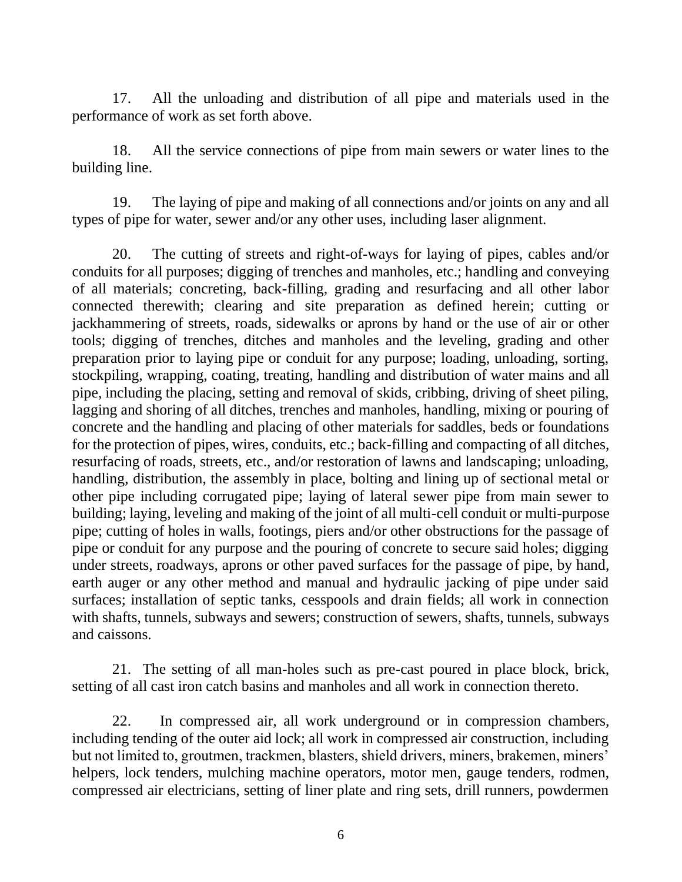17. All the unloading and distribution of all pipe and materials used in the performance of work as set forth above.

18. All the service connections of pipe from main sewers or water lines to the building line.

19. The laying of pipe and making of all connections and/or joints on any and all types of pipe for water, sewer and/or any other uses, including laser alignment.

20. The cutting of streets and right-of-ways for laying of pipes, cables and/or conduits for all purposes; digging of trenches and manholes, etc.; handling and conveying of all materials; concreting, back-filling, grading and resurfacing and all other labor connected therewith; clearing and site preparation as defined herein; cutting or jackhammering of streets, roads, sidewalks or aprons by hand or the use of air or other tools; digging of trenches, ditches and manholes and the leveling, grading and other preparation prior to laying pipe or conduit for any purpose; loading, unloading, sorting, stockpiling, wrapping, coating, treating, handling and distribution of water mains and all pipe, including the placing, setting and removal of skids, cribbing, driving of sheet piling, lagging and shoring of all ditches, trenches and manholes, handling, mixing or pouring of concrete and the handling and placing of other materials for saddles, beds or foundations for the protection of pipes, wires, conduits, etc.; back-filling and compacting of all ditches, resurfacing of roads, streets, etc., and/or restoration of lawns and landscaping; unloading, handling, distribution, the assembly in place, bolting and lining up of sectional metal or other pipe including corrugated pipe; laying of lateral sewer pipe from main sewer to building; laying, leveling and making of the joint of all multi-cell conduit or multi-purpose pipe; cutting of holes in walls, footings, piers and/or other obstructions for the passage of pipe or conduit for any purpose and the pouring of concrete to secure said holes; digging under streets, roadways, aprons or other paved surfaces for the passage of pipe, by hand, earth auger or any other method and manual and hydraulic jacking of pipe under said surfaces; installation of septic tanks, cesspools and drain fields; all work in connection with shafts, tunnels, subways and sewers; construction of sewers, shafts, tunnels, subways and caissons.

21. The setting of all man-holes such as pre-cast poured in place block, brick, setting of all cast iron catch basins and manholes and all work in connection thereto.

22. In compressed air, all work underground or in compression chambers, including tending of the outer aid lock; all work in compressed air construction, including but not limited to, groutmen, trackmen, blasters, shield drivers, miners, brakemen, miners' helpers, lock tenders, mulching machine operators, motor men, gauge tenders, rodmen, compressed air electricians, setting of liner plate and ring sets, drill runners, powdermen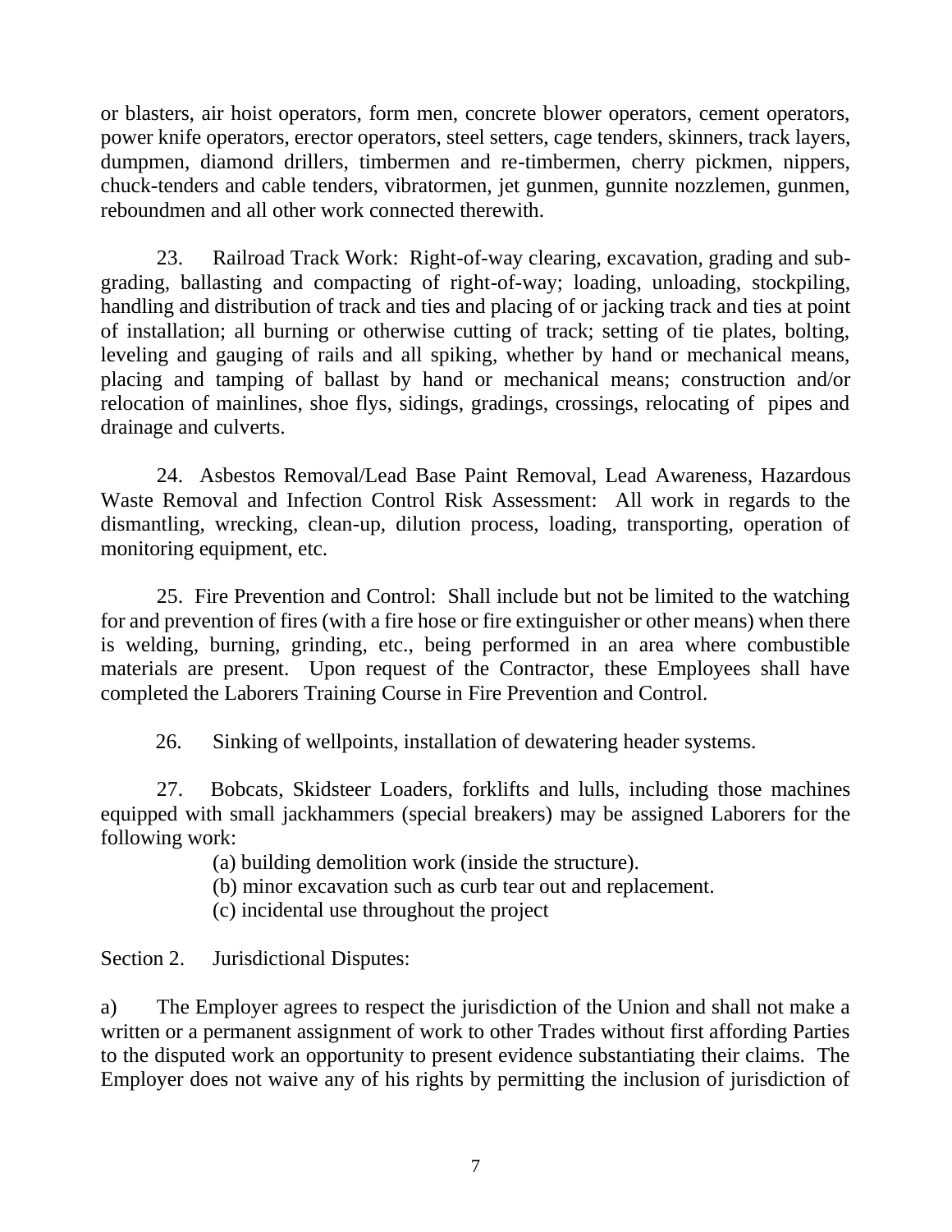or blasters, air hoist operators, form men, concrete blower operators, cement operators, power knife operators, erector operators, steel setters, cage tenders, skinners, track layers, dumpmen, diamond drillers, timbermen and re-timbermen, cherry pickmen, nippers, chuck-tenders and cable tenders, vibratormen, jet gunmen, gunnite nozzlemen, gunmen, reboundmen and all other work connected therewith.

23. Railroad Track Work: Right-of-way clearing, excavation, grading and sub-grading, ballasting and compacting of right-of-way; loading, unloading, stockpiling, handling and distribution of track and ties and placing of or jacking track and ties at point of installation; all burning or otherwise cutting of track; setting of tie plates, bolting, leveling and gauging of rails and all spiking, whether by hand or mechanical means, placing and tamping of ballast by hand or mechanical means; construction and/or relocation of mainlines, shoe flys, sidings, gradings, crossings, relocating of pipes and drainage and culverts.

24. Asbestos Removal/Lead Base Paint Removal, Lead Awareness, Hazardous Waste Removal and Infection Control Risk Assessment: All work in regards to the dismantling, wrecking, clean-up, dilution process, loading, transporting, operation of monitoring equipment, etc.

25. Fire Prevention and Control: Shall include but not be limited to the watching for and prevention of fires (with a fire hose or fire extinguisher or other means) when there is welding, burning, grinding, etc., being performed in an area where combustible materials are present. Upon request of the Contractor, these Employees shall have completed the Laborers Training Course in Fire Prevention and Control.

26. Sinking of wellpoints, installation of dewatering header systems.

27. Bobcats, Skidsteer Loaders, forklifts and lulls, including those machines equipped with small jackhammers (special breakers) may be assigned Laborers for the following work:

(a) building demolition work (inside the structure).
(b) minor excavation such as curb tear out and replacement.
(c) incidental use throughout the project

Section 2. Jurisdictional Disputes:

a) The Employer agrees to respect the jurisdiction of the Union and shall not make a written or a permanent assignment of work to other Trades without first affording Parties to the disputed work an opportunity to present evidence substantiating their claims. The Employer does not waive any of his rights by permitting the inclusion of jurisdiction of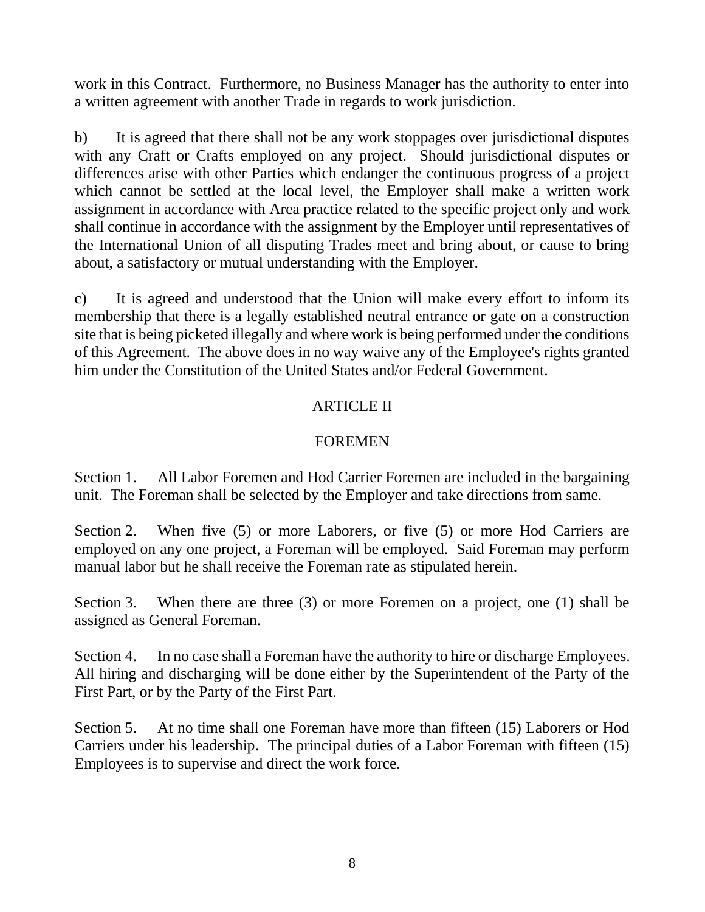work in this Contract. Furthermore, no Business Manager has the authority to enter into a written agreement with another Trade in regards to work jurisdiction.

b) It is agreed that there shall not be any work stoppages over jurisdictional disputes with any Craft or Crafts employed on any project. Should jurisdictional disputes or differences arise with other Parties which endanger the continuous progress of a project which cannot be settled at the local level, the Employer shall make a written work assignment in accordance with Area practice related to the specific project only and work shall continue in accordance with the assignment by the Employer until representatives of the International Union of all disputing Trades meet and bring about, or cause to bring about, a satisfactory or mutual understanding with the Employer.

c) It is agreed and understood that the Union will make every effort to inform its membership that there is a legally established neutral entrance or gate on a construction site that is being picketed illegally and where work is being performed under the conditions of this Agreement. The above does in no way waive any of the Employee's rights granted him under the Constitution of the United States and/or Federal Government.

## ARTICLE II

## FOREMEN

Section 1. All Labor Foremen and Hod Carrier Foremen are included in the bargaining unit. The Foreman shall be selected by the Employer and take directions from same.

Section 2. When five (5) or more Laborers, or five (5) or more Hod Carriers are employed on any one project, a Foreman will be employed. Said Foreman may perform manual labor but he shall receive the Foreman rate as stipulated herein.

Section 3. When there are three (3) or more Foremen on a project, one (1) shall be assigned as General Foreman.

Section 4. In no case shall a Foreman have the authority to hire or discharge Employees. All hiring and discharging will be done either by the Superintendent of the Party of the First Part, or by the Party of the First Part.

Section 5. At no time shall one Foreman have more than fifteen (15) Laborers or Hod Carriers under his leadership. The principal duties of a Labor Foreman with fifteen (15) Employees is to supervise and direct the work force.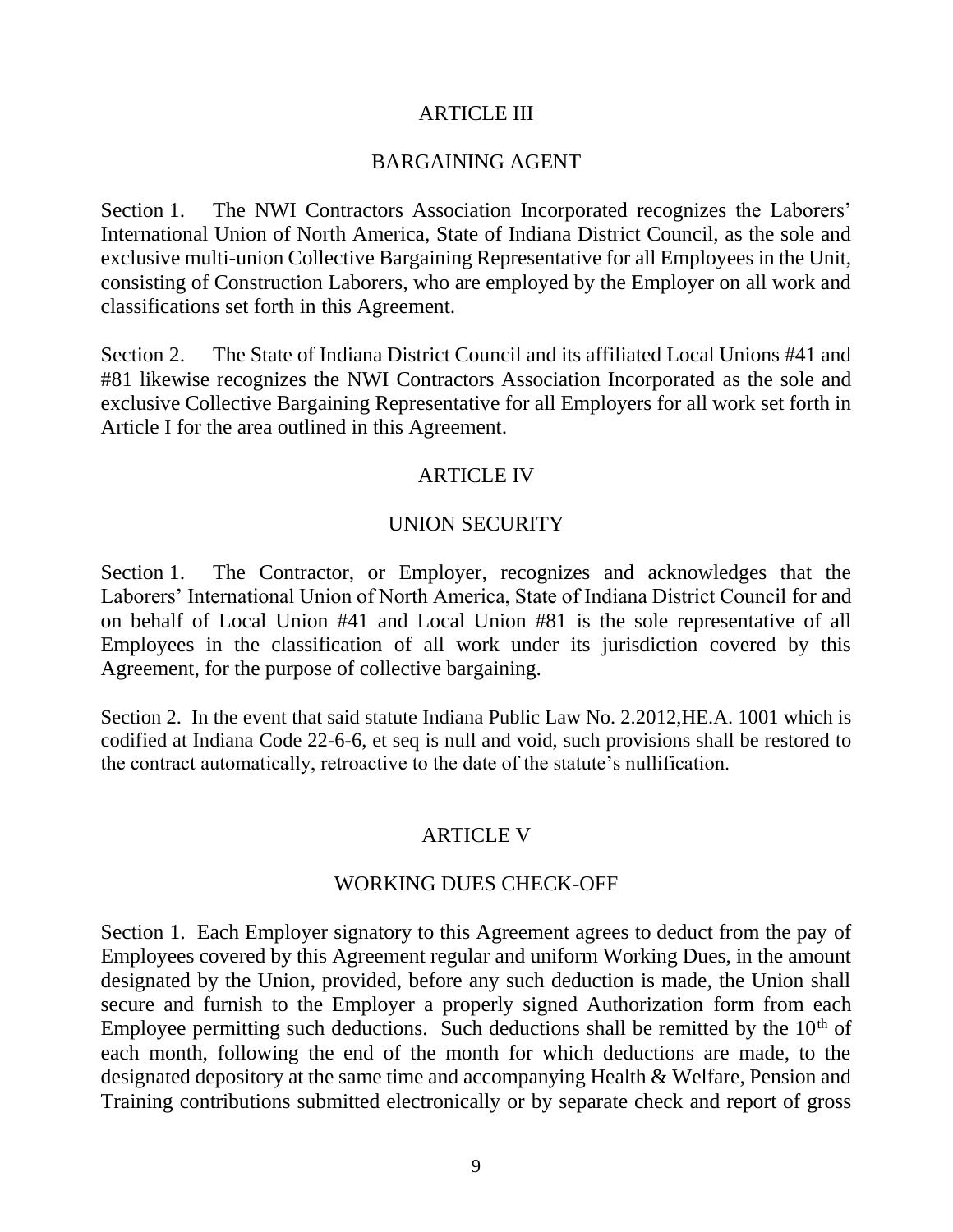## ARTICLE III

## BARGAINING AGENT

Section 1. The NWI Contractors Association Incorporated recognizes the Laborers' International Union of North America, State of Indiana District Council, as the sole and exclusive multi-union Collective Bargaining Representative for all Employees in the Unit, consisting of Construction Laborers, who are employed by the Employer on all work and classifications set forth in this Agreement.

Section 2. The State of Indiana District Council and its affiliated Local Unions #41 and #81 likewise recognizes the NWI Contractors Association Incorporated as the sole and exclusive Collective Bargaining Representative for all Employers for all work set forth in Article I for the area outlined in this Agreement.

## ARTICLE IV

## UNION SECURITY

Section 1. The Contractor, or Employer, recognizes and acknowledges that the Laborers' International Union of North America, State of Indiana District Council for and on behalf of Local Union #41 and Local Union #81 is the sole representative of all Employees in the classification of all work under its jurisdiction covered by this Agreement, for the purpose of collective bargaining.

Section 2. In the event that said statute Indiana Public Law No. 2.2012,HE.A. 1001 which is codified at Indiana Code 22-6-6, et seq is null and void, such provisions shall be restored to the contract automatically, retroactive to the date of the statute's nullification.

## ARTICLE V

## WORKING DUES CHECK-OFF

Section 1. Each Employer signatory to this Agreement agrees to deduct from the pay of Employees covered by this Agreement regular and uniform Working Dues, in the amount designated by the Union, provided, before any such deduction is made, the Union shall secure and furnish to the Employer a properly signed Authorization form from each Employee permitting such deductions. Such deductions shall be remitted by the 10th of each month, following the end of the month for which deductions are made, to the designated depository at the same time and accompanying Health & Welfare, Pension and Training contributions submitted electronically or by separate check and report of gross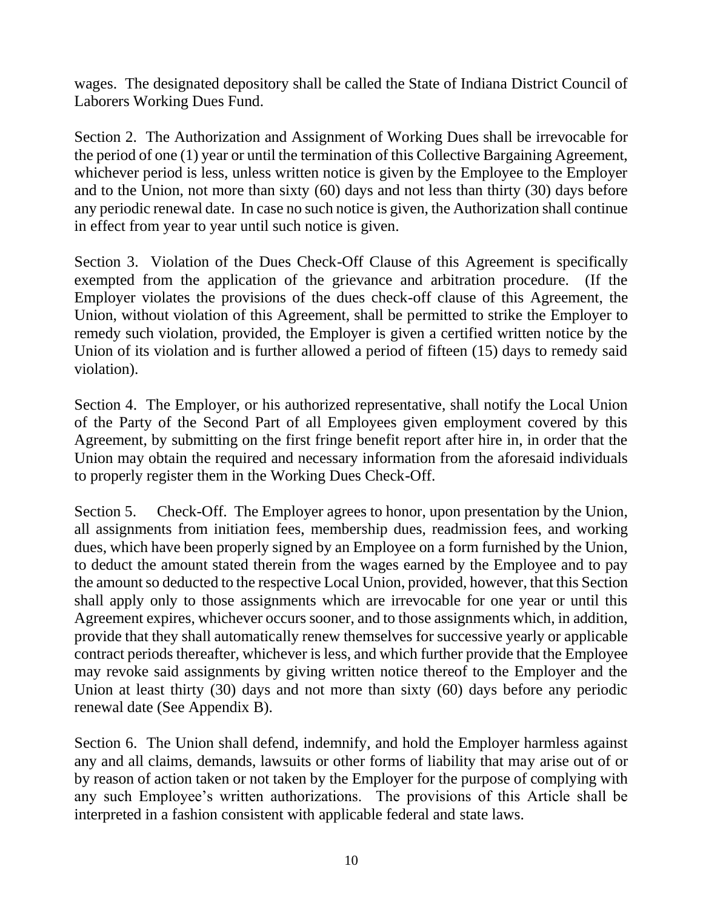wages. The designated depository shall be called the State of Indiana District Council of Laborers Working Dues Fund.

Section 2. The Authorization and Assignment of Working Dues shall be irrevocable for the period of one (1) year or until the termination of this Collective Bargaining Agreement, whichever period is less, unless written notice is given by the Employee to the Employer and to the Union, not more than sixty (60) days and not less than thirty (30) days before any periodic renewal date. In case no such notice is given, the Authorization shall continue in effect from year to year until such notice is given.

Section 3. Violation of the Dues Check-Off Clause of this Agreement is specifically exempted from the application of the grievance and arbitration procedure. (If the Employer violates the provisions of the dues check-off clause of this Agreement, the Union, without violation of this Agreement, shall be permitted to strike the Employer to remedy such violation, provided, the Employer is given a certified written notice by the Union of its violation and is further allowed a period of fifteen (15) days to remedy said violation).

Section 4. The Employer, or his authorized representative, shall notify the Local Union of the Party of the Second Part of all Employees given employment covered by this Agreement, by submitting on the first fringe benefit report after hire in, in order that the Union may obtain the required and necessary information from the aforesaid individuals to properly register them in the Working Dues Check-Off.

Section 5. Check-Off. The Employer agrees to honor, upon presentation by the Union, all assignments from initiation fees, membership dues, readmission fees, and working dues, which have been properly signed by an Employee on a form furnished by the Union, to deduct the amount stated therein from the wages earned by the Employee and to pay the amount so deducted to the respective Local Union, provided, however, that this Section shall apply only to those assignments which are irrevocable for one year or until this Agreement expires, whichever occurs sooner, and to those assignments which, in addition, provide that they shall automatically renew themselves for successive yearly or applicable contract periods thereafter, whichever is less, and which further provide that the Employee may revoke said assignments by giving written notice thereof to the Employer and the Union at least thirty (30) days and not more than sixty (60) days before any periodic renewal date (See Appendix B).

Section 6. The Union shall defend, indemnify, and hold the Employer harmless against any and all claims, demands, lawsuits or other forms of liability that may arise out of or by reason of action taken or not taken by the Employer for the purpose of complying with any such Employee's written authorizations. The provisions of this Article shall be interpreted in a fashion consistent with applicable federal and state laws.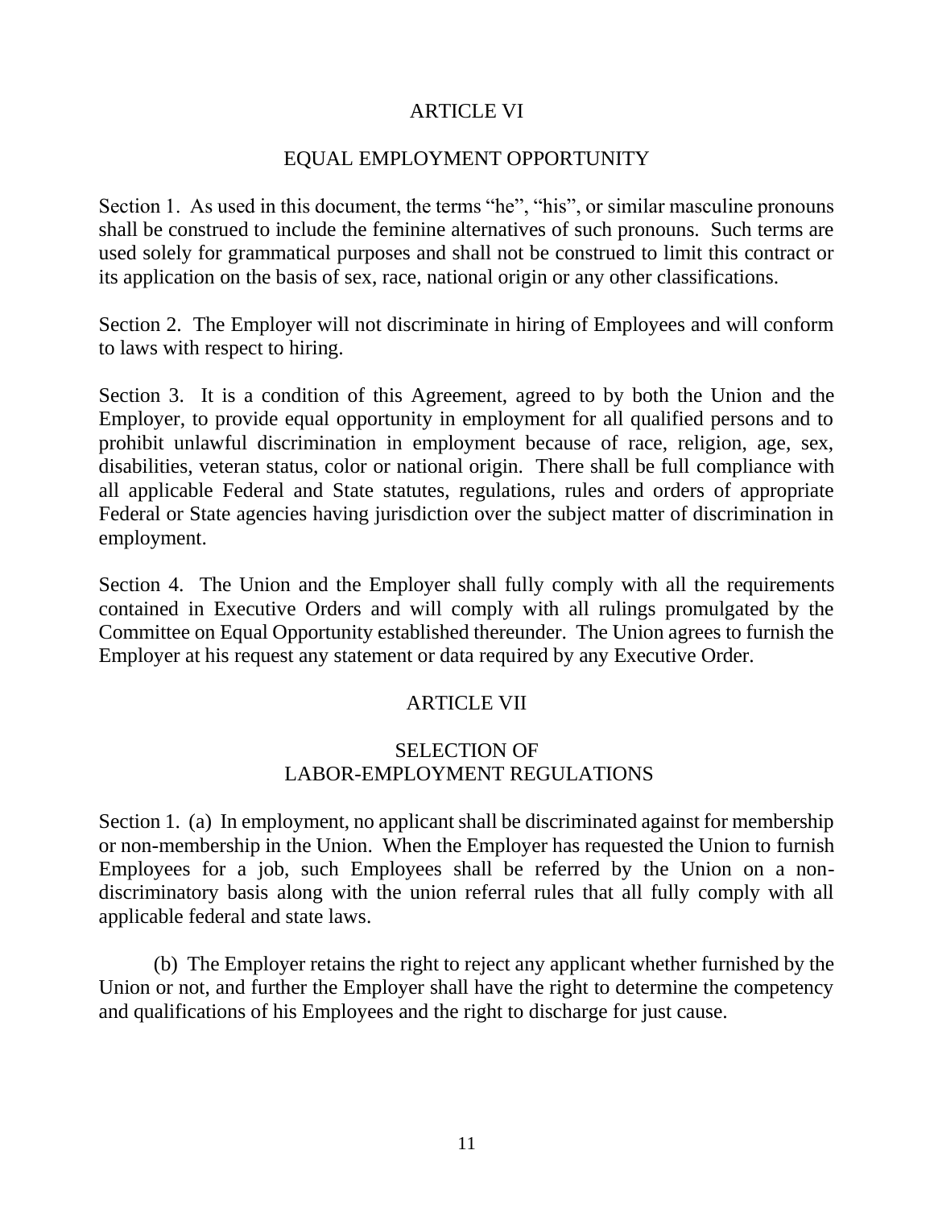## ARTICLE VI

## EQUAL EMPLOYMENT OPPORTUNITY

Section 1. As used in this document, the terms "he", "his", or similar masculine pronouns shall be construed to include the feminine alternatives of such pronouns. Such terms are used solely for grammatical purposes and shall not be construed to limit this contract or its application on the basis of sex, race, national origin or any other classifications.

Section 2. The Employer will not discriminate in hiring of Employees and will conform to laws with respect to hiring.

Section 3. It is a condition of this Agreement, agreed to by both the Union and the Employer, to provide equal opportunity in employment for all qualified persons and to prohibit unlawful discrimination in employment because of race, religion, age, sex, disabilities, veteran status, color or national origin. There shall be full compliance with all applicable Federal and State statutes, regulations, rules and orders of appropriate Federal or State agencies having jurisdiction over the subject matter of discrimination in employment.

Section 4. The Union and the Employer shall fully comply with all the requirements contained in Executive Orders and will comply with all rulings promulgated by the Committee on Equal Opportunity established thereunder. The Union agrees to furnish the Employer at his request any statement or data required by any Executive Order.

## ARTICLE VII

## SELECTION OF LABOR-EMPLOYMENT REGULATIONS

Section 1. (a) In employment, no applicant shall be discriminated against for membership or non-membership in the Union. When the Employer has requested the Union to furnish Employees for a job, such Employees shall be referred by the Union on a non-discriminatory basis along with the union referral rules that all fully comply with all applicable federal and state laws.

(b) The Employer retains the right to reject any applicant whether furnished by the Union or not, and further the Employer shall have the right to determine the competency and qualifications of his Employees and the right to discharge for just cause.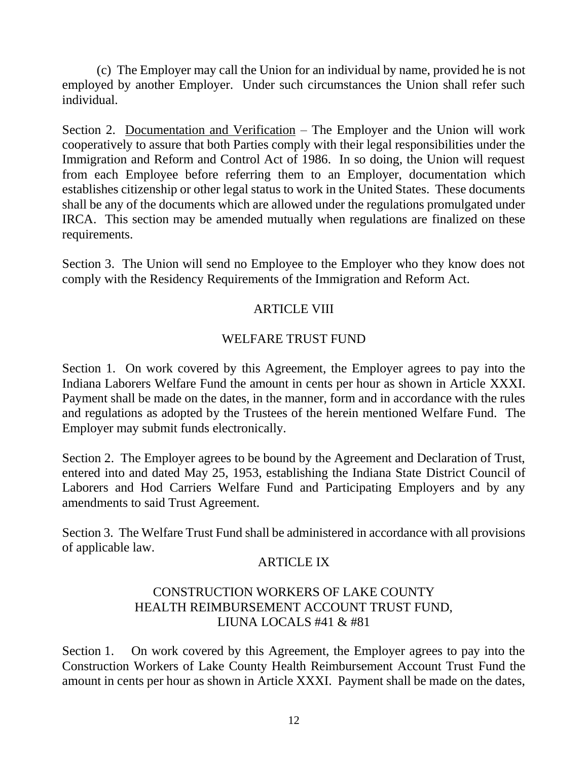(c) The Employer may call the Union for an individual by name, provided he is not employed by another Employer. Under such circumstances the Union shall refer such individual.

Section 2. <u>Documentation and Verification</u> – The Employer and the Union will work cooperatively to assure that both Parties comply with their legal responsibilities under the Immigration and Reform and Control Act of 1986. In so doing, the Union will request from each Employee before referring them to an Employer, documentation which establishes citizenship or other legal status to work in the United States. These documents shall be any of the documents which are allowed under the regulations promulgated under IRCA. This section may be amended mutually when regulations are finalized on these requirements.

Section 3. The Union will send no Employee to the Employer who they know does not comply with the Residency Requirements of the Immigration and Reform Act.

## ARTICLE VIII

## WELFARE TRUST FUND

Section 1. On work covered by this Agreement, the Employer agrees to pay into the Indiana Laborers Welfare Fund the amount in cents per hour as shown in Article XXXI. Payment shall be made on the dates, in the manner, form and in accordance with the rules and regulations as adopted by the Trustees of the herein mentioned Welfare Fund. The Employer may submit funds electronically.

Section 2. The Employer agrees to be bound by the Agreement and Declaration of Trust, entered into and dated May 25, 1953, establishing the Indiana State District Council of Laborers and Hod Carriers Welfare Fund and Participating Employers and by any amendments to said Trust Agreement.

Section 3. The Welfare Trust Fund shall be administered in accordance with all provisions of applicable law.

## ARTICLE IX

## CONSTRUCTION WORKERS OF LAKE COUNTY HEALTH REIMBURSEMENT ACCOUNT TRUST FUND, LIUNA LOCALS #41 & #81

Section 1. On work covered by this Agreement, the Employer agrees to pay into the Construction Workers of Lake County Health Reimbursement Account Trust Fund the amount in cents per hour as shown in Article XXXI. Payment shall be made on the dates,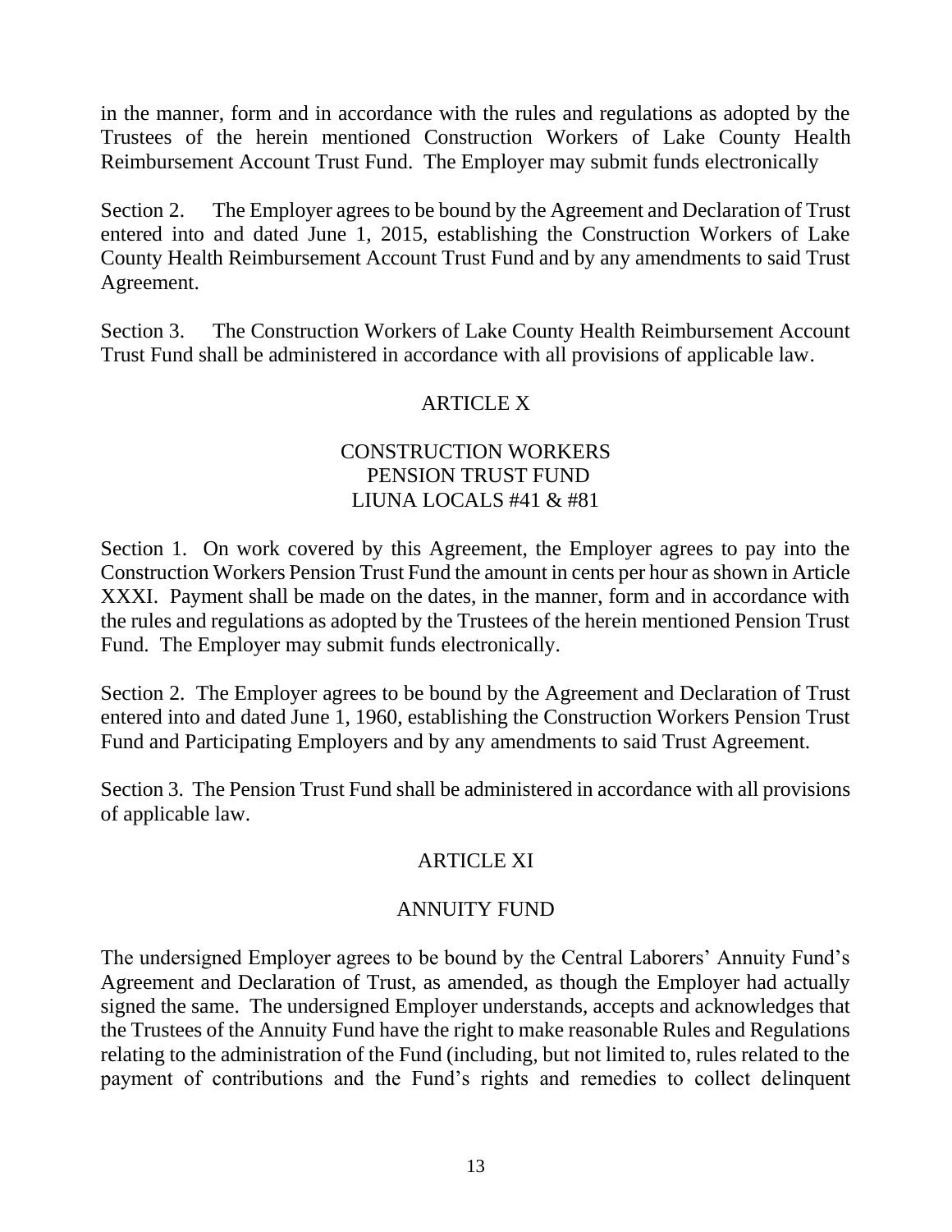in the manner, form and in accordance with the rules and regulations as adopted by the Trustees of the herein mentioned Construction Workers of Lake County Health Reimbursement Account Trust Fund. The Employer may submit funds electronically

Section 2. The Employer agrees to be bound by the Agreement and Declaration of Trust entered into and dated June 1, 2015, establishing the Construction Workers of Lake County Health Reimbursement Account Trust Fund and by any amendments to said Trust Agreement.

Section 3. The Construction Workers of Lake County Health Reimbursement Account Trust Fund shall be administered in accordance with all provisions of applicable law.

## ARTICLE X

## CONSTRUCTION WORKERS PENSION TRUST FUND LIUNA LOCALS #41 & #81

Section 1. On work covered by this Agreement, the Employer agrees to pay into the Construction Workers Pension Trust Fund the amount in cents per hour as shown in Article XXXI. Payment shall be made on the dates, in the manner, form and in accordance with the rules and regulations as adopted by the Trustees of the herein mentioned Pension Trust Fund. The Employer may submit funds electronically.

Section 2. The Employer agrees to be bound by the Agreement and Declaration of Trust entered into and dated June 1, 1960, establishing the Construction Workers Pension Trust Fund and Participating Employers and by any amendments to said Trust Agreement.

Section 3. The Pension Trust Fund shall be administered in accordance with all provisions of applicable law.

## ARTICLE XI

## ANNUITY FUND

The undersigned Employer agrees to be bound by the Central Laborers' Annuity Fund's Agreement and Declaration of Trust, as amended, as though the Employer had actually signed the same. The undersigned Employer understands, accepts and acknowledges that the Trustees of the Annuity Fund have the right to make reasonable Rules and Regulations relating to the administration of the Fund (including, but not limited to, rules related to the payment of contributions and the Fund's rights and remedies to collect delinquent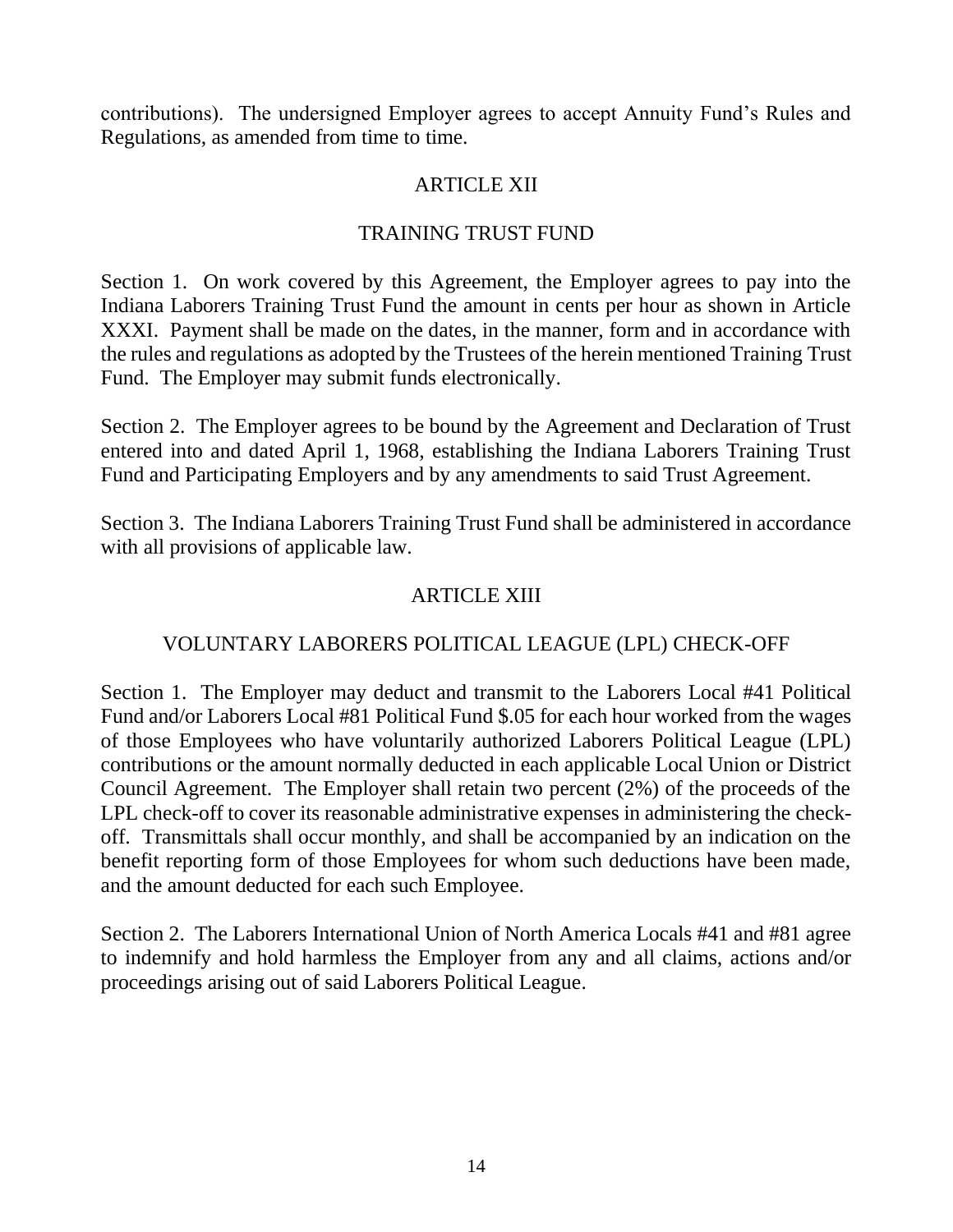contributions). The undersigned Employer agrees to accept Annuity Fund's Rules and Regulations, as amended from time to time.

## ARTICLE XII

## TRAINING TRUST FUND

Section 1. On work covered by this Agreement, the Employer agrees to pay into the Indiana Laborers Training Trust Fund the amount in cents per hour as shown in Article XXXI. Payment shall be made on the dates, in the manner, form and in accordance with the rules and regulations as adopted by the Trustees of the herein mentioned Training Trust Fund. The Employer may submit funds electronically.

Section 2. The Employer agrees to be bound by the Agreement and Declaration of Trust entered into and dated April 1, 1968, establishing the Indiana Laborers Training Trust Fund and Participating Employers and by any amendments to said Trust Agreement.

Section 3. The Indiana Laborers Training Trust Fund shall be administered in accordance with all provisions of applicable law.

## ARTICLE XIII

## VOLUNTARY LABORERS POLITICAL LEAGUE (LPL) CHECK-OFF

Section 1. The Employer may deduct and transmit to the Laborers Local #41 Political Fund and/or Laborers Local #81 Political Fund $.05 for each hour worked from the wages of those Employees who have voluntarily authorized Laborers Political League (LPL) contributions or the amount normally deducted in each applicable Local Union or District Council Agreement. The Employer shall retain two percent (2%) of the proceeds of the LPL check-off to cover its reasonable administrative expenses in administering the check-off. Transmittals shall occur monthly, and shall be accompanied by an indication on the benefit reporting form of those Employees for whom such deductions have been made, and the amount deducted for each such Employee.

Section 2. The Laborers International Union of North America Locals #41 and #81 agree to indemnify and hold harmless the Employer from any and all claims, actions and/or proceedings arising out of said Laborers Political League.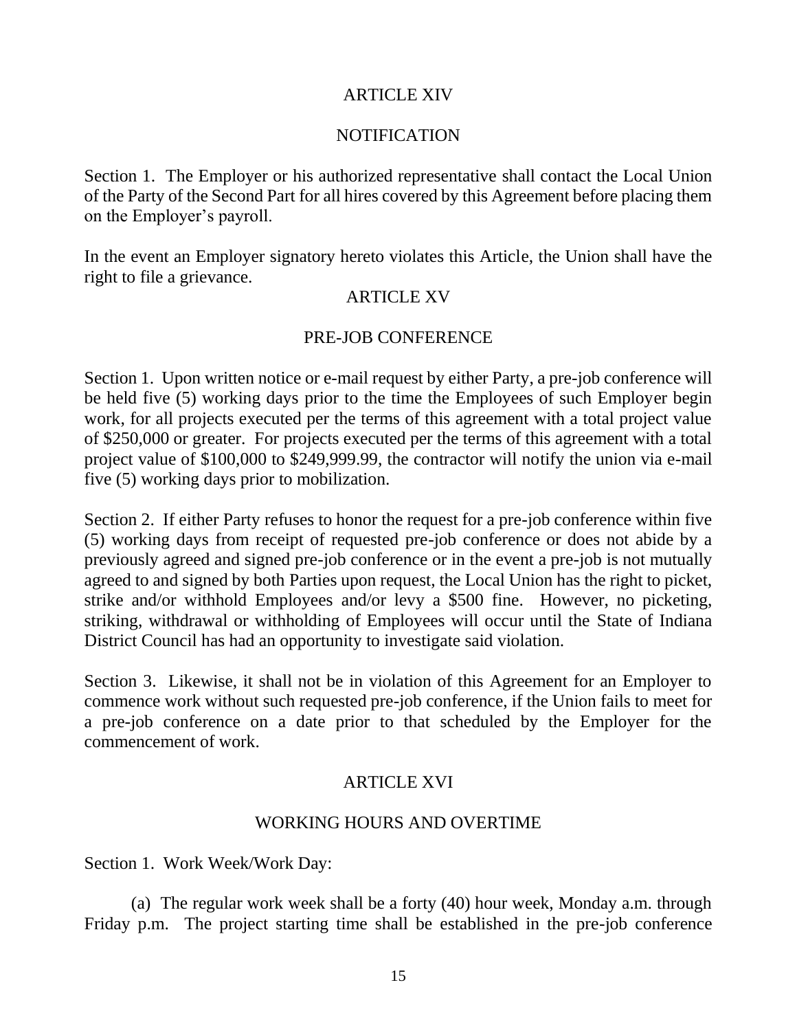## ARTICLE XIV

## NOTIFICATION

Section 1. The Employer or his authorized representative shall contact the Local Union of the Party of the Second Part for all hires covered by this Agreement before placing them on the Employer's payroll.

In the event an Employer signatory hereto violates this Article, the Union shall have the right to file a grievance.

## ARTICLE XV

## PRE-JOB CONFERENCE

Section 1. Upon written notice or e-mail request by either Party, a pre-job conference will be held five (5) working days prior to the time the Employees of such Employer begin work, for all projects executed per the terms of this agreement with a total project value of $250,000 or greater. For projects executed per the terms of this agreement with a total project value of $100,000 to $249,999.99, the contractor will notify the union via e-mail five (5) working days prior to mobilization.

Section 2. If either Party refuses to honor the request for a pre-job conference within five (5) working days from receipt of requested pre-job conference or does not abide by a previously agreed and signed pre-job conference or in the event a pre-job is not mutually agreed to and signed by both Parties upon request, the Local Union has the right to picket, strike and/or withhold Employees and/or levy a $500 fine. However, no picketing, striking, withdrawal or withholding of Employees will occur until the State of Indiana District Council has had an opportunity to investigate said violation.

Section 3. Likewise, it shall not be in violation of this Agreement for an Employer to commence work without such requested pre-job conference, if the Union fails to meet for a pre-job conference on a date prior to that scheduled by the Employer for the commencement of work.

## ARTICLE XVI

## WORKING HOURS AND OVERTIME

Section 1. Work Week/Work Day:

(a) The regular work week shall be a forty (40) hour week, Monday a.m. through Friday p.m. The project starting time shall be established in the pre-job conference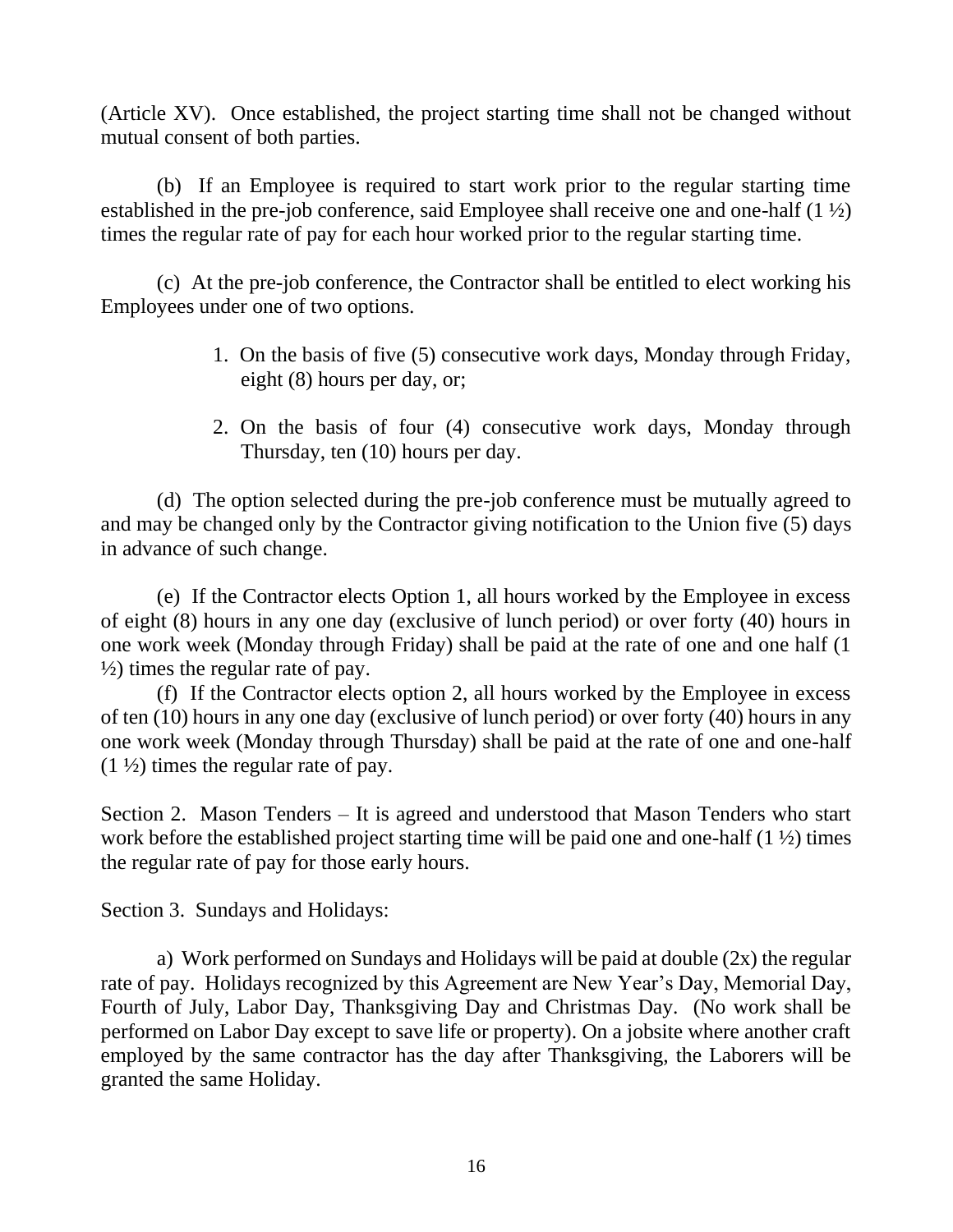(Article XV). Once established, the project starting time shall not be changed without mutual consent of both parties.

(b) If an Employee is required to start work prior to the regular starting time established in the pre-job conference, said Employee shall receive one and one-half (1 ½) times the regular rate of pay for each hour worked prior to the regular starting time.

(c) At the pre-job conference, the Contractor shall be entitled to elect working his Employees under one of two options.

1. On the basis of five (5) consecutive work days, Monday through Friday, eight (8) hours per day, or;

2. On the basis of four (4) consecutive work days, Monday through Thursday, ten (10) hours per day.

(d) The option selected during the pre-job conference must be mutually agreed to and may be changed only by the Contractor giving notification to the Union five (5) days in advance of such change.

(e) If the Contractor elects Option 1, all hours worked by the Employee in excess of eight (8) hours in any one day (exclusive of lunch period) or over forty (40) hours in one work week (Monday through Friday) shall be paid at the rate of one and one half (1 ½) times the regular rate of pay.

(f) If the Contractor elects option 2, all hours worked by the Employee in excess of ten (10) hours in any one day (exclusive of lunch period) or over forty (40) hours in any one work week (Monday through Thursday) shall be paid at the rate of one and one-half (1 ½) times the regular rate of pay.

Section 2. Mason Tenders – It is agreed and understood that Mason Tenders who start work before the established project starting time will be paid one and one-half (1 ½) times the regular rate of pay for those early hours.

Section 3. Sundays and Holidays:

a) Work performed on Sundays and Holidays will be paid at double (2x) the regular rate of pay. Holidays recognized by this Agreement are New Year's Day, Memorial Day, Fourth of July, Labor Day, Thanksgiving Day and Christmas Day. (No work shall be performed on Labor Day except to save life or property). On a jobsite where another craft employed by the same contractor has the day after Thanksgiving, the Laborers will be granted the same Holiday.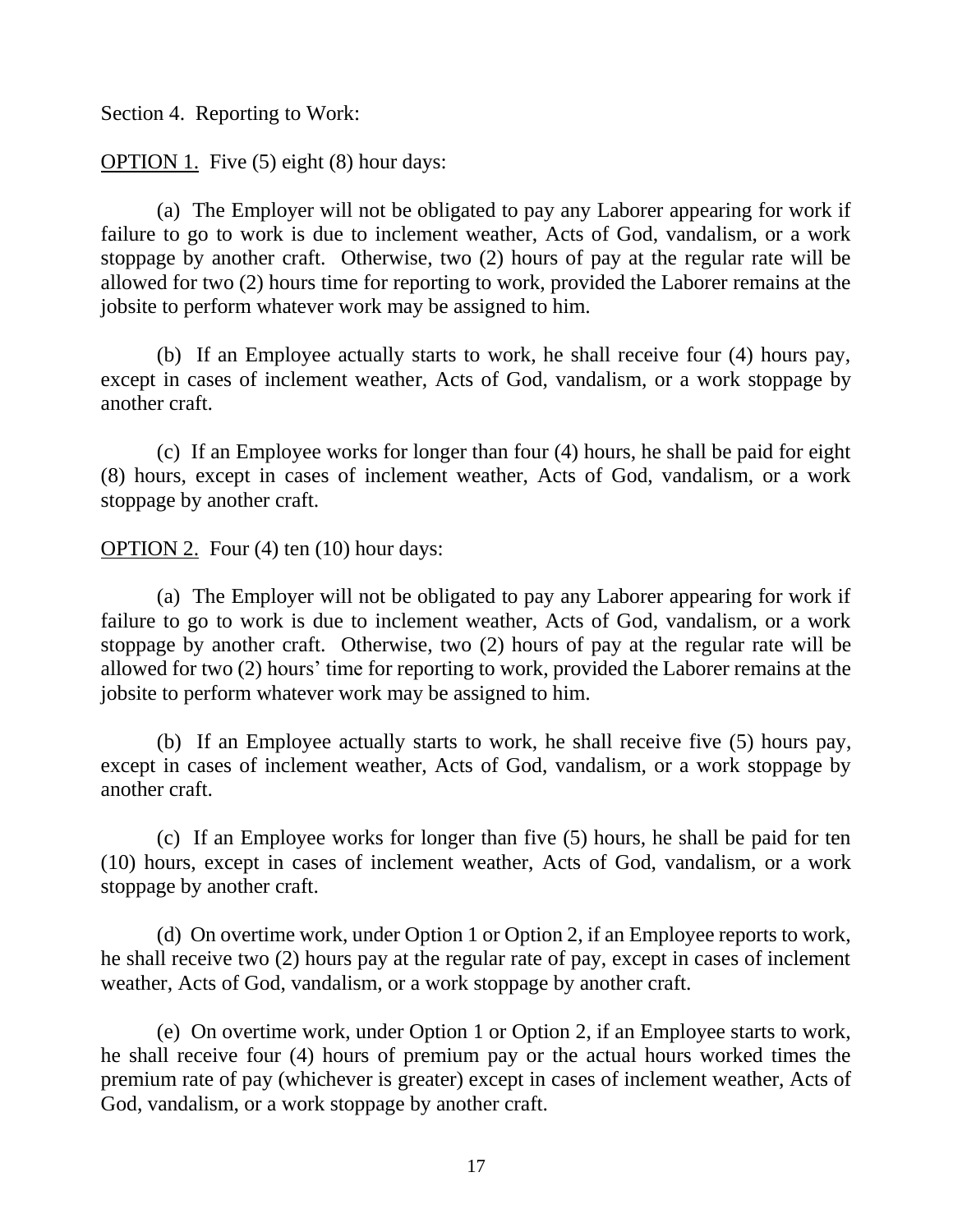Section 4. Reporting to Work:

<u>OPTION 1.</u> Five (5) eight (8) hour days:

(a) The Employer will not be obligated to pay any Laborer appearing for work if failure to go to work is due to inclement weather, Acts of God, vandalism, or a work stoppage by another craft. Otherwise, two (2) hours of pay at the regular rate will be allowed for two (2) hours time for reporting to work, provided the Laborer remains at the jobsite to perform whatever work may be assigned to him.

(b) If an Employee actually starts to work, he shall receive four (4) hours pay, except in cases of inclement weather, Acts of God, vandalism, or a work stoppage by another craft.

(c) If an Employee works for longer than four (4) hours, he shall be paid for eight (8) hours, except in cases of inclement weather, Acts of God, vandalism, or a work stoppage by another craft.

<u>OPTION 2.</u> Four (4) ten (10) hour days:

(a) The Employer will not be obligated to pay any Laborer appearing for work if failure to go to work is due to inclement weather, Acts of God, vandalism, or a work stoppage by another craft. Otherwise, two (2) hours of pay at the regular rate will be allowed for two (2) hours' time for reporting to work, provided the Laborer remains at the jobsite to perform whatever work may be assigned to him.

(b) If an Employee actually starts to work, he shall receive five (5) hours pay, except in cases of inclement weather, Acts of God, vandalism, or a work stoppage by another craft.

(c) If an Employee works for longer than five (5) hours, he shall be paid for ten (10) hours, except in cases of inclement weather, Acts of God, vandalism, or a work stoppage by another craft.

(d) On overtime work, under Option 1 or Option 2, if an Employee reports to work, he shall receive two (2) hours pay at the regular rate of pay, except in cases of inclement weather, Acts of God, vandalism, or a work stoppage by another craft.

(e) On overtime work, under Option 1 or Option 2, if an Employee starts to work, he shall receive four (4) hours of premium pay or the actual hours worked times the premium rate of pay (whichever is greater) except in cases of inclement weather, Acts of God, vandalism, or a work stoppage by another craft.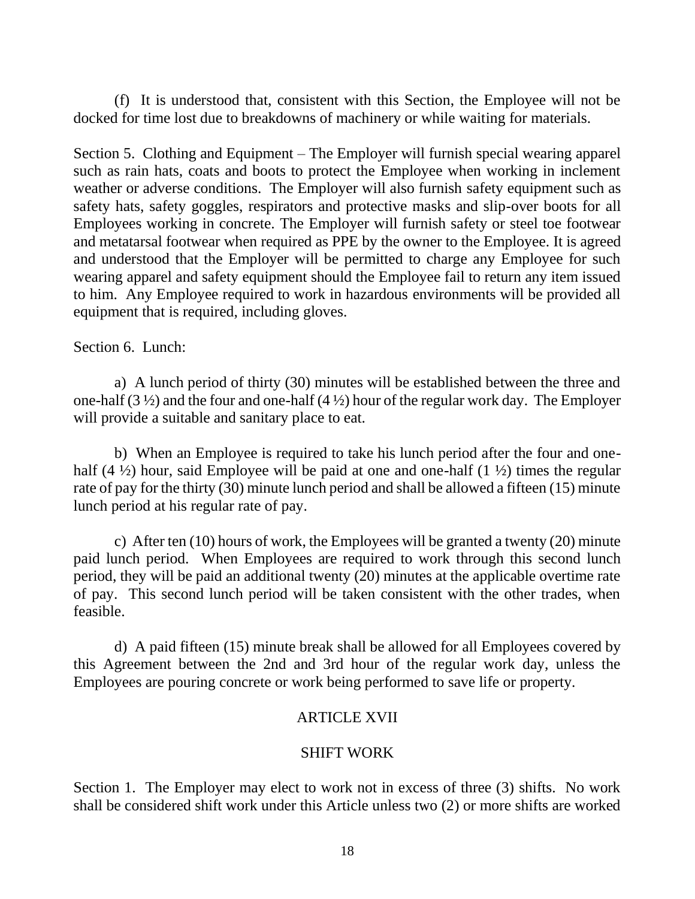(f) It is understood that, consistent with this Section, the Employee will not be docked for time lost due to breakdowns of machinery or while waiting for materials.

Section 5. Clothing and Equipment – The Employer will furnish special wearing apparel such as rain hats, coats and boots to protect the Employee when working in inclement weather or adverse conditions. The Employer will also furnish safety equipment such as safety hats, safety goggles, respirators and protective masks and slip-over boots for all Employees working in concrete. The Employer will furnish safety or steel toe footwear and metatarsal footwear when required as PPE by the owner to the Employee. It is agreed and understood that the Employer will be permitted to charge any Employee for such wearing apparel and safety equipment should the Employee fail to return any item issued to him. Any Employee required to work in hazardous environments will be provided all equipment that is required, including gloves.

Section 6. Lunch:

a) A lunch period of thirty (30) minutes will be established between the three and one-half (3 ½) and the four and one-half (4 ½) hour of the regular work day. The Employer will provide a suitable and sanitary place to eat.

b) When an Employee is required to take his lunch period after the four and one-half (4 ½) hour, said Employee will be paid at one and one-half (1 ½) times the regular rate of pay for the thirty (30) minute lunch period and shall be allowed a fifteen (15) minute lunch period at his regular rate of pay.

c) After ten (10) hours of work, the Employees will be granted a twenty (20) minute paid lunch period. When Employees are required to work through this second lunch period, they will be paid an additional twenty (20) minutes at the applicable overtime rate of pay. This second lunch period will be taken consistent with the other trades, when feasible.

d) A paid fifteen (15) minute break shall be allowed for all Employees covered by this Agreement between the 2nd and 3rd hour of the regular work day, unless the Employees are pouring concrete or work being performed to save life or property.

## ARTICLE XVII

## SHIFT WORK

Section 1. The Employer may elect to work not in excess of three (3) shifts. No work shall be considered shift work under this Article unless two (2) or more shifts are worked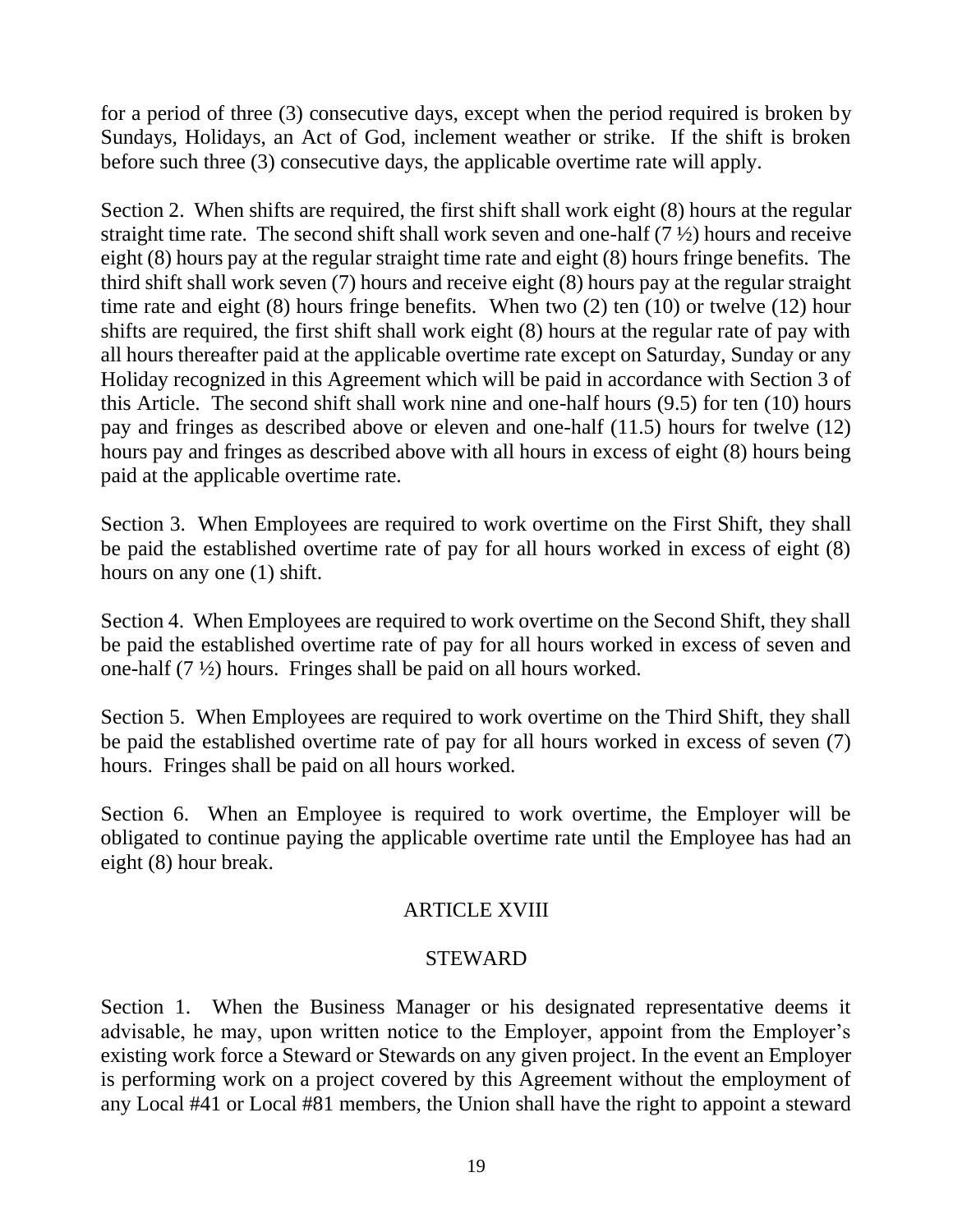for a period of three (3) consecutive days, except when the period required is broken by Sundays, Holidays, an Act of God, inclement weather or strike. If the shift is broken before such three (3) consecutive days, the applicable overtime rate will apply.

Section 2. When shifts are required, the first shift shall work eight (8) hours at the regular straight time rate. The second shift shall work seven and one-half (7 ½) hours and receive eight (8) hours pay at the regular straight time rate and eight (8) hours fringe benefits. The third shift shall work seven (7) hours and receive eight (8) hours pay at the regular straight time rate and eight (8) hours fringe benefits. When two (2) ten (10) or twelve (12) hour shifts are required, the first shift shall work eight (8) hours at the regular rate of pay with all hours thereafter paid at the applicable overtime rate except on Saturday, Sunday or any Holiday recognized in this Agreement which will be paid in accordance with Section 3 of this Article. The second shift shall work nine and one-half hours (9.5) for ten (10) hours pay and fringes as described above or eleven and one-half (11.5) hours for twelve (12) hours pay and fringes as described above with all hours in excess of eight (8) hours being paid at the applicable overtime rate.

Section 3. When Employees are required to work overtime on the First Shift, they shall be paid the established overtime rate of pay for all hours worked in excess of eight (8) hours on any one (1) shift.

Section 4. When Employees are required to work overtime on the Second Shift, they shall be paid the established overtime rate of pay for all hours worked in excess of seven and one-half (7 ½) hours. Fringes shall be paid on all hours worked.

Section 5. When Employees are required to work overtime on the Third Shift, they shall be paid the established overtime rate of pay for all hours worked in excess of seven (7) hours. Fringes shall be paid on all hours worked.

Section 6. When an Employee is required to work overtime, the Employer will be obligated to continue paying the applicable overtime rate until the Employee has had an eight (8) hour break.

## ARTICLE XVIII

## STEWARD

Section 1. When the Business Manager or his designated representative deems it advisable, he may, upon written notice to the Employer, appoint from the Employer's existing work force a Steward or Stewards on any given project. In the event an Employer is performing work on a project covered by this Agreement without the employment of any Local #41 or Local #81 members, the Union shall have the right to appoint a steward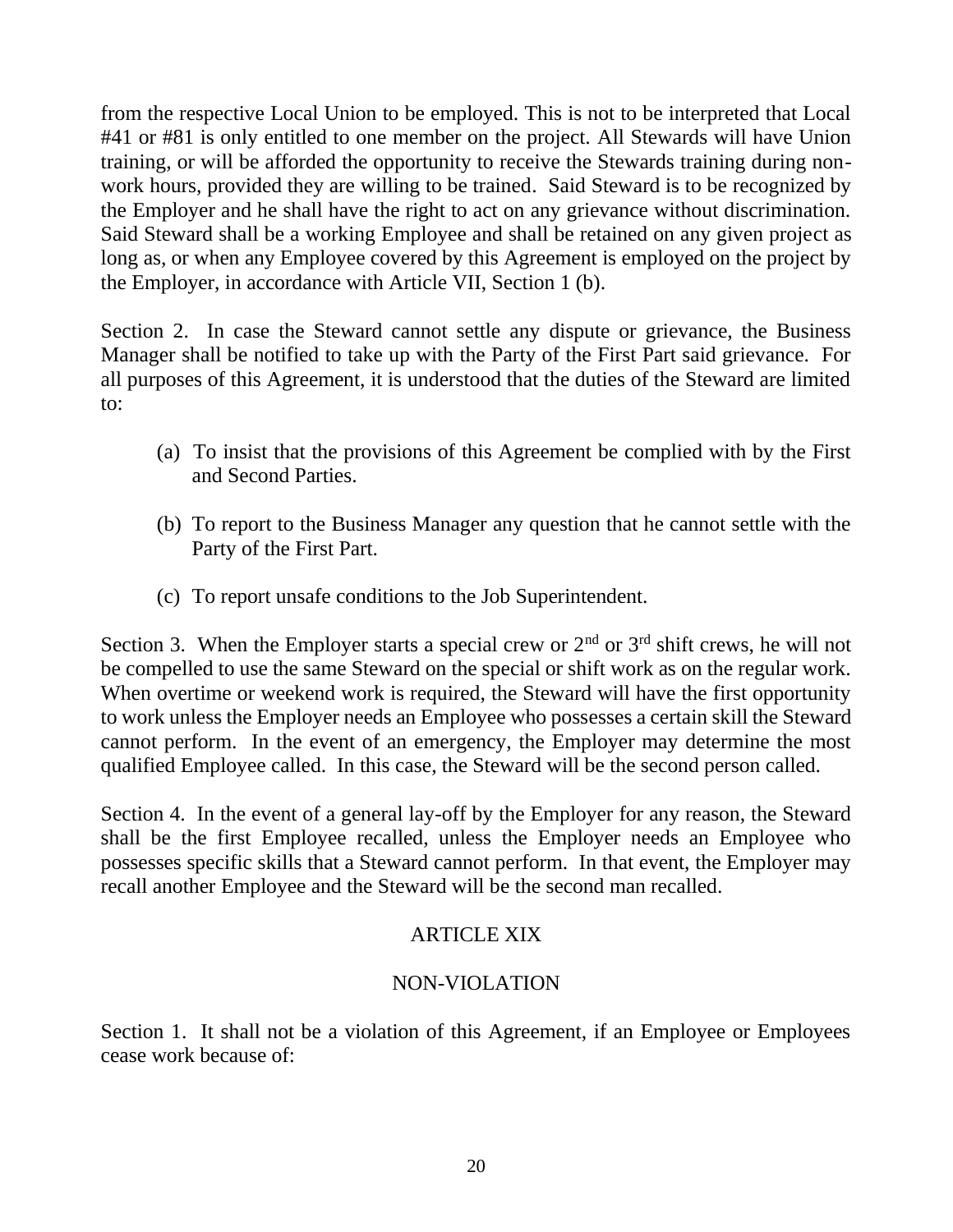from the respective Local Union to be employed. This is not to be interpreted that Local #41 or #81 is only entitled to one member on the project. All Stewards will have Union training, or will be afforded the opportunity to receive the Stewards training during non-work hours, provided they are willing to be trained. Said Steward is to be recognized by the Employer and he shall have the right to act on any grievance without discrimination. Said Steward shall be a working Employee and shall be retained on any given project as long as, or when any Employee covered by this Agreement is employed on the project by the Employer, in accordance with Article VII, Section 1 (b).

Section 2. In case the Steward cannot settle any dispute or grievance, the Business Manager shall be notified to take up with the Party of the First Part said grievance. For all purposes of this Agreement, it is understood that the duties of the Steward are limited to:

(a) To insist that the provisions of this Agreement be complied with by the First and Second Parties.

(b) To report to the Business Manager any question that he cannot settle with the Party of the First Part.

(c) To report unsafe conditions to the Job Superintendent.

Section 3. When the Employer starts a special crew or 2nd or 3rd shift crews, he will not be compelled to use the same Steward on the special or shift work as on the regular work. When overtime or weekend work is required, the Steward will have the first opportunity to work unless the Employer needs an Employee who possesses a certain skill the Steward cannot perform. In the event of an emergency, the Employer may determine the most qualified Employee called. In this case, the Steward will be the second person called.

Section 4. In the event of a general lay-off by the Employer for any reason, the Steward shall be the first Employee recalled, unless the Employer needs an Employee who possesses specific skills that a Steward cannot perform. In that event, the Employer may recall another Employee and the Steward will be the second man recalled.

## ARTICLE XIX

## NON-VIOLATION

Section 1. It shall not be a violation of this Agreement, if an Employee or Employees cease work because of: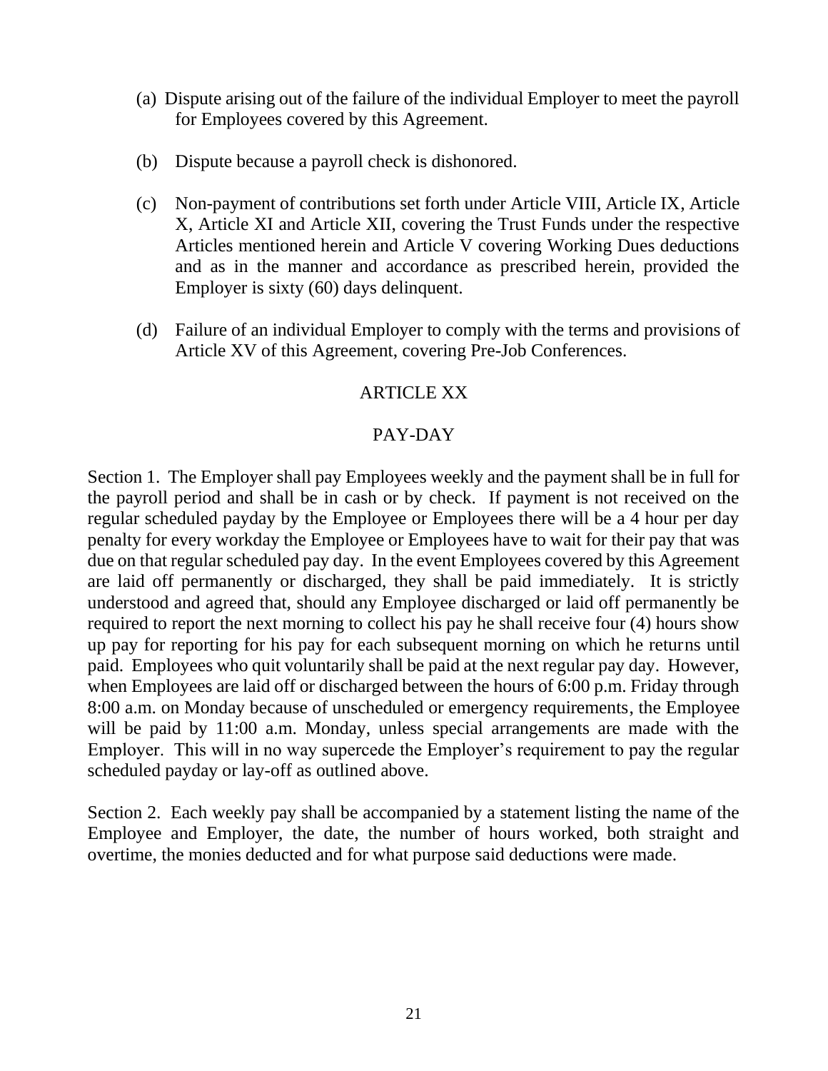(a) Dispute arising out of the failure of the individual Employer to meet the payroll for Employees covered by this Agreement.

(b) Dispute because a payroll check is dishonored.

(c) Non-payment of contributions set forth under Article VIII, Article IX, Article X, Article XI and Article XII, covering the Trust Funds under the respective Articles mentioned herein and Article V covering Working Dues deductions and as in the manner and accordance as prescribed herein, provided the Employer is sixty (60) days delinquent.

(d) Failure of an individual Employer to comply with the terms and provisions of Article XV of this Agreement, covering Pre-Job Conferences.

## ARTICLE XX

## PAY-DAY

Section 1. The Employer shall pay Employees weekly and the payment shall be in full for the payroll period and shall be in cash or by check. If payment is not received on the regular scheduled payday by the Employee or Employees there will be a 4 hour per day penalty for every workday the Employee or Employees have to wait for their pay that was due on that regular scheduled pay day. In the event Employees covered by this Agreement are laid off permanently or discharged, they shall be paid immediately. It is strictly understood and agreed that, should any Employee discharged or laid off permanently be required to report the next morning to collect his pay he shall receive four (4) hours show up pay for reporting for his pay for each subsequent morning on which he returns until paid. Employees who quit voluntarily shall be paid at the next regular pay day. However, when Employees are laid off or discharged between the hours of 6:00 p.m. Friday through 8:00 a.m. on Monday because of unscheduled or emergency requirements, the Employee will be paid by 11:00 a.m. Monday, unless special arrangements are made with the Employer. This will in no way supercede the Employer's requirement to pay the regular scheduled payday or lay-off as outlined above.

Section 2. Each weekly pay shall be accompanied by a statement listing the name of the Employee and Employer, the date, the number of hours worked, both straight and overtime, the monies deducted and for what purpose said deductions were made.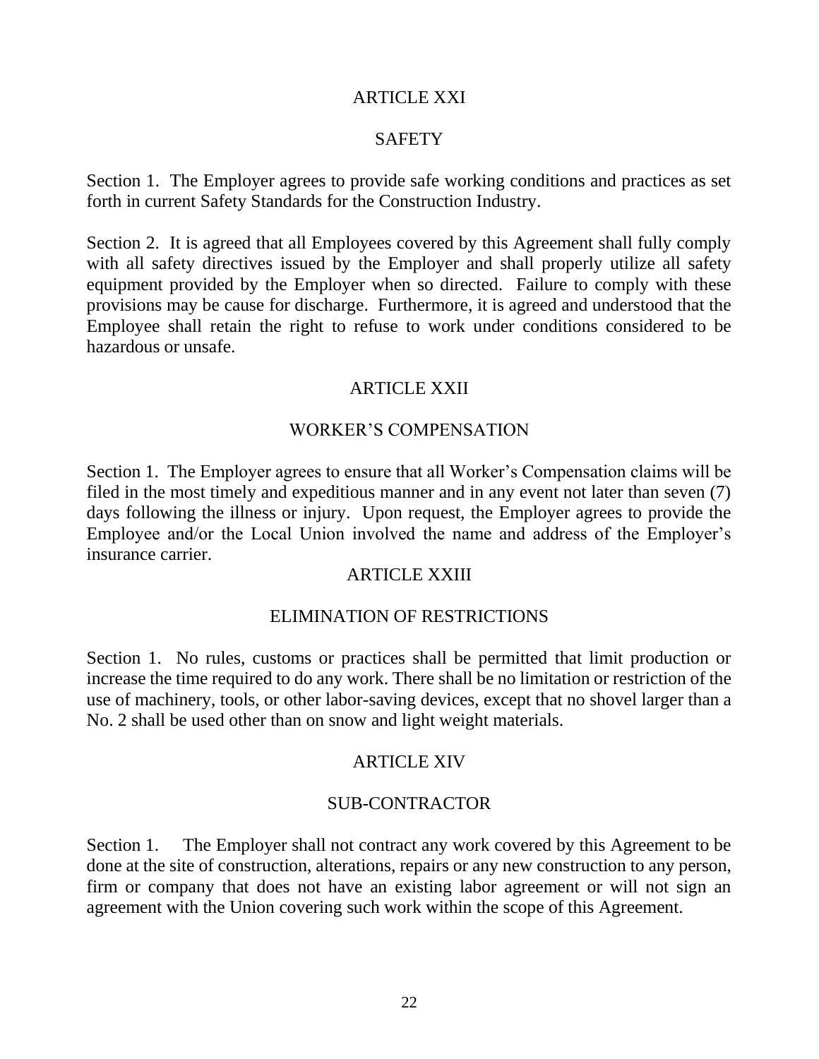## ARTICLE XXI

## SAFETY

Section 1. The Employer agrees to provide safe working conditions and practices as set forth in current Safety Standards for the Construction Industry.

Section 2. It is agreed that all Employees covered by this Agreement shall fully comply with all safety directives issued by the Employer and shall properly utilize all safety equipment provided by the Employer when so directed. Failure to comply with these provisions may be cause for discharge. Furthermore, it is agreed and understood that the Employee shall retain the right to refuse to work under conditions considered to be hazardous or unsafe.

## ARTICLE XXII

## WORKER'S COMPENSATION

Section 1. The Employer agrees to ensure that all Worker's Compensation claims will be filed in the most timely and expeditious manner and in any event not later than seven (7) days following the illness or injury. Upon request, the Employer agrees to provide the Employee and/or the Local Union involved the name and address of the Employer's insurance carrier.

## ARTICLE XXIII

## ELIMINATION OF RESTRICTIONS

Section 1. No rules, customs or practices shall be permitted that limit production or increase the time required to do any work. There shall be no limitation or restriction of the use of machinery, tools, or other labor-saving devices, except that no shovel larger than a No. 2 shall be used other than on snow and light weight materials.

## ARTICLE XIV

## SUB-CONTRACTOR

Section 1. The Employer shall not contract any work covered by this Agreement to be done at the site of construction, alterations, repairs or any new construction to any person, firm or company that does not have an existing labor agreement or will not sign an agreement with the Union covering such work within the scope of this Agreement.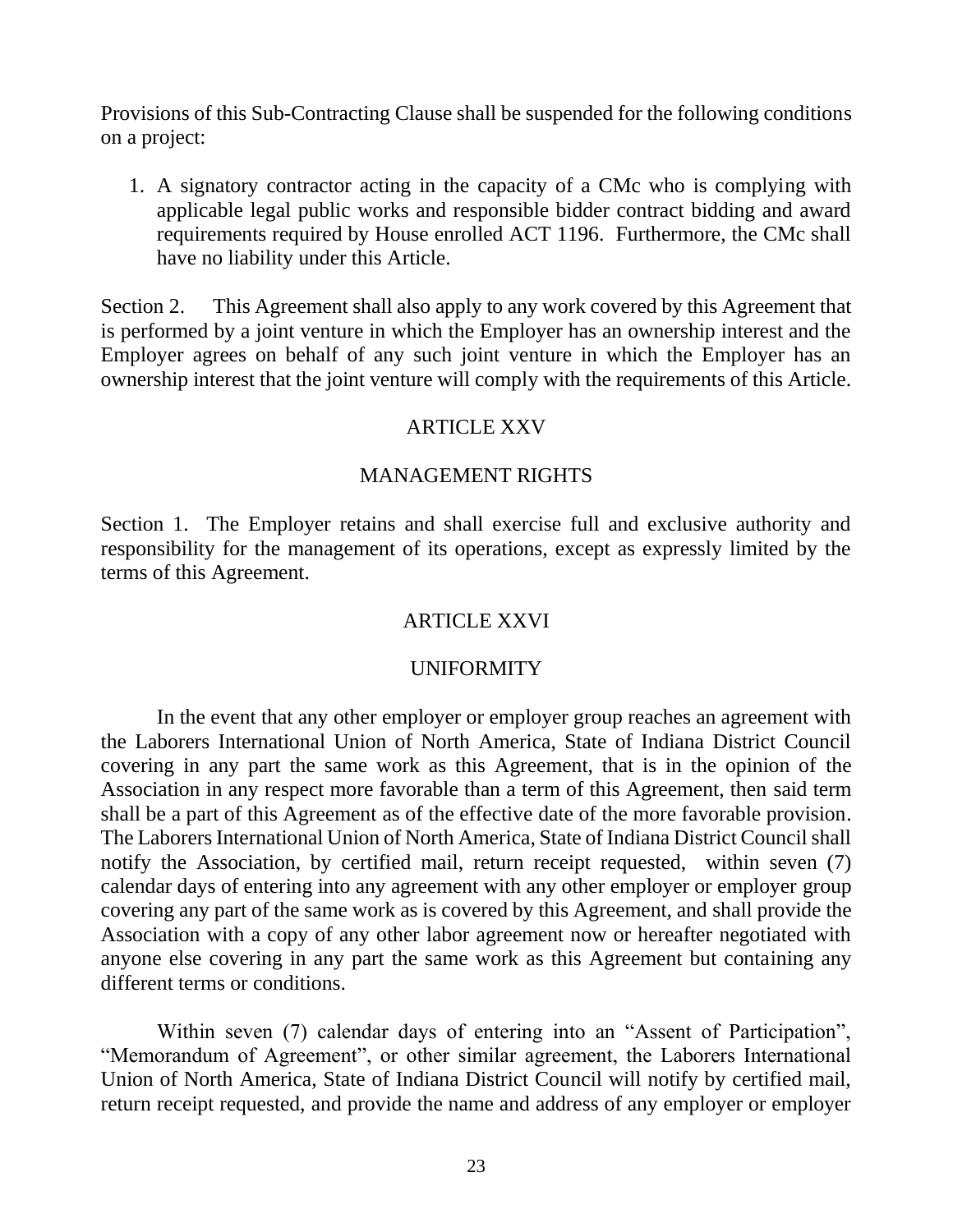Provisions of this Sub-Contracting Clause shall be suspended for the following conditions on a project:

1. A signatory contractor acting in the capacity of a CMc who is complying with applicable legal public works and responsible bidder contract bidding and award requirements required by House enrolled ACT 1196. Furthermore, the CMc shall have no liability under this Article.

Section 2. This Agreement shall also apply to any work covered by this Agreement that is performed by a joint venture in which the Employer has an ownership interest and the Employer agrees on behalf of any such joint venture in which the Employer has an ownership interest that the joint venture will comply with the requirements of this Article.

## ARTICLE XXV

## MANAGEMENT RIGHTS

Section 1. The Employer retains and shall exercise full and exclusive authority and responsibility for the management of its operations, except as expressly limited by the terms of this Agreement.

## ARTICLE XXVI

## UNIFORMITY

In the event that any other employer or employer group reaches an agreement with the Laborers International Union of North America, State of Indiana District Council covering in any part the same work as this Agreement, that is in the opinion of the Association in any respect more favorable than a term of this Agreement, then said term shall be a part of this Agreement as of the effective date of the more favorable provision. The Laborers International Union of North America, State of Indiana District Council shall notify the Association, by certified mail, return receipt requested, within seven (7) calendar days of entering into any agreement with any other employer or employer group covering any part of the same work as is covered by this Agreement, and shall provide the Association with a copy of any other labor agreement now or hereafter negotiated with anyone else covering in any part the same work as this Agreement but containing any different terms or conditions.

Within seven (7) calendar days of entering into an "Assent of Participation", "Memorandum of Agreement", or other similar agreement, the Laborers International Union of North America, State of Indiana District Council will notify by certified mail, return receipt requested, and provide the name and address of any employer or employer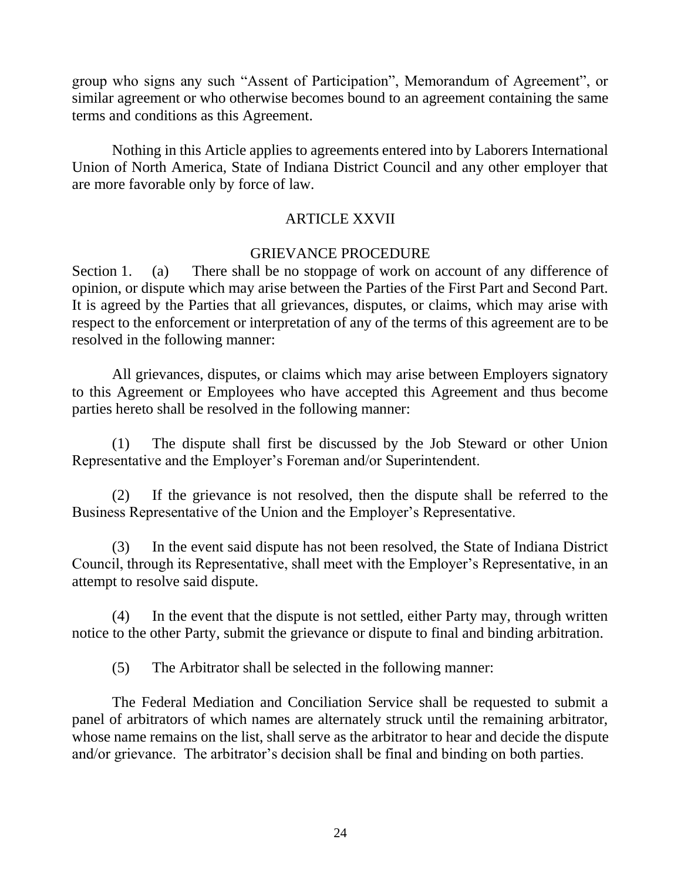group who signs any such "Assent of Participation", Memorandum of Agreement", or similar agreement or who otherwise becomes bound to an agreement containing the same terms and conditions as this Agreement.

Nothing in this Article applies to agreements entered into by Laborers International Union of North America, State of Indiana District Council and any other employer that are more favorable only by force of law.

## ARTICLE XXVII

## GRIEVANCE PROCEDURE

Section 1. (a) There shall be no stoppage of work on account of any difference of opinion, or dispute which may arise between the Parties of the First Part and Second Part. It is agreed by the Parties that all grievances, disputes, or claims, which may arise with respect to the enforcement or interpretation of any of the terms of this agreement are to be resolved in the following manner:

All grievances, disputes, or claims which may arise between Employers signatory to this Agreement or Employees who have accepted this Agreement and thus become parties hereto shall be resolved in the following manner:

(1) The dispute shall first be discussed by the Job Steward or other Union Representative and the Employer's Foreman and/or Superintendent.

(2) If the grievance is not resolved, then the dispute shall be referred to the Business Representative of the Union and the Employer's Representative.

(3) In the event said dispute has not been resolved, the State of Indiana District Council, through its Representative, shall meet with the Employer's Representative, in an attempt to resolve said dispute.

(4) In the event that the dispute is not settled, either Party may, through written notice to the other Party, submit the grievance or dispute to final and binding arbitration.

(5) The Arbitrator shall be selected in the following manner:

The Federal Mediation and Conciliation Service shall be requested to submit a panel of arbitrators of which names are alternately struck until the remaining arbitrator, whose name remains on the list, shall serve as the arbitrator to hear and decide the dispute and/or grievance. The arbitrator's decision shall be final and binding on both parties.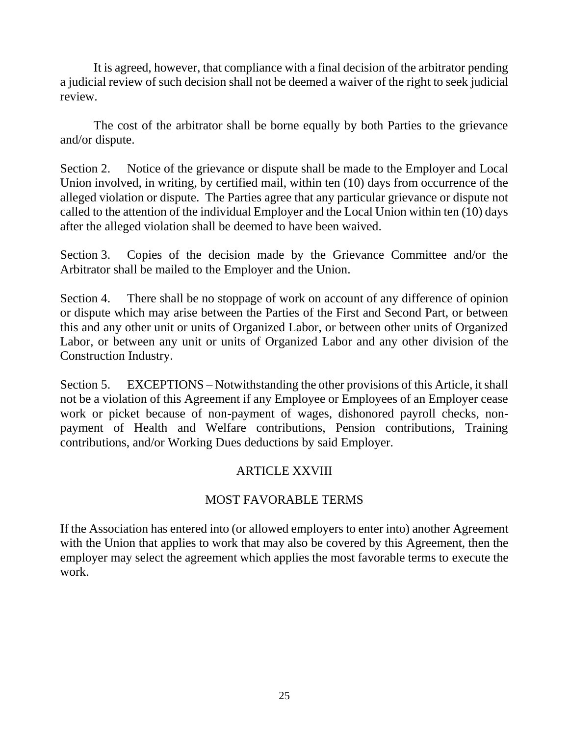It is agreed, however, that compliance with a final decision of the arbitrator pending a judicial review of such decision shall not be deemed a waiver of the right to seek judicial review.

The cost of the arbitrator shall be borne equally by both Parties to the grievance and/or dispute.

Section 2. Notice of the grievance or dispute shall be made to the Employer and Local Union involved, in writing, by certified mail, within ten (10) days from occurrence of the alleged violation or dispute. The Parties agree that any particular grievance or dispute not called to the attention of the individual Employer and the Local Union within ten (10) days after the alleged violation shall be deemed to have been waived.

Section 3. Copies of the decision made by the Grievance Committee and/or the Arbitrator shall be mailed to the Employer and the Union.

Section 4. There shall be no stoppage of work on account of any difference of opinion or dispute which may arise between the Parties of the First and Second Part, or between this and any other unit or units of Organized Labor, or between other units of Organized Labor, or between any unit or units of Organized Labor and any other division of the Construction Industry.

Section 5. EXCEPTIONS – Notwithstanding the other provisions of this Article, it shall not be a violation of this Agreement if any Employee or Employees of an Employer cease work or picket because of non-payment of wages, dishonored payroll checks, non-payment of Health and Welfare contributions, Pension contributions, Training contributions, and/or Working Dues deductions by said Employer.

## ARTICLE XXVIII

## MOST FAVORABLE TERMS

If the Association has entered into (or allowed employers to enter into) another Agreement with the Union that applies to work that may also be covered by this Agreement, then the employer may select the agreement which applies the most favorable terms to execute the work.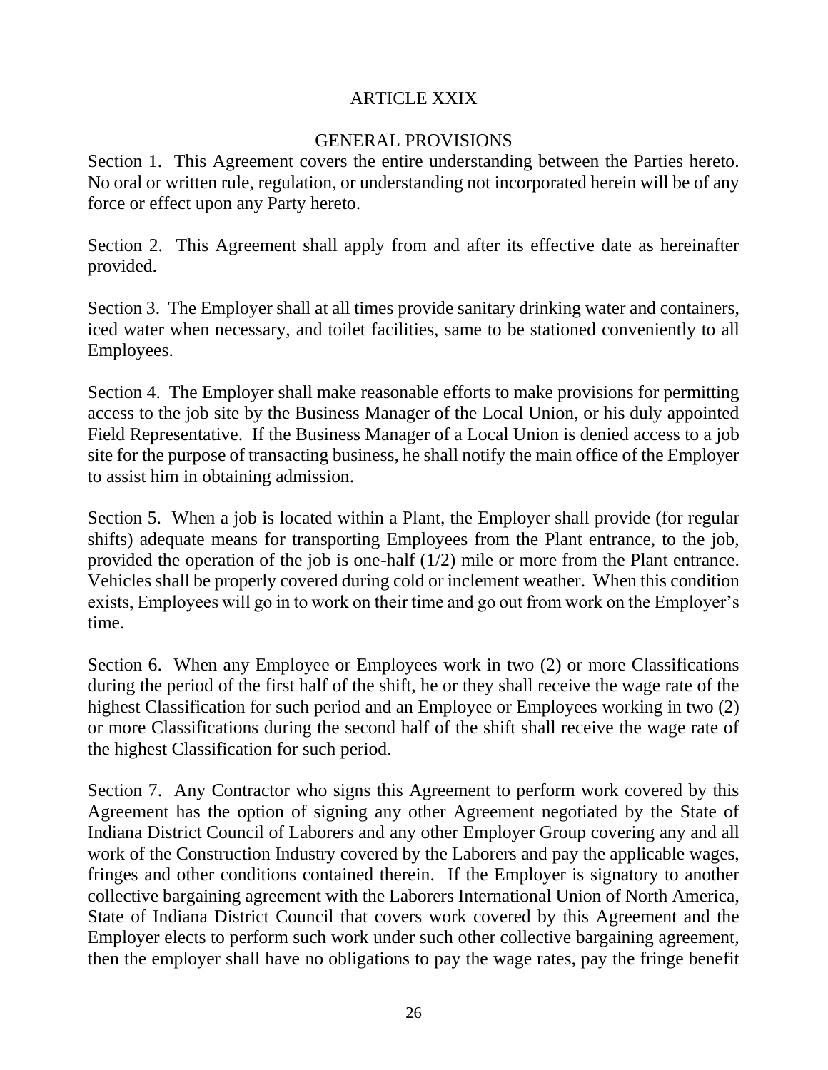## ARTICLE XXIX

### GENERAL PROVISIONS

Section 1. This Agreement covers the entire understanding between the Parties hereto. No oral or written rule, regulation, or understanding not incorporated herein will be of any force or effect upon any Party hereto.

Section 2. This Agreement shall apply from and after its effective date as hereinafter provided.

Section 3. The Employer shall at all times provide sanitary drinking water and containers, iced water when necessary, and toilet facilities, same to be stationed conveniently to all Employees.

Section 4. The Employer shall make reasonable efforts to make provisions for permitting access to the job site by the Business Manager of the Local Union, or his duly appointed Field Representative. If the Business Manager of a Local Union is denied access to a job site for the purpose of transacting business, he shall notify the main office of the Employer to assist him in obtaining admission.

Section 5. When a job is located within a Plant, the Employer shall provide (for regular shifts) adequate means for transporting Employees from the Plant entrance, to the job, provided the operation of the job is one-half (1/2) mile or more from the Plant entrance. Vehicles shall be properly covered during cold or inclement weather. When this condition exists, Employees will go in to work on their time and go out from work on the Employer's time.

Section 6. When any Employee or Employees work in two (2) or more Classifications during the period of the first half of the shift, he or they shall receive the wage rate of the highest Classification for such period and an Employee or Employees working in two (2) or more Classifications during the second half of the shift shall receive the wage rate of the highest Classification for such period.

Section 7. Any Contractor who signs this Agreement to perform work covered by this Agreement has the option of signing any other Agreement negotiated by the State of Indiana District Council of Laborers and any other Employer Group covering any and all work of the Construction Industry covered by the Laborers and pay the applicable wages, fringes and other conditions contained therein. If the Employer is signatory to another collective bargaining agreement with the Laborers International Union of North America, State of Indiana District Council that covers work covered by this Agreement and the Employer elects to perform such work under such other collective bargaining agreement, then the employer shall have no obligations to pay the wage rates, pay the fringe benefit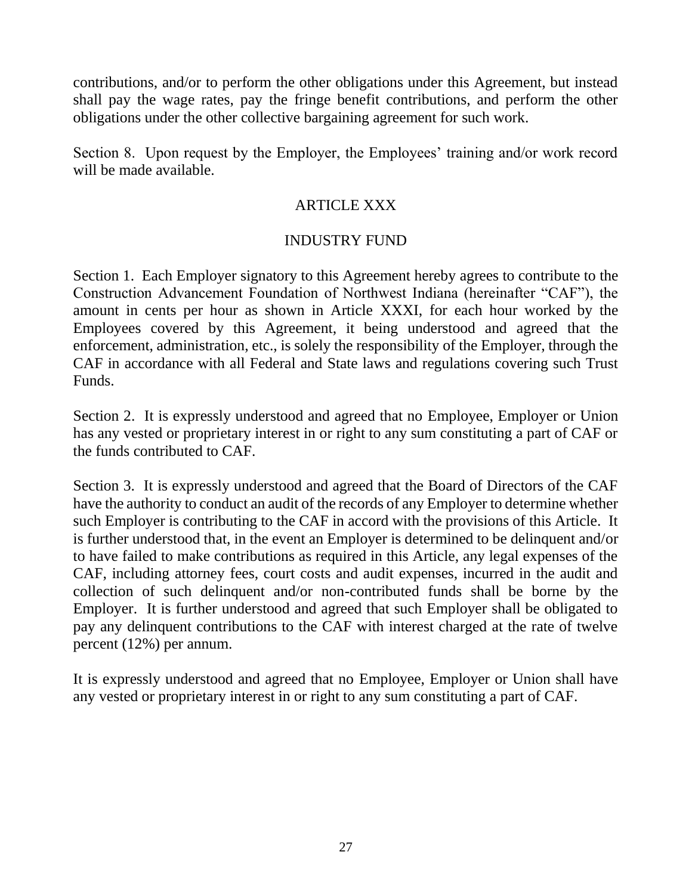contributions, and/or to perform the other obligations under this Agreement, but instead shall pay the wage rates, pay the fringe benefit contributions, and perform the other obligations under the other collective bargaining agreement for such work.

Section 8. Upon request by the Employer, the Employees' training and/or work record will be made available.

## ARTICLE XXX

## INDUSTRY FUND

Section 1. Each Employer signatory to this Agreement hereby agrees to contribute to the Construction Advancement Foundation of Northwest Indiana (hereinafter "CAF"), the amount in cents per hour as shown in Article XXXI, for each hour worked by the Employees covered by this Agreement, it being understood and agreed that the enforcement, administration, etc., is solely the responsibility of the Employer, through the CAF in accordance with all Federal and State laws and regulations covering such Trust Funds.

Section 2. It is expressly understood and agreed that no Employee, Employer or Union has any vested or proprietary interest in or right to any sum constituting a part of CAF or the funds contributed to CAF.

Section 3. It is expressly understood and agreed that the Board of Directors of the CAF have the authority to conduct an audit of the records of any Employer to determine whether such Employer is contributing to the CAF in accord with the provisions of this Article. It is further understood that, in the event an Employer is determined to be delinquent and/or to have failed to make contributions as required in this Article, any legal expenses of the CAF, including attorney fees, court costs and audit expenses, incurred in the audit and collection of such delinquent and/or non-contributed funds shall be borne by the Employer. It is further understood and agreed that such Employer shall be obligated to pay any delinquent contributions to the CAF with interest charged at the rate of twelve percent (12%) per annum.

It is expressly understood and agreed that no Employee, Employer or Union shall have any vested or proprietary interest in or right to any sum constituting a part of CAF.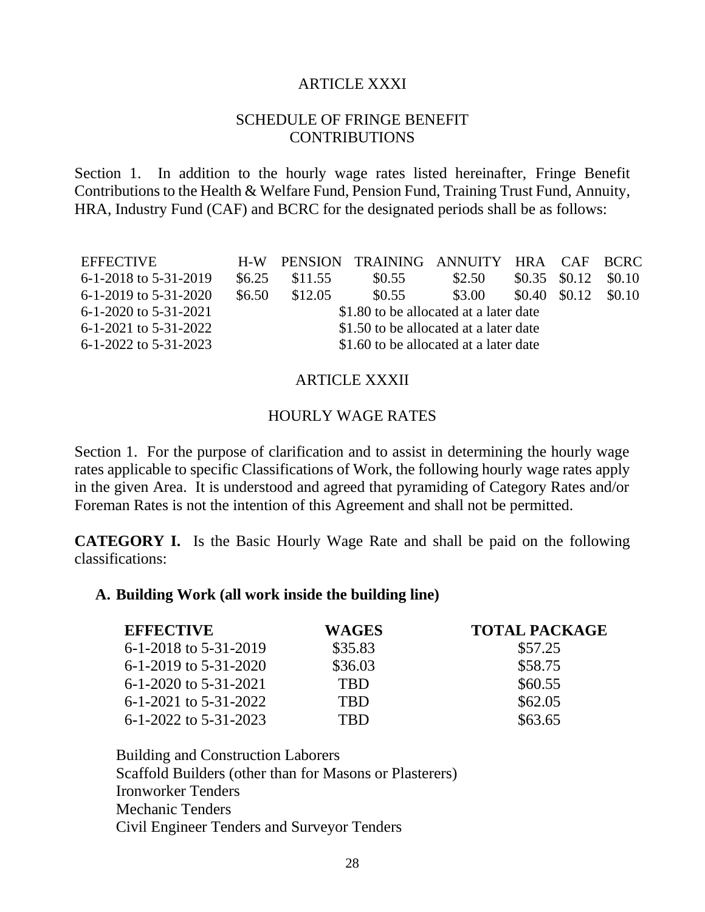## ARTICLE XXXI

### SCHEDULE OF FRINGE BENEFIT CONTRIBUTIONS

Section 1. In addition to the hourly wage rates listed hereinafter, Fringe Benefit Contributions to the Health & Welfare Fund, Pension Fund, Training Trust Fund, Annuity, HRA, Industry Fund (CAF) and BCRC for the designated periods shall be as follows:

| EFFECTIVE | H-W | PENSION | TRAINING | ANNUITY | HRA | CAF | BCRC |
|---|---|---|---|---|---|---|---|
| 6-1-2018 to 5-31-2019 | $6.25 | $11.55 | $0.55 | $2.50 | $0.35 | $0.12 | $0.10 |
| 6-1-2019 to 5-31-2020 | $6.50 | $12.05 | $0.55 | $3.00 | $0.40 | $0.12 | $0.10 |
| 6-1-2020 to 5-31-2021 | | | $1.80 to be allocated at a later date | | | | |
| 6-1-2021 to 5-31-2022 | | | $1.50 to be allocated at a later date | | | | |
| 6-1-2022 to 5-31-2023 | | | $1.60 to be allocated at a later date | | | | |

## ARTICLE XXXII

### HOURLY WAGE RATES

Section 1. For the purpose of clarification and to assist in determining the hourly wage rates applicable to specific Classifications of Work, the following hourly wage rates apply in the given Area. It is understood and agreed that pyramiding of Category Rates and/or Foreman Rates is not the intention of this Agreement and shall not be permitted.

**CATEGORY I.** Is the Basic Hourly Wage Rate and shall be paid on the following classifications:

**A. Building Work (all work inside the building line)**

| EFFECTIVE | WAGES | TOTAL PACKAGE |
|---|---|---|
| 6-1-2018 to 5-31-2019 | $35.83 | $57.25 |
| 6-1-2019 to 5-31-2020 | $36.03 | $58.75 |
| 6-1-2020 to 5-31-2021 | TBD | $60.55 |
| 6-1-2021 to 5-31-2022 | TBD | $62.05 |
| 6-1-2022 to 5-31-2023 | TBD | $63.65 |

Building and Construction Laborers
Scaffold Builders (other than for Masons or Plasterers)
Ironworker Tenders
Mechanic Tenders
Civil Engineer Tenders and Surveyor Tenders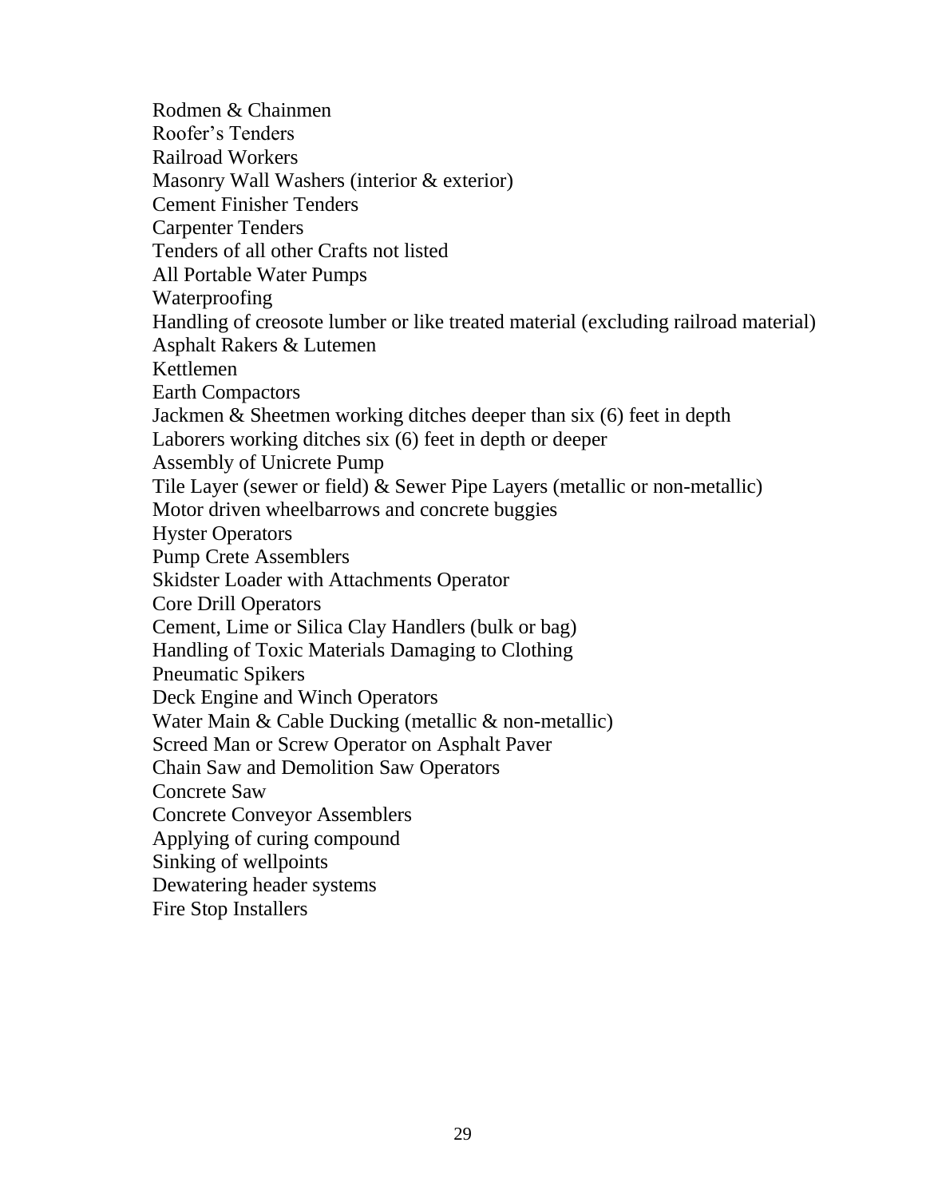Rodmen & Chainmen
Roofer’s Tenders
Railroad Workers
Masonry Wall Washers (interior & exterior)
Cement Finisher Tenders
Carpenter Tenders
Tenders of all other Crafts not listed
All Portable Water Pumps
Waterproofing
Handling of creosote lumber or like treated material (excluding railroad material)
Asphalt Rakers & Lutemen
Kettlemen
Earth Compactors
Jackmen & Sheetmen working ditches deeper than six (6) feet in depth
Laborers working ditches six (6) feet in depth or deeper
Assembly of Unicrete Pump
Tile Layer (sewer or field) & Sewer Pipe Layers (metallic or non-metallic)
Motor driven wheelbarrows and concrete buggies
Hyster Operators
Pump Crete Assemblers
Skidster Loader with Attachments Operator
Core Drill Operators
Cement, Lime or Silica Clay Handlers (bulk or bag)
Handling of Toxic Materials Damaging to Clothing
Pneumatic Spikers
Deck Engine and Winch Operators
Water Main & Cable Ducking (metallic & non-metallic)
Screed Man or Screw Operator on Asphalt Paver
Chain Saw and Demolition Saw Operators
Concrete Saw
Concrete Conveyor Assemblers
Applying of curing compound
Sinking of wellpoints
Dewatering header systems
Fire Stop Installers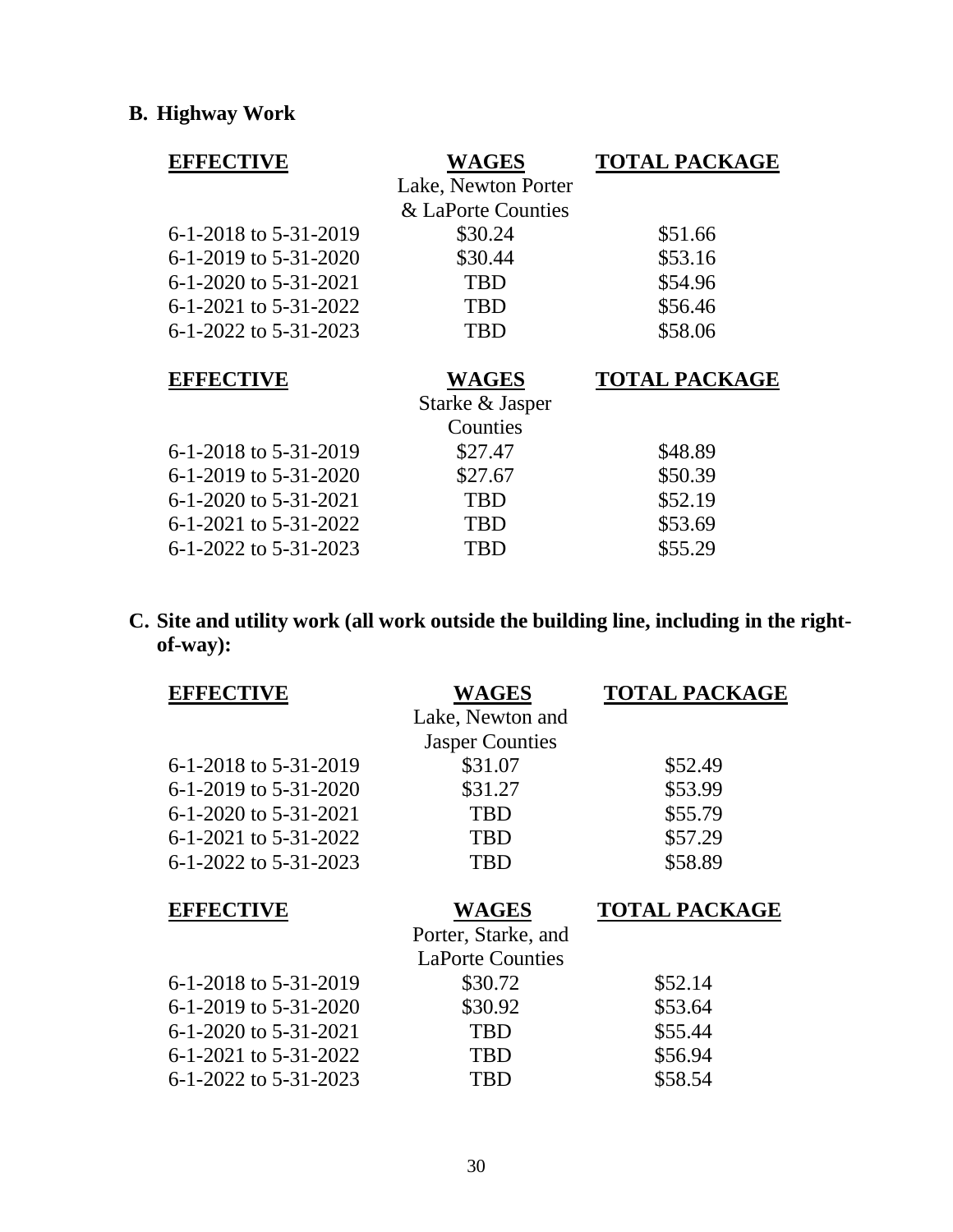**B. Highway Work**

| EFFECTIVE | WAGES<br>Lake, Newton Porter & LaPorte Counties | TOTAL PACKAGE |
|---|---|---|
| 6-1-2018 to 5-31-2019 | $30.24 | $51.66 |
| 6-1-2019 to 5-31-2020 | $30.44 | $53.16 |
| 6-1-2020 to 5-31-2021 | TBD | $54.96 |
| 6-1-2021 to 5-31-2022 | TBD | $56.46 |
| 6-1-2022 to 5-31-2023 | TBD | $58.06 |

| EFFECTIVE | WAGES<br>Starke & Jasper Counties | TOTAL PACKAGE |
|---|---|---|
| 6-1-2018 to 5-31-2019 | $27.47 | $48.89 |
| 6-1-2019 to 5-31-2020 | $27.67 | $50.39 |
| 6-1-2020 to 5-31-2021 | TBD | $52.19 |
| 6-1-2021 to 5-31-2022 | TBD | $53.69 |
| 6-1-2022 to 5-31-2023 | TBD | $55.29 |

**C. Site and utility work (all work outside the building line, including in the right-of-way):**

| EFFECTIVE | WAGES<br>Lake, Newton and Jasper Counties | TOTAL PACKAGE |
|---|---|---|
| 6-1-2018 to 5-31-2019 | $31.07 | $52.49 |
| 6-1-2019 to 5-31-2020 | $31.27 | $53.99 |
| 6-1-2020 to 5-31-2021 | TBD | $55.79 |
| 6-1-2021 to 5-31-2022 | TBD | $57.29 |
| 6-1-2022 to 5-31-2023 | TBD | $58.89 |

| EFFECTIVE | WAGES<br>Porter, Starke, and LaPorte Counties | TOTAL PACKAGE |
|---|---|---|
| 6-1-2018 to 5-31-2019 | $30.72 | $52.14 |
| 6-1-2019 to 5-31-2020 | $30.92 | $53.64 |
| 6-1-2020 to 5-31-2021 | TBD | $55.44 |
| 6-1-2021 to 5-31-2022 | TBD | $56.94 |
| 6-1-2022 to 5-31-2023 | TBD | $58.54 |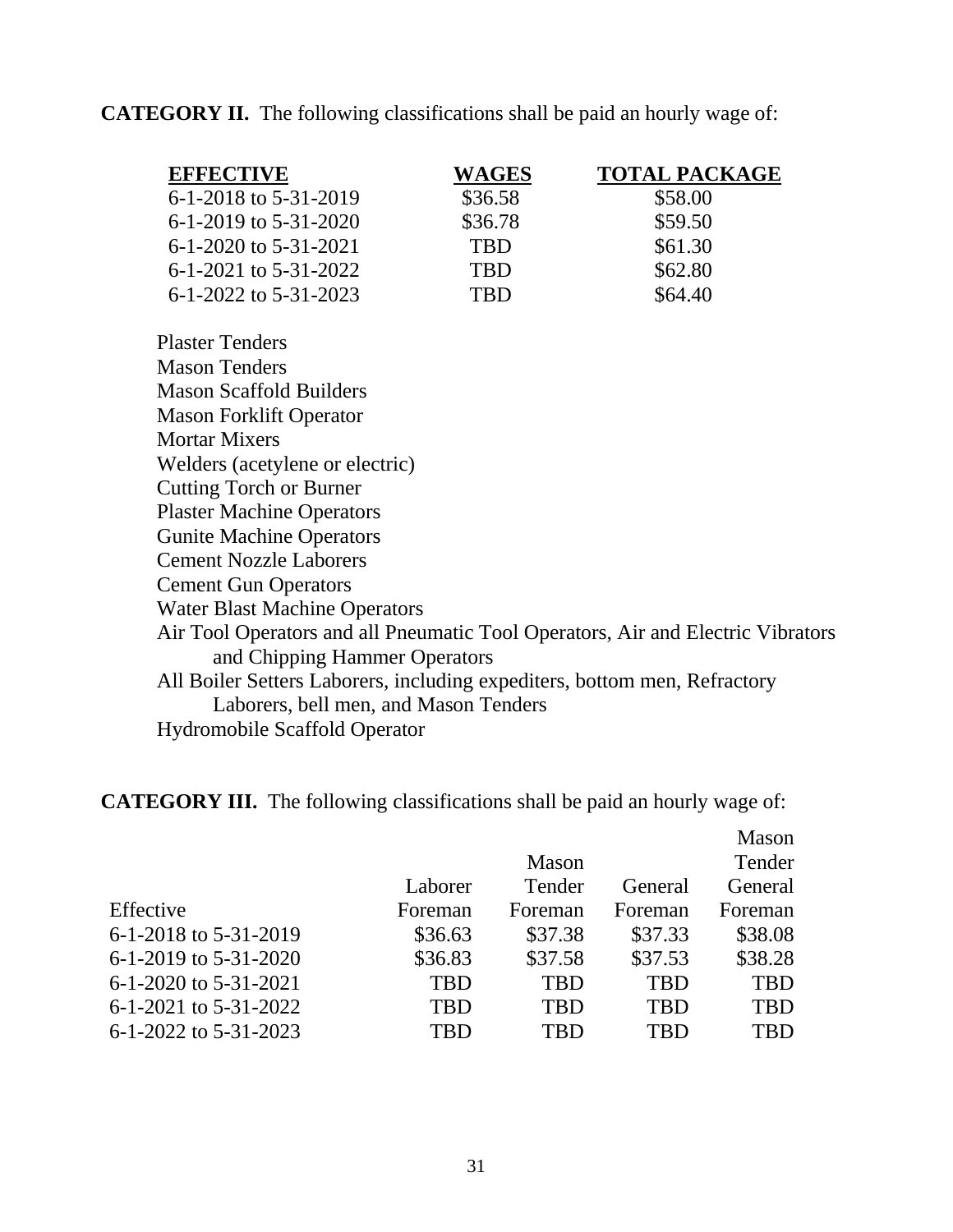**CATEGORY II.** The following classifications shall be paid an hourly wage of:

| EFFECTIVE | WAGES | TOTAL PACKAGE |
| --- | --- | --- |
| 6-1-2018 to 5-31-2019 | $36.58 | $58.00 |
| 6-1-2019 to 5-31-2020 | $36.78 | $59.50 |
| 6-1-2020 to 5-31-2021 | TBD | $61.30 |
| 6-1-2021 to 5-31-2022 | TBD | $62.80 |
| 6-1-2022 to 5-31-2023 | TBD | $64.40 |

Plaster Tenders
Mason Tenders
Mason Scaffold Builders
Mason Forklift Operator
Mortar Mixers
Welders (acetylene or electric)
Cutting Torch or Burner
Plaster Machine Operators
Gunite Machine Operators
Cement Nozzle Laborers
Cement Gun Operators
Water Blast Machine Operators
Air Tool Operators and all Pneumatic Tool Operators, Air and Electric Vibrators and Chipping Hammer Operators
All Boiler Setters Laborers, including expediters, bottom men, Refractory Laborers, bell men, and Mason Tenders
Hydromobile Scaffold Operator

**CATEGORY III.** The following classifications shall be paid an hourly wage of:

| Effective | Laborer Foreman | Mason Tender Foreman | General Foreman | Mason Tender General Foreman |
| --- | --- | --- | --- | --- |
| 6-1-2018 to 5-31-2019 | $36.63 | $37.38 | $37.33 | $38.08 |
| 6-1-2019 to 5-31-2020 | $36.83 | $37.58 | $37.53 | $38.28 |
| 6-1-2020 to 5-31-2021 | TBD | TBD | TBD | TBD |
| 6-1-2021 to 5-31-2022 | TBD | TBD | TBD | TBD |
| 6-1-2022 to 5-31-2023 | TBD | TBD | TBD | TBD |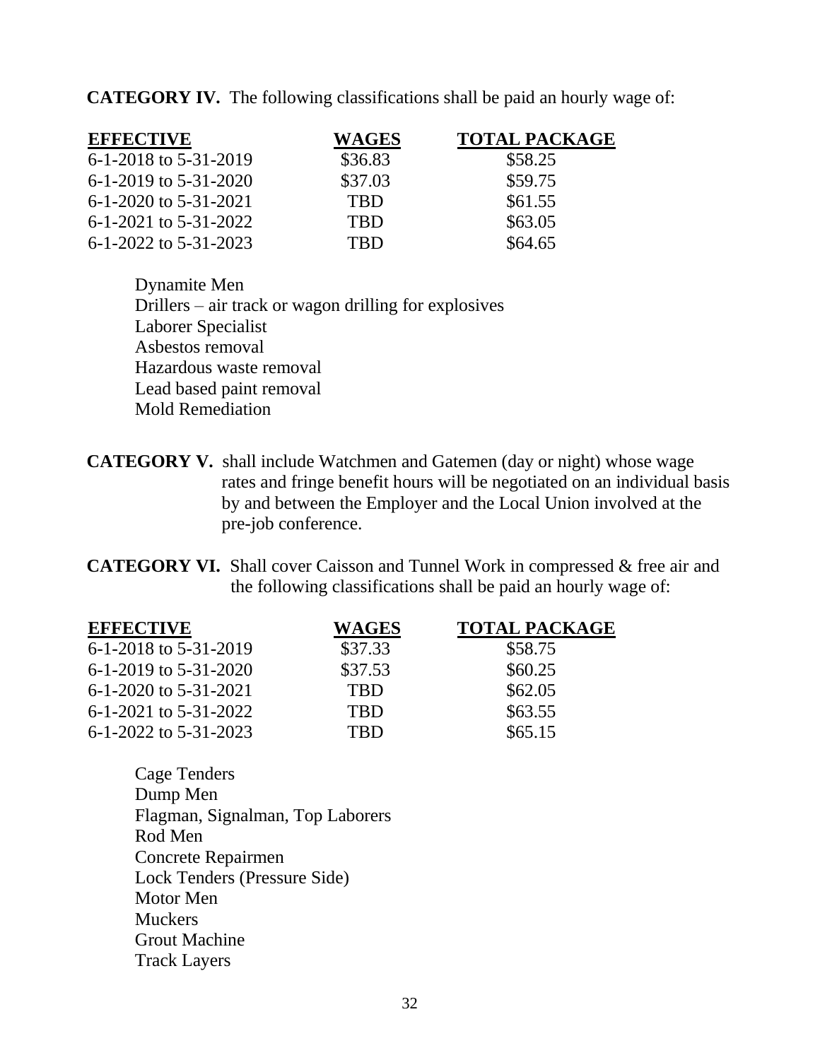**CATEGORY IV.** The following classifications shall be paid an hourly wage of:

| EFFECTIVE | WAGES | TOTAL PACKAGE |
|---|---|---|
| 6-1-2018 to 5-31-2019 | $36.83 | $58.25 |
| 6-1-2019 to 5-31-2020 | $37.03 | $59.75 |
| 6-1-2020 to 5-31-2021 | TBD | $61.55 |
| 6-1-2021 to 5-31-2022 | TBD | $63.05 |
| 6-1-2022 to 5-31-2023 | TBD | $64.65 |

Dynamite Men
Drillers – air track or wagon drilling for explosives
Laborer Specialist
Asbestos removal
Hazardous waste removal
Lead based paint removal
Mold Remediation

**CATEGORY V.** shall include Watchmen and Gatemen (day or night) whose wage rates and fringe benefit hours will be negotiated on an individual basis by and between the Employer and the Local Union involved at the pre-job conference.

**CATEGORY VI.** Shall cover Caisson and Tunnel Work in compressed & free air and the following classifications shall be paid an hourly wage of:

| EFFECTIVE | WAGES | TOTAL PACKAGE |
|---|---|---|
| 6-1-2018 to 5-31-2019 | $37.33 | $58.75 |
| 6-1-2019 to 5-31-2020 | $37.53 | $60.25 |
| 6-1-2020 to 5-31-2021 | TBD | $62.05 |
| 6-1-2021 to 5-31-2022 | TBD | $63.55 |
| 6-1-2022 to 5-31-2023 | TBD | $65.15 |

Cage Tenders
Dump Men
Flagman, Signalman, Top Laborers
Rod Men
Concrete Repairmen
Lock Tenders (Pressure Side)
Motor Men
Muckers
Grout Machine
Track Layers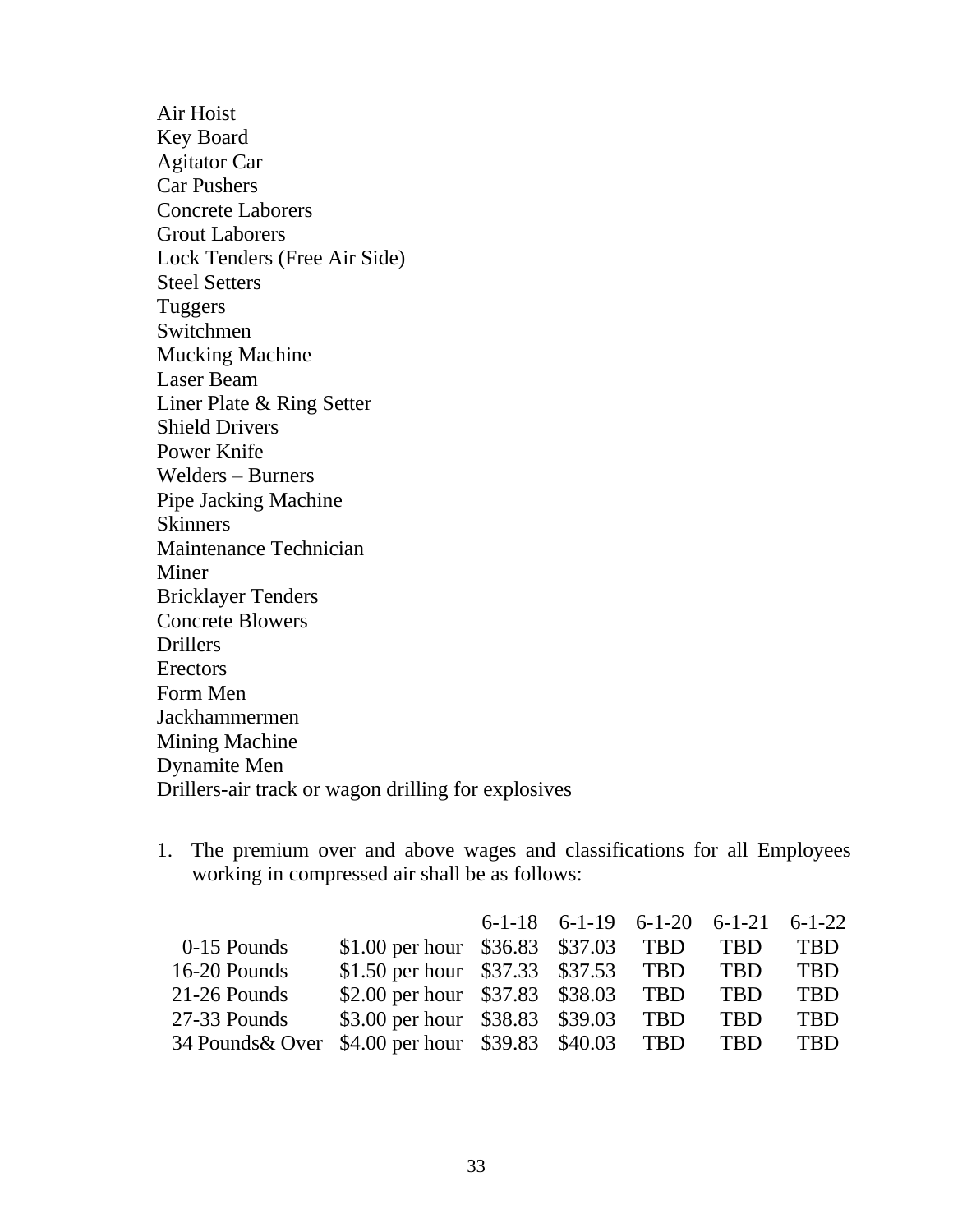Air Hoist
Key Board
Agitator Car
Car Pushers
Concrete Laborers
Grout Laborers
Lock Tenders (Free Air Side)
Steel Setters
Tuggers
Switchmen
Mucking Machine
Laser Beam
Liner Plate & Ring Setter
Shield Drivers
Power Knife
Welders – Burners
Pipe Jacking Machine
Skinners
Maintenance Technician
Miner
Bricklayer Tenders
Concrete Blowers
Drillers
Erectors
Form Men
Jackhammermen
Mining Machine
Dynamite Men
Drillers-air track or wagon drilling for explosives

1. The premium over and above wages and classifications for all Employees working in compressed air shall be as follows:

| | | 6-1-18 | 6-1-19 | 6-1-20 | 6-1-21 | 6-1-22 |
|---|---|---|---|---|---|---|
| 0-15 Pounds | $1.00 per hour | $36.83 | $37.03 | TBD | TBD | TBD |
| 16-20 Pounds | $1.50 per hour | $37.33 | $37.53 | TBD | TBD | TBD |
| 21-26 Pounds | $2.00 per hour | $37.83 | $38.03 | TBD | TBD | TBD |
| 27-33 Pounds | $3.00 per hour | $38.83 | $39.03 | TBD | TBD | TBD |
| 34 Pounds& Over | $4.00 per hour | $39.83 | $40.03 | TBD | TBD | TBD |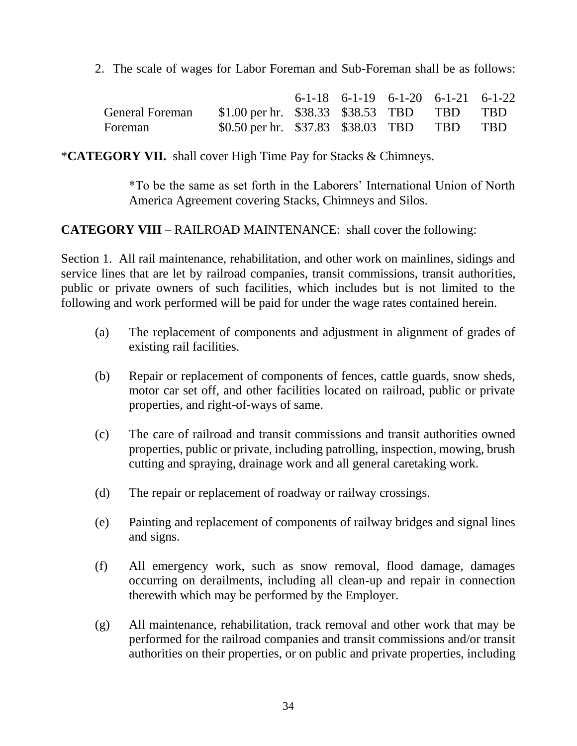2. The scale of wages for Labor Foreman and Sub-Foreman shall be as follows:

| | | 6-1-18 | 6-1-19 | 6-1-20 | 6-1-21 | 6-1-22 |
|---|---|---|---|---|---|---|
| General Foreman | $1.00 per hr. | $38.33 | $38.53 | TBD | TBD | TBD |
| Foreman | $0.50 per hr. | $37.83 | $38.03 | TBD | TBD | TBD |

***CATEGORY VII.** shall cover High Time Pay for Stacks & Chimneys.

> *To be the same as set forth in the Laborers' International Union of North America Agreement covering Stacks, Chimneys and Silos.

**CATEGORY VIII** – RAILROAD MAINTENANCE: shall cover the following:

Section 1. All rail maintenance, rehabilitation, and other work on mainlines, sidings and service lines that are let by railroad companies, transit commissions, transit authorities, public or private owners of such facilities, which includes but is not limited to the following and work performed will be paid for under the wage rates contained herein.

(a) The replacement of components and adjustment in alignment of grades of existing rail facilities.

(b) Repair or replacement of components of fences, cattle guards, snow sheds, motor car set off, and other facilities located on railroad, public or private properties, and right-of-ways of same.

(c) The care of railroad and transit commissions and transit authorities owned properties, public or private, including patrolling, inspection, mowing, brush cutting and spraying, drainage work and all general caretaking work.

(d) The repair or replacement of roadway or railway crossings.

(e) Painting and replacement of components of railway bridges and signal lines and signs.

(f) All emergency work, such as snow removal, flood damage, damages occurring on derailments, including all clean-up and repair in connection therewith which may be performed by the Employer.

(g) All maintenance, rehabilitation, track removal and other work that may be performed for the railroad companies and transit commissions and/or transit authorities on their properties, or on public and private properties, including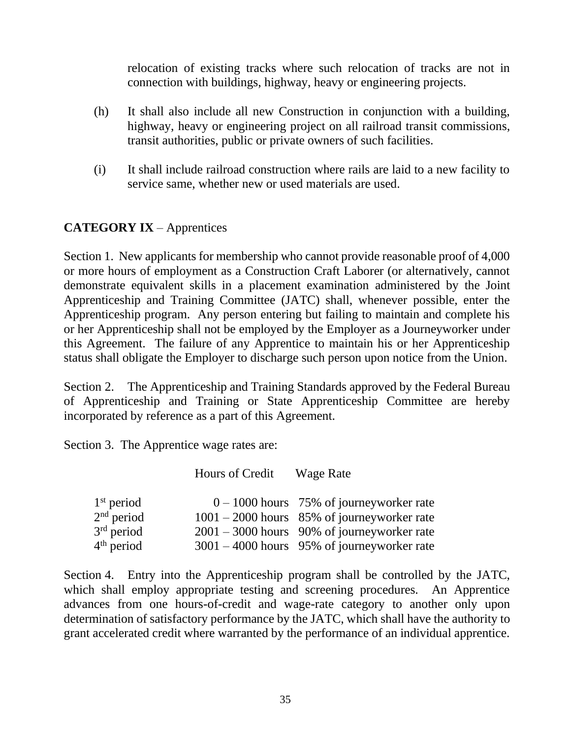relocation of existing tracks where such relocation of tracks are not in connection with buildings, highway, heavy or engineering projects.

(h) It shall also include all new Construction in conjunction with a building, highway, heavy or engineering project on all railroad transit commissions, transit authorities, public or private owners of such facilities.

(i) It shall include railroad construction where rails are laid to a new facility to service same, whether new or used materials are used.

**CATEGORY IX** – Apprentices

Section 1. New applicants for membership who cannot provide reasonable proof of 4,000 or more hours of employment as a Construction Craft Laborer (or alternatively, cannot demonstrate equivalent skills in a placement examination administered by the Joint Apprenticeship and Training Committee (JATC) shall, whenever possible, enter the Apprenticeship program. Any person entering but failing to maintain and complete his or her Apprenticeship shall not be employed by the Employer as a Journeyworker under this Agreement. The failure of any Apprentice to maintain his or her Apprenticeship status shall obligate the Employer to discharge such person upon notice from the Union.

Section 2. The Apprenticeship and Training Standards approved by the Federal Bureau of Apprenticeship and Training or State Apprenticeship Committee are hereby incorporated by reference as a part of this Agreement.

Section 3. The Apprentice wage rates are:

| | Hours of Credit | Wage Rate |
|---|---|---|
| 1st period | 0 – 1000 hours | 75% of journeyworker rate |
| 2nd period | 1001 – 2000 hours | 85% of journeyworker rate |
| 3rd period | 2001 – 3000 hours | 90% of journeyworker rate |
| 4th period | 3001 – 4000 hours | 95% of journeyworker rate |

Section 4. Entry into the Apprenticeship program shall be controlled by the JATC, which shall employ appropriate testing and screening procedures. An Apprentice advances from one hours-of-credit and wage-rate category to another only upon determination of satisfactory performance by the JATC, which shall have the authority to grant accelerated credit where warranted by the performance of an individual apprentice.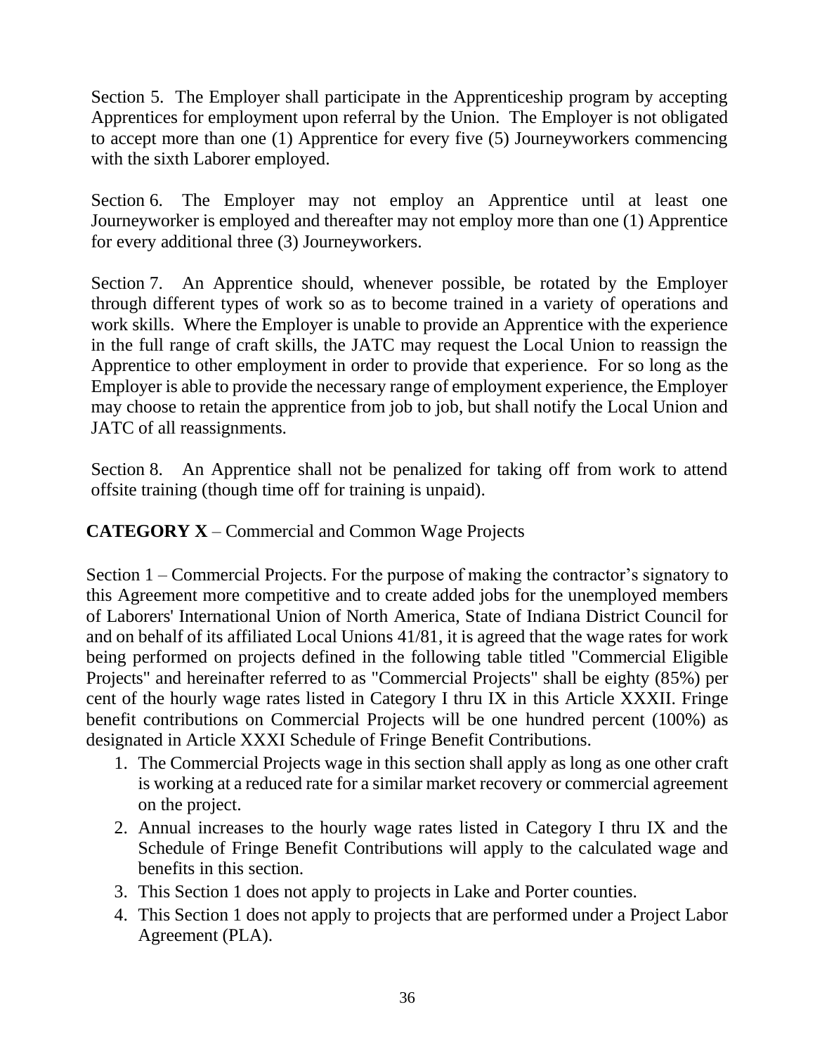Section 5. The Employer shall participate in the Apprenticeship program by accepting Apprentices for employment upon referral by the Union. The Employer is not obligated to accept more than one (1) Apprentice for every five (5) Journeyworkers commencing with the sixth Laborer employed.

Section 6. The Employer may not employ an Apprentice until at least one Journeyworker is employed and thereafter may not employ more than one (1) Apprentice for every additional three (3) Journeyworkers.

Section 7. An Apprentice should, whenever possible, be rotated by the Employer through different types of work so as to become trained in a variety of operations and work skills. Where the Employer is unable to provide an Apprentice with the experience in the full range of craft skills, the JATC may request the Local Union to reassign the Apprentice to other employment in order to provide that experience. For so long as the Employer is able to provide the necessary range of employment experience, the Employer may choose to retain the apprentice from job to job, but shall notify the Local Union and JATC of all reassignments.

Section 8. An Apprentice shall not be penalized for taking off from work to attend offsite training (though time off for training is unpaid).

**CATEGORY X** – Commercial and Common Wage Projects

Section 1 – Commercial Projects. For the purpose of making the contractor's signatory to this Agreement more competitive and to create added jobs for the unemployed members of Laborers' International Union of North America, State of Indiana District Council for and on behalf of its affiliated Local Unions 41/81, it is agreed that the wage rates for work being performed on projects defined in the following table titled "Commercial Eligible Projects" and hereinafter referred to as "Commercial Projects" shall be eighty (85%) per cent of the hourly wage rates listed in Category I thru IX in this Article XXXII. Fringe benefit contributions on Commercial Projects will be one hundred percent (100%) as designated in Article XXXI Schedule of Fringe Benefit Contributions.

1. The Commercial Projects wage in this section shall apply as long as one other craft is working at a reduced rate for a similar market recovery or commercial agreement on the project.
2. Annual increases to the hourly wage rates listed in Category I thru IX and the Schedule of Fringe Benefit Contributions will apply to the calculated wage and benefits in this section.
3. This Section 1 does not apply to projects in Lake and Porter counties.
4. This Section 1 does not apply to projects that are performed under a Project Labor Agreement (PLA).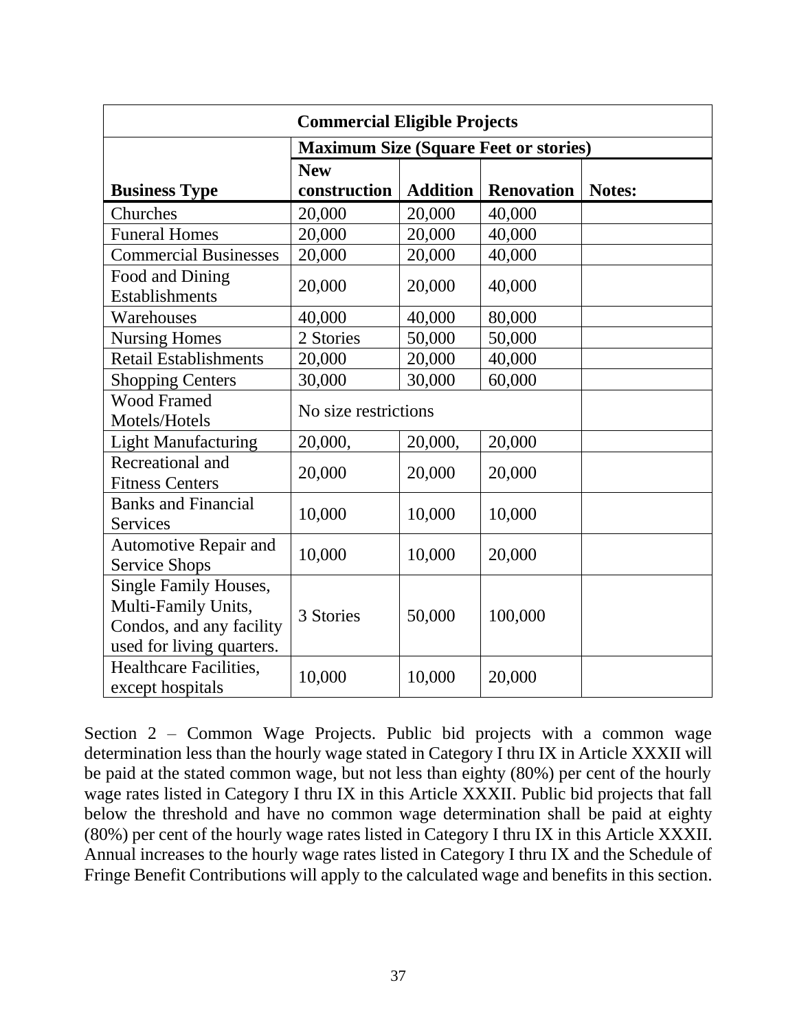| Commercial Eligible Projects | | | | |
|---|---|---|---|---|
| | **Maximum Size (Square Feet or stories)** | | | |
| **Business Type** | **New construction** | **Addition** | **Renovation** | **Notes:** |
| Churches | 20,000 | 20,000 | 40,000 | |
| Funeral Homes | 20,000 | 20,000 | 40,000 | |
| Commercial Businesses | 20,000 | 20,000 | 40,000 | |
| Food and Dining Establishments | 20,000 | 20,000 | 40,000 | |
| Warehouses | 40,000 | 40,000 | 80,000 | |
| Nursing Homes | 2 Stories | 50,000 | 50,000 | |
| Retail Establishments | 20,000 | 20,000 | 40,000 | |
| Shopping Centers | 30,000 | 30,000 | 60,000 | |
| Wood Framed Motels/Hotels | No size restrictions | | | |
| Light Manufacturing | 20,000, | 20,000, | 20,000 | |
| Recreational and Fitness Centers | 20,000 | 20,000 | 20,000 | |
| Banks and Financial Services | 10,000 | 10,000 | 10,000 | |
| Automotive Repair and Service Shops | 10,000 | 10,000 | 20,000 | |
| Single Family Houses, Multi-Family Units, Condos, and any facility used for living quarters. | 3 Stories | 50,000 | 100,000 | |
| Healthcare Facilities, except hospitals | 10,000 | 10,000 | 20,000 | |

Section 2 – Common Wage Projects. Public bid projects with a common wage determination less than the hourly wage stated in Category I thru IX in Article XXXII will be paid at the stated common wage, but not less than eighty (80%) per cent of the hourly wage rates listed in Category I thru IX in this Article XXXII. Public bid projects that fall below the threshold and have no common wage determination shall be paid at eighty (80%) per cent of the hourly wage rates listed in Category I thru IX in this Article XXXII. Annual increases to the hourly wage rates listed in Category I thru IX and the Schedule of Fringe Benefit Contributions will apply to the calculated wage and benefits in this section.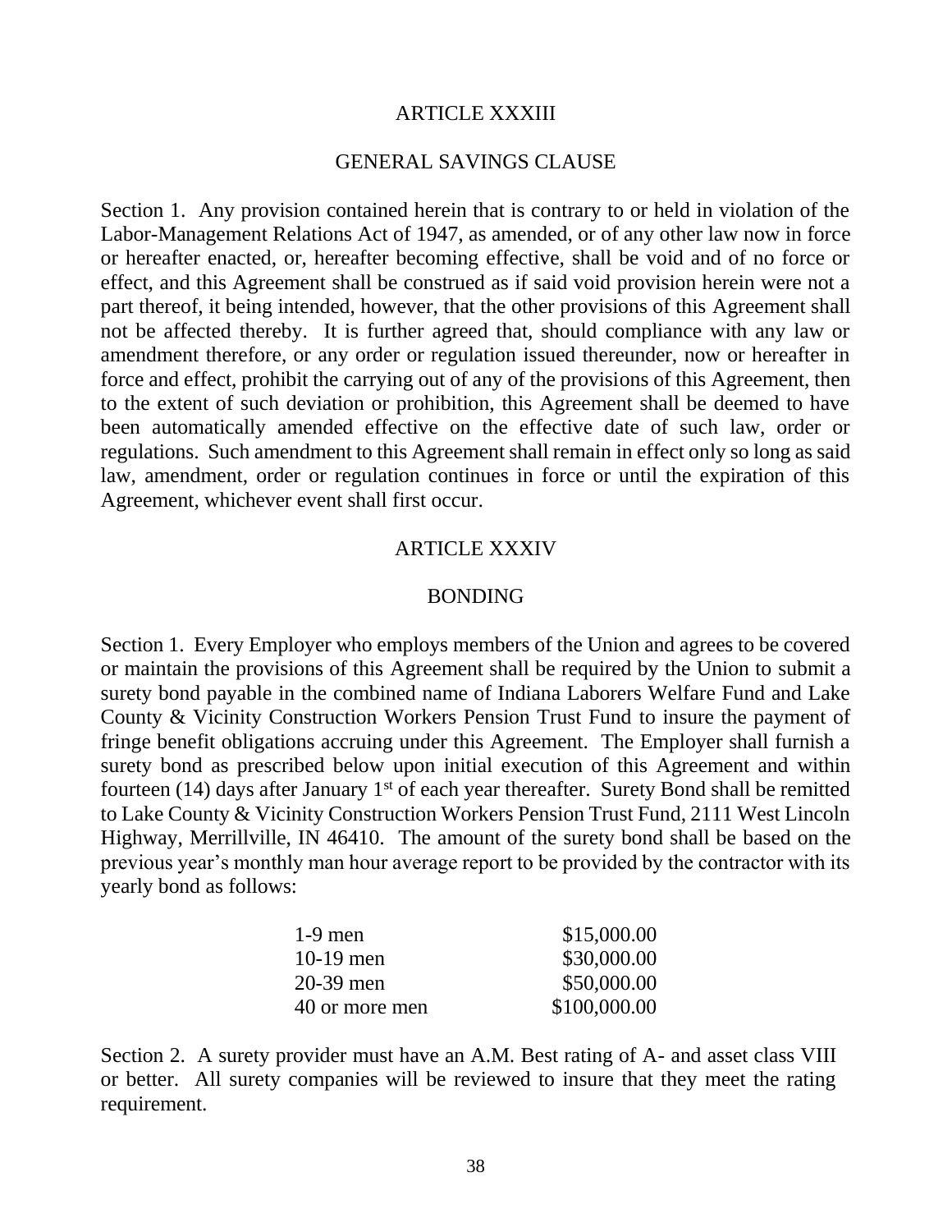## ARTICLE XXXIII

## GENERAL SAVINGS CLAUSE

Section 1. Any provision contained herein that is contrary to or held in violation of the Labor-Management Relations Act of 1947, as amended, or of any other law now in force or hereafter enacted, or, hereafter becoming effective, shall be void and of no force or effect, and this Agreement shall be construed as if said void provision herein were not a part thereof, it being intended, however, that the other provisions of this Agreement shall not be affected thereby. It is further agreed that, should compliance with any law or amendment therefore, or any order or regulation issued thereunder, now or hereafter in force and effect, prohibit the carrying out of any of the provisions of this Agreement, then to the extent of such deviation or prohibition, this Agreement shall be deemed to have been automatically amended effective on the effective date of such law, order or regulations. Such amendment to this Agreement shall remain in effect only so long as said law, amendment, order or regulation continues in force or until the expiration of this Agreement, whichever event shall first occur.

## ARTICLE XXXIV

## BONDING

Section 1. Every Employer who employs members of the Union and agrees to be covered or maintain the provisions of this Agreement shall be required by the Union to submit a surety bond payable in the combined name of Indiana Laborers Welfare Fund and Lake County & Vicinity Construction Workers Pension Trust Fund to insure the payment of fringe benefit obligations accruing under this Agreement. The Employer shall furnish a surety bond as prescribed below upon initial execution of this Agreement and within fourteen (14) days after January 1st of each year thereafter. Surety Bond shall be remitted to Lake County & Vicinity Construction Workers Pension Trust Fund, 2111 West Lincoln Highway, Merrillville, IN 46410. The amount of the surety bond shall be based on the previous year's monthly man hour average report to be provided by the contractor with its yearly bond as follows:

| | |
|---|---|
| 1-9 men | $15,000.00 |
| 10-19 men | $30,000.00 |
| 20-39 men | $50,000.00 |
| 40 or more men | $100,000.00 |

Section 2. A surety provider must have an A.M. Best rating of A- and asset class VIII or better. All surety companies will be reviewed to insure that they meet the rating requirement.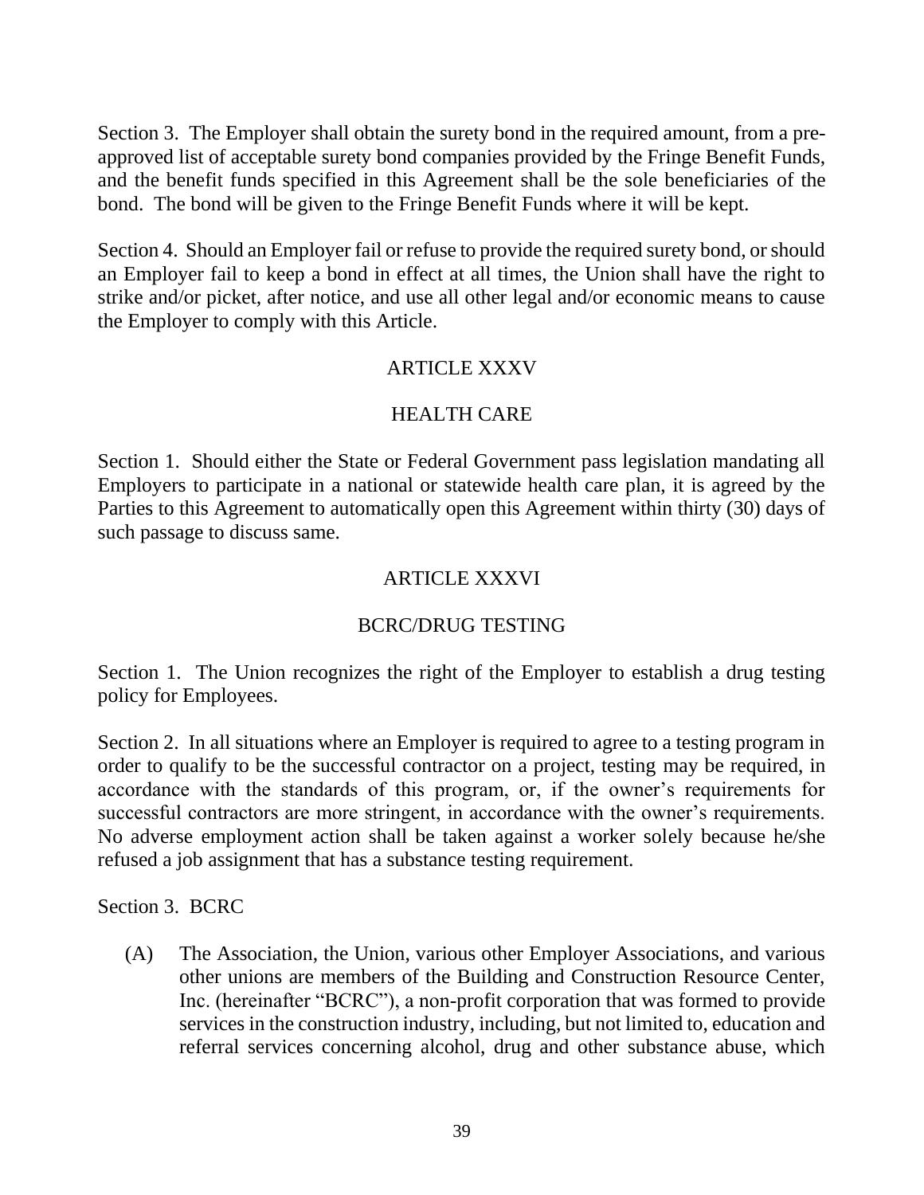Section 3. The Employer shall obtain the surety bond in the required amount, from a pre-approved list of acceptable surety bond companies provided by the Fringe Benefit Funds, and the benefit funds specified in this Agreement shall be the sole beneficiaries of the bond. The bond will be given to the Fringe Benefit Funds where it will be kept.

Section 4. Should an Employer fail or refuse to provide the required surety bond, or should an Employer fail to keep a bond in effect at all times, the Union shall have the right to strike and/or picket, after notice, and use all other legal and/or economic means to cause the Employer to comply with this Article.

## ARTICLE XXXV

## HEALTH CARE

Section 1. Should either the State or Federal Government pass legislation mandating all Employers to participate in a national or statewide health care plan, it is agreed by the Parties to this Agreement to automatically open this Agreement within thirty (30) days of such passage to discuss same.

## ARTICLE XXXVI

## BCRC/DRUG TESTING

Section 1. The Union recognizes the right of the Employer to establish a drug testing policy for Employees.

Section 2. In all situations where an Employer is required to agree to a testing program in order to qualify to be the successful contractor on a project, testing may be required, in accordance with the standards of this program, or, if the owner's requirements for successful contractors are more stringent, in accordance with the owner's requirements. No adverse employment action shall be taken against a worker solely because he/she refused a job assignment that has a substance testing requirement.

Section 3. BCRC

(A) The Association, the Union, various other Employer Associations, and various other unions are members of the Building and Construction Resource Center, Inc. (hereinafter "BCRC"), a non-profit corporation that was formed to provide services in the construction industry, including, but not limited to, education and referral services concerning alcohol, drug and other substance abuse, which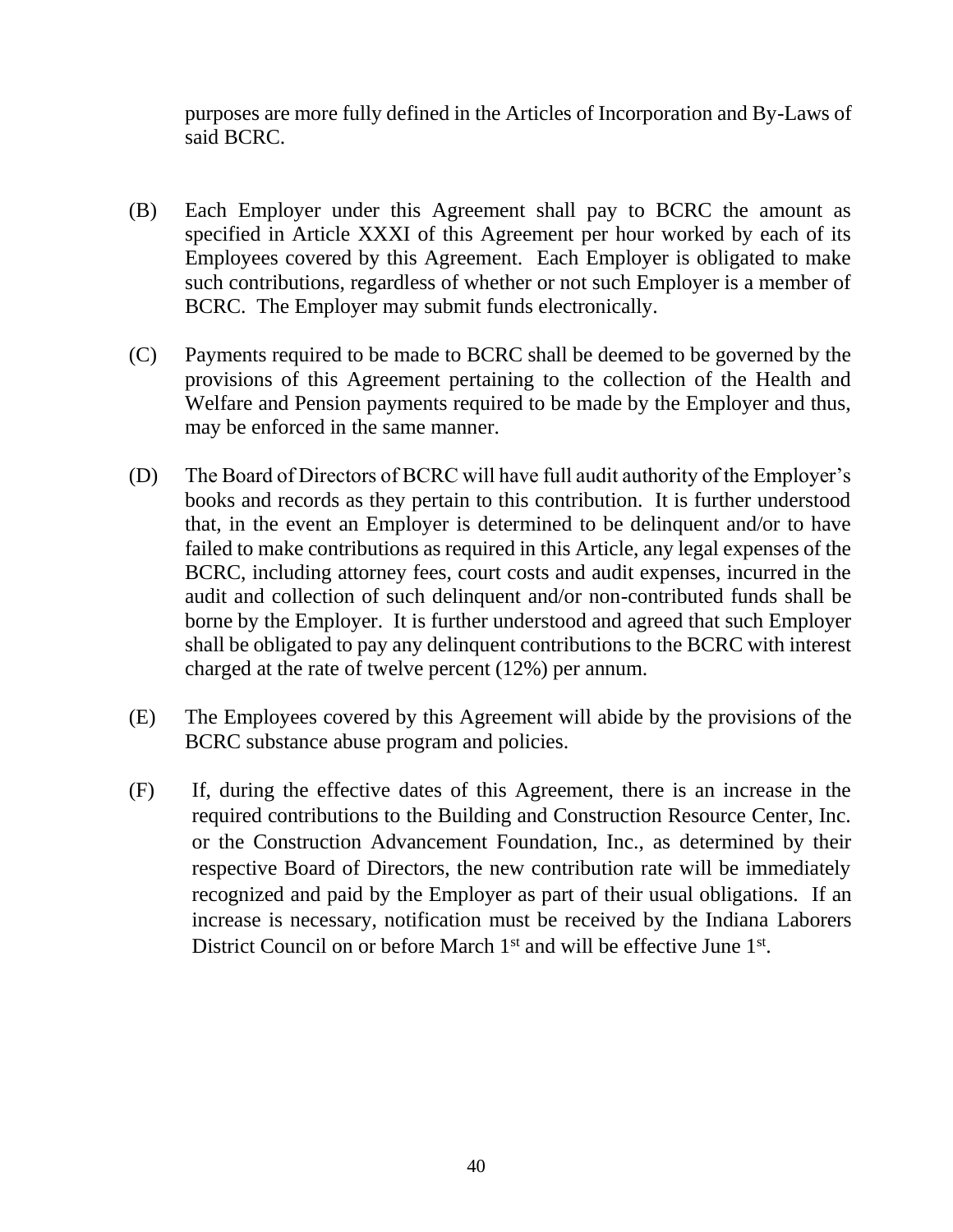purposes are more fully defined in the Articles of Incorporation and By-Laws of said BCRC.

(B) Each Employer under this Agreement shall pay to BCRC the amount as specified in Article XXXI of this Agreement per hour worked by each of its Employees covered by this Agreement. Each Employer is obligated to make such contributions, regardless of whether or not such Employer is a member of BCRC. The Employer may submit funds electronically.

(C) Payments required to be made to BCRC shall be deemed to be governed by the provisions of this Agreement pertaining to the collection of the Health and Welfare and Pension payments required to be made by the Employer and thus, may be enforced in the same manner.

(D) The Board of Directors of BCRC will have full audit authority of the Employer's books and records as they pertain to this contribution. It is further understood that, in the event an Employer is determined to be delinquent and/or to have failed to make contributions as required in this Article, any legal expenses of the BCRC, including attorney fees, court costs and audit expenses, incurred in the audit and collection of such delinquent and/or non-contributed funds shall be borne by the Employer. It is further understood and agreed that such Employer shall be obligated to pay any delinquent contributions to the BCRC with interest charged at the rate of twelve percent (12%) per annum.

(E) The Employees covered by this Agreement will abide by the provisions of the BCRC substance abuse program and policies.

(F) If, during the effective dates of this Agreement, there is an increase in the required contributions to the Building and Construction Resource Center, Inc. or the Construction Advancement Foundation, Inc., as determined by their respective Board of Directors, the new contribution rate will be immediately recognized and paid by the Employer as part of their usual obligations. If an increase is necessary, notification must be received by the Indiana Laborers District Council on or before March 1st and will be effective June 1st.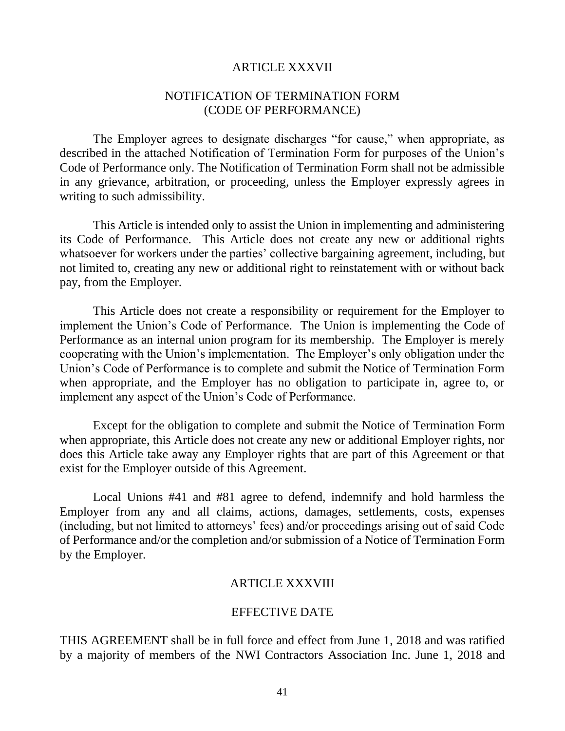## ARTICLE XXXVII

## NOTIFICATION OF TERMINATION FORM (CODE OF PERFORMANCE)

The Employer agrees to designate discharges "for cause," when appropriate, as described in the attached Notification of Termination Form for purposes of the Union's Code of Performance only. The Notification of Termination Form shall not be admissible in any grievance, arbitration, or proceeding, unless the Employer expressly agrees in writing to such admissibility.

This Article is intended only to assist the Union in implementing and administering its Code of Performance. This Article does not create any new or additional rights whatsoever for workers under the parties' collective bargaining agreement, including, but not limited to, creating any new or additional right to reinstatement with or without back pay, from the Employer.

This Article does not create a responsibility or requirement for the Employer to implement the Union's Code of Performance. The Union is implementing the Code of Performance as an internal union program for its membership. The Employer is merely cooperating with the Union's implementation. The Employer's only obligation under the Union's Code of Performance is to complete and submit the Notice of Termination Form when appropriate, and the Employer has no obligation to participate in, agree to, or implement any aspect of the Union's Code of Performance.

Except for the obligation to complete and submit the Notice of Termination Form when appropriate, this Article does not create any new or additional Employer rights, nor does this Article take away any Employer rights that are part of this Agreement or that exist for the Employer outside of this Agreement.

Local Unions #41 and #81 agree to defend, indemnify and hold harmless the Employer from any and all claims, actions, damages, settlements, costs, expenses (including, but not limited to attorneys' fees) and/or proceedings arising out of said Code of Performance and/or the completion and/or submission of a Notice of Termination Form by the Employer.

## ARTICLE XXXVIII

## EFFECTIVE DATE

THIS AGREEMENT shall be in full force and effect from June 1, 2018 and was ratified by a majority of members of the NWI Contractors Association Inc. June 1, 2018 and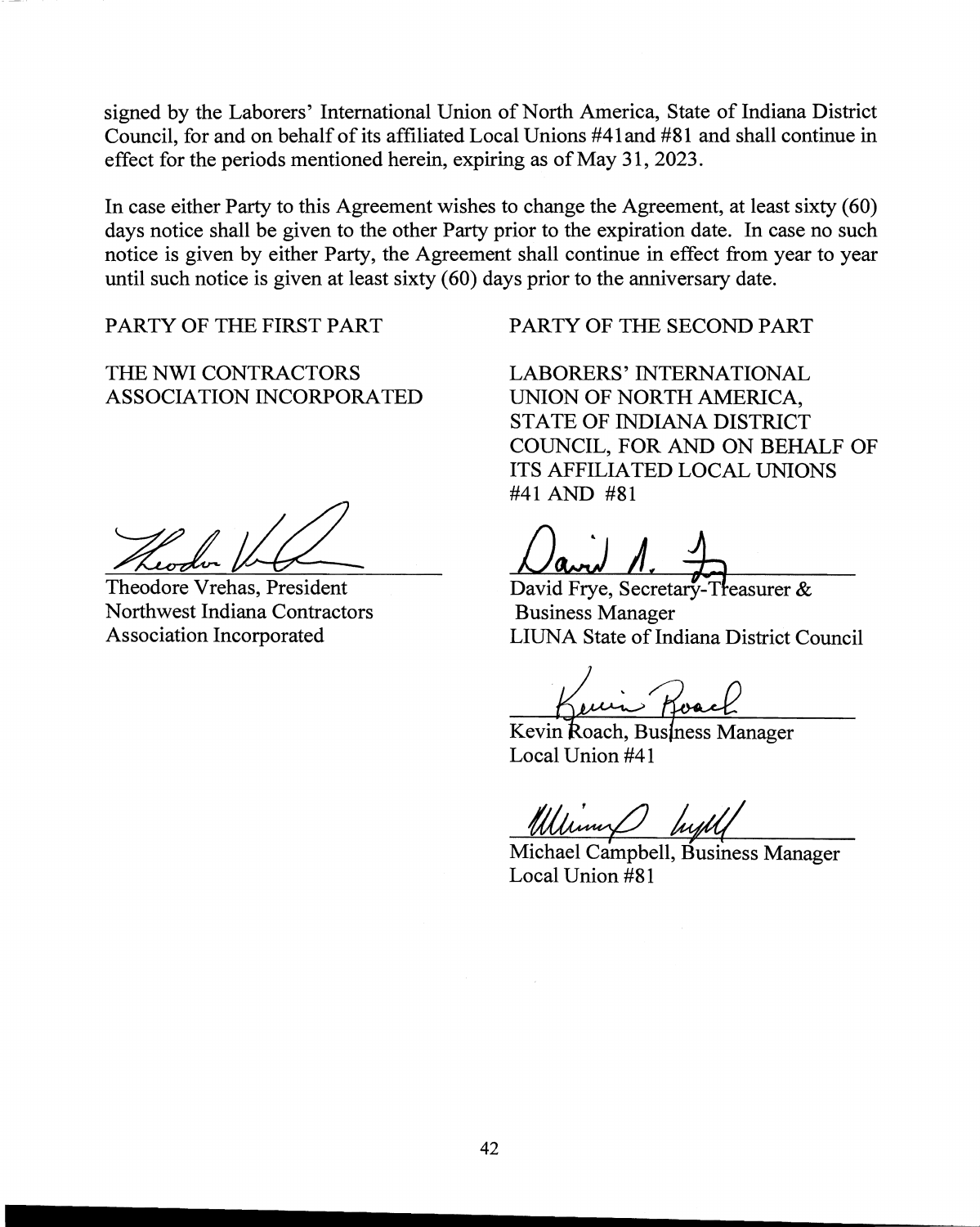signed by the Laborers' International Union of North America, State of Indiana District Council, for and on behalf of its affiliated Local Unions #41and #81 and shall continue in effect for the periods mentioned herein, expiring as of May 31, 2023.

In case either Party to this Agreement wishes to change the Agreement, at least sixty (60) days notice shall be given to the other Party prior to the expiration date. In case no such notice is given by either Party, the Agreement shall continue in effect from year to year until such notice is given at least sixty (60) days prior to the anniversary date.

PARTY OF THE FIRST PART

THE NWI CONTRACTORS ASSOCIATION INCORPORATED

Theodore Vrehas, President
Northwest Indiana Contractors Association Incorporated

PARTY OF THE SECOND PART

LABORERS' INTERNATIONAL UNION OF NORTH AMERICA, STATE OF INDIANA DISTRICT COUNCIL, FOR AND ON BEHALF OF ITS AFFILIATED LOCAL UNIONS #41 AND #81

David Frye, Secretary-Treasurer & Business Manager
LIUNA State of Indiana District Council

Kevin Roach, Business Manager
Local Union #41

Michael Campbell, Business Manager
Local Union #81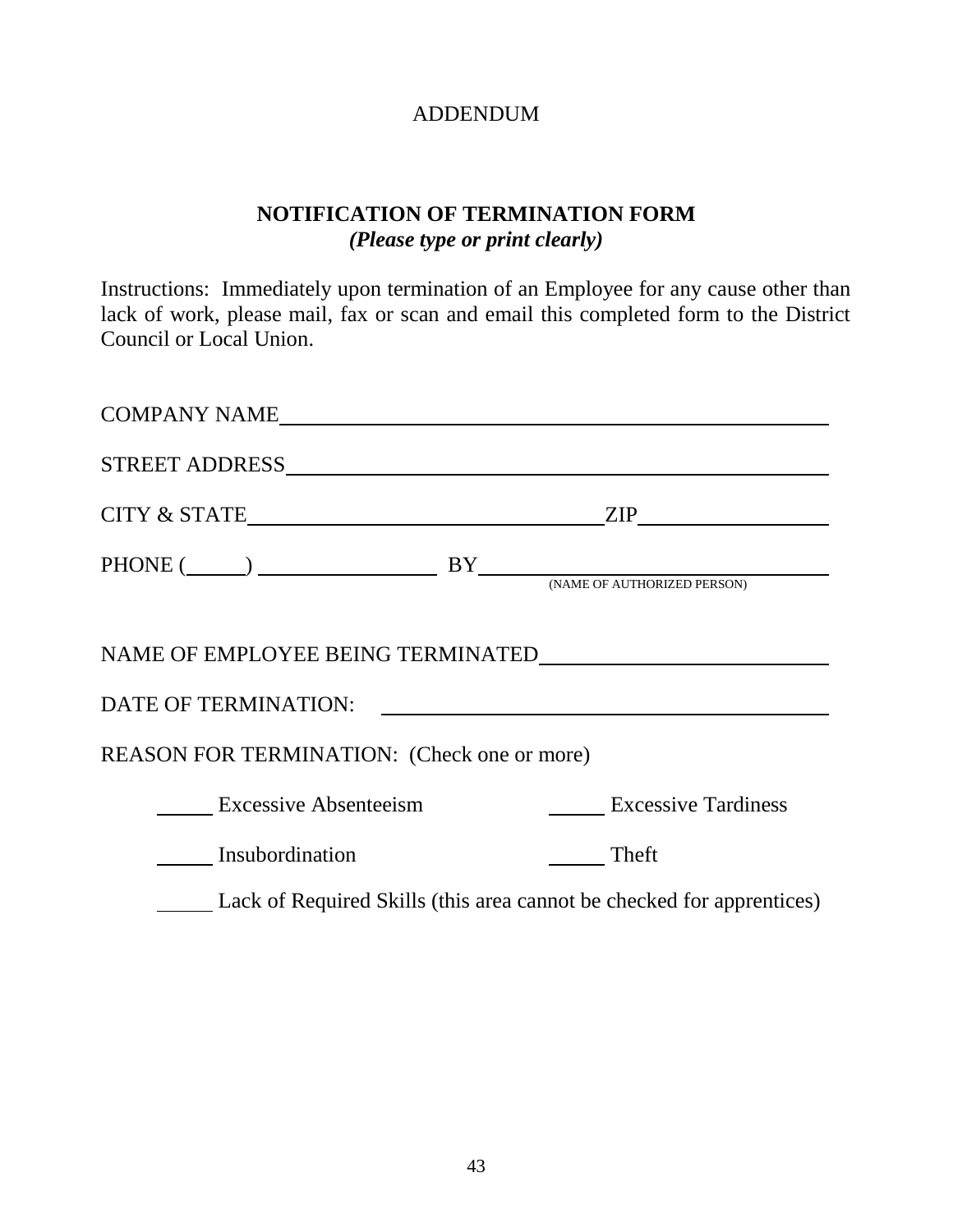ADDENDUM

## NOTIFICATION OF TERMINATION FORM

***(Please type or print clearly)***

Instructions: Immediately upon termination of an Employee for any cause other than lack of work, please mail, fax or scan and email this completed form to the District Council or Local Union.

COMPANY NAME\_\_\_\_\_\_\_\_\_\_\_\_\_\_\_\_\_\_\_\_\_\_\_\_\_\_\_\_\_\_\_\_\_\_\_\_\_\_\_\_\_\_\_\_\_\_\_\_

STREET ADDRESS\_\_\_\_\_\_\_\_\_\_\_\_\_\_\_\_\_\_\_\_\_\_\_\_\_\_\_\_\_\_\_\_\_\_\_\_\_\_\_\_\_\_\_\_\_\_\_\_

CITY & STATE\_\_\_\_\_\_\_\_\_\_\_\_\_\_\_\_\_\_\_\_\_\_\_\_\_\_\_\_\_\_ZIP\_\_\_\_\_\_\_\_\_\_\_\_\_\_\_\_

PHONE (\_\_\_\_\_) \_\_\_\_\_\_\_\_\_\_\_\_\_\_\_ BY\_\_\_\_\_\_\_\_\_\_\_\_\_\_\_\_\_\_\_\_\_\_\_\_\_\_\_\_\_\_
(NAME OF AUTHORIZED PERSON)

NAME OF EMPLOYEE BEING TERMINATED\_\_\_\_\_\_\_\_\_\_\_\_\_\_\_\_\_\_\_\_\_\_\_\_\_\_\_\_

DATE OF TERMINATION: \_\_\_\_\_\_\_\_\_\_\_\_\_\_\_\_\_\_\_\_\_\_\_\_\_\_\_\_\_\_\_\_\_\_\_\_\_\_\_\_

REASON FOR TERMINATION: (Check one or more)

\_\_\_\_\_ Excessive Absenteeism　　　　\_\_\_\_\_ Excessive Tardiness

\_\_\_\_\_ Insubordination　　　　\_\_\_\_\_ Theft

\_\_\_\_\_ Lack of Required Skills (this area cannot be checked for apprentices)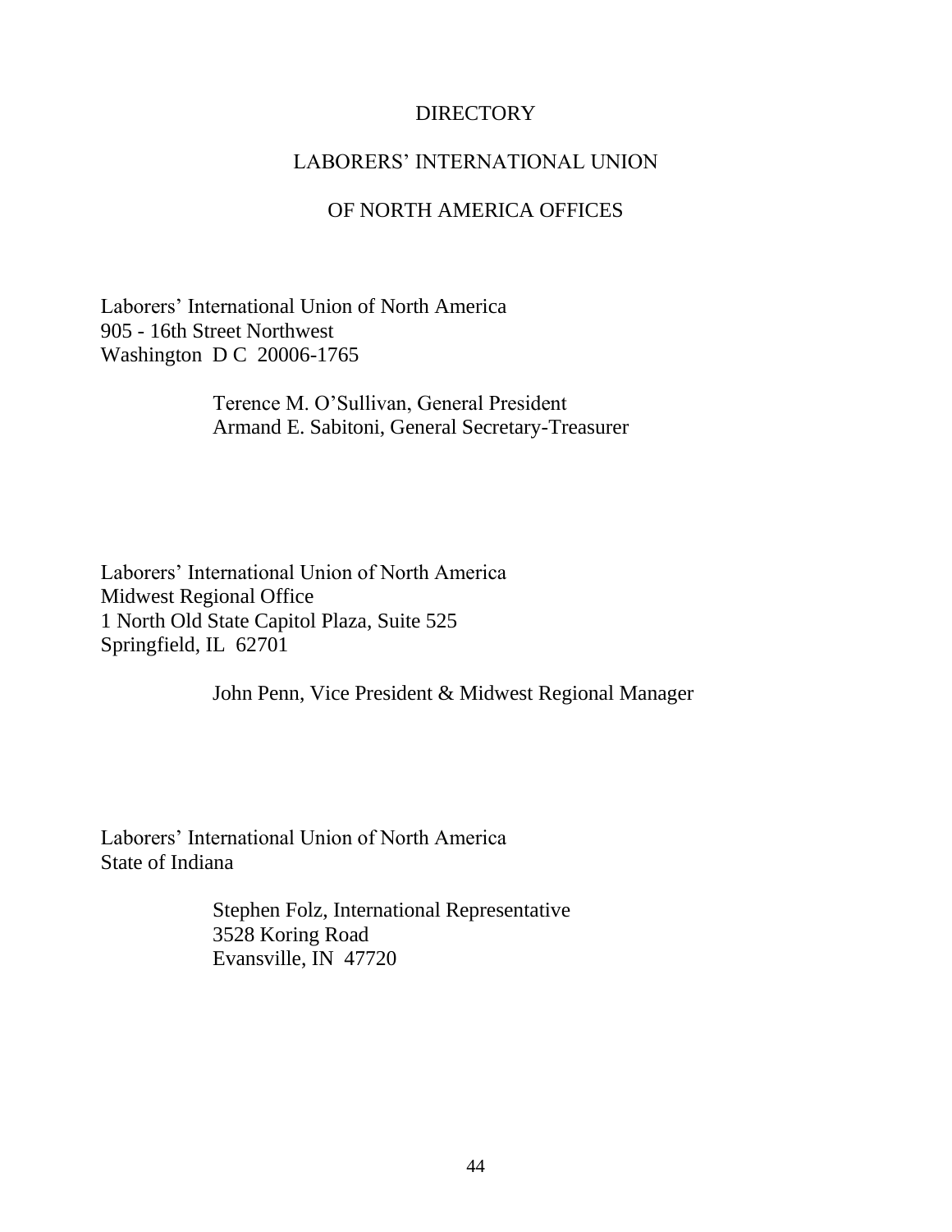# DIRECTORY

## LABORERS' INTERNATIONAL UNION

## OF NORTH AMERICA OFFICES

Laborers' International Union of North America
905 - 16th Street Northwest
Washington D C 20006-1765

> Terence M. O'Sullivan, General President
> Armand E. Sabitoni, General Secretary-Treasurer

Laborers' International Union of North America
Midwest Regional Office
1 North Old State Capitol Plaza, Suite 525
Springfield, IL 62701

> John Penn, Vice President & Midwest Regional Manager

Laborers' International Union of North America
State of Indiana

> Stephen Folz, International Representative
> 3528 Koring Road
> Evansville, IN 47720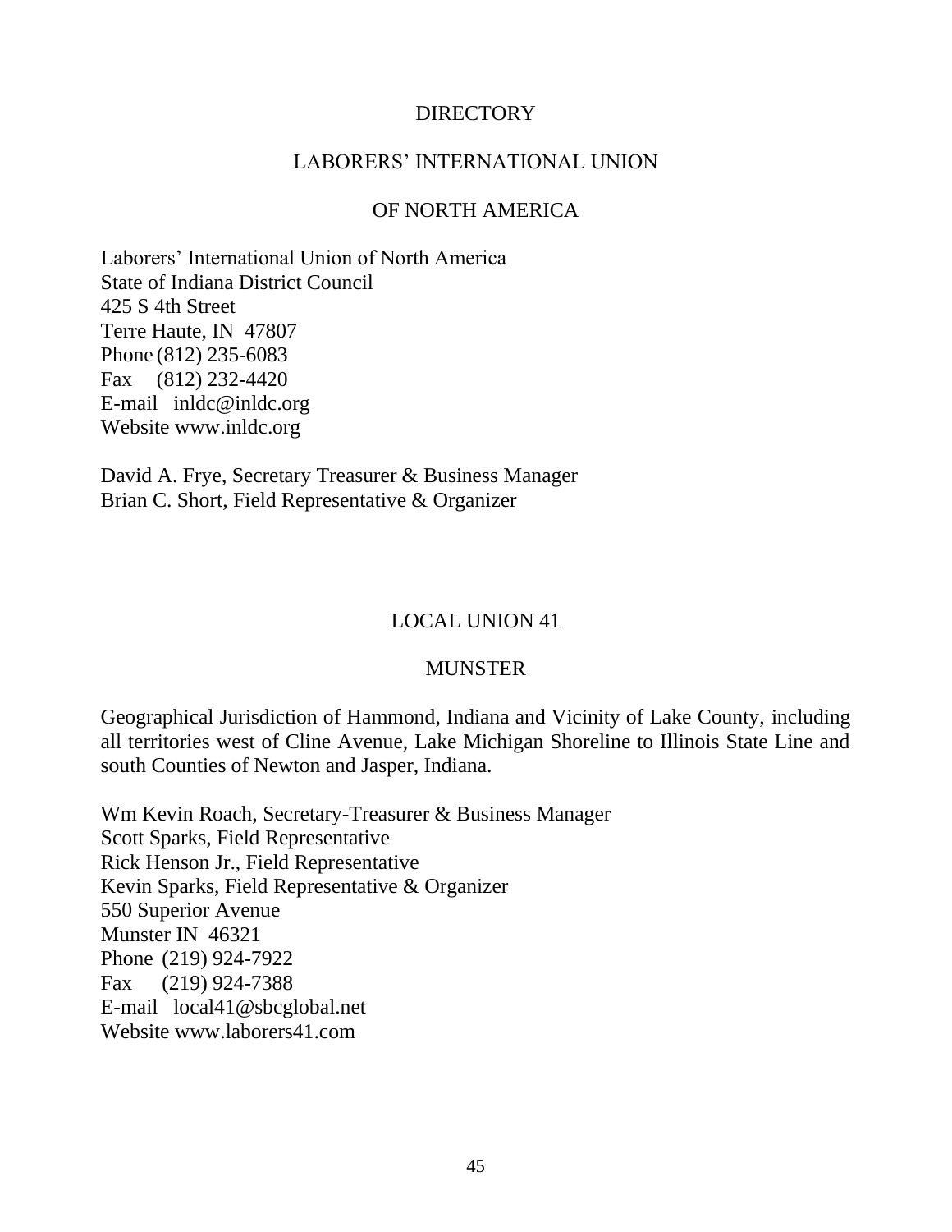# DIRECTORY

## LABORERS' INTERNATIONAL UNION

## OF NORTH AMERICA

Laborers' International Union of North America  
State of Indiana District Council  
425 S 4th Street  
Terre Haute, IN 47807  
Phone (812) 235-6083  
Fax (812) 232-4420  
E-mail inldc@inldc.org  
Website www.inldc.org

David A. Frye, Secretary Treasurer & Business Manager  
Brian C. Short, Field Representative & Organizer

## LOCAL UNION 41

## MUNSTER

Geographical Jurisdiction of Hammond, Indiana and Vicinity of Lake County, including all territories west of Cline Avenue, Lake Michigan Shoreline to Illinois State Line and south Counties of Newton and Jasper, Indiana.

Wm Kevin Roach, Secretary-Treasurer & Business Manager  
Scott Sparks, Field Representative  
Rick Henson Jr., Field Representative  
Kevin Sparks, Field Representative & Organizer  
550 Superior Avenue  
Munster IN 46321  
Phone (219) 924-7922  
Fax (219) 924-7388  
E-mail local41@sbcglobal.net  
Website www.laborers41.com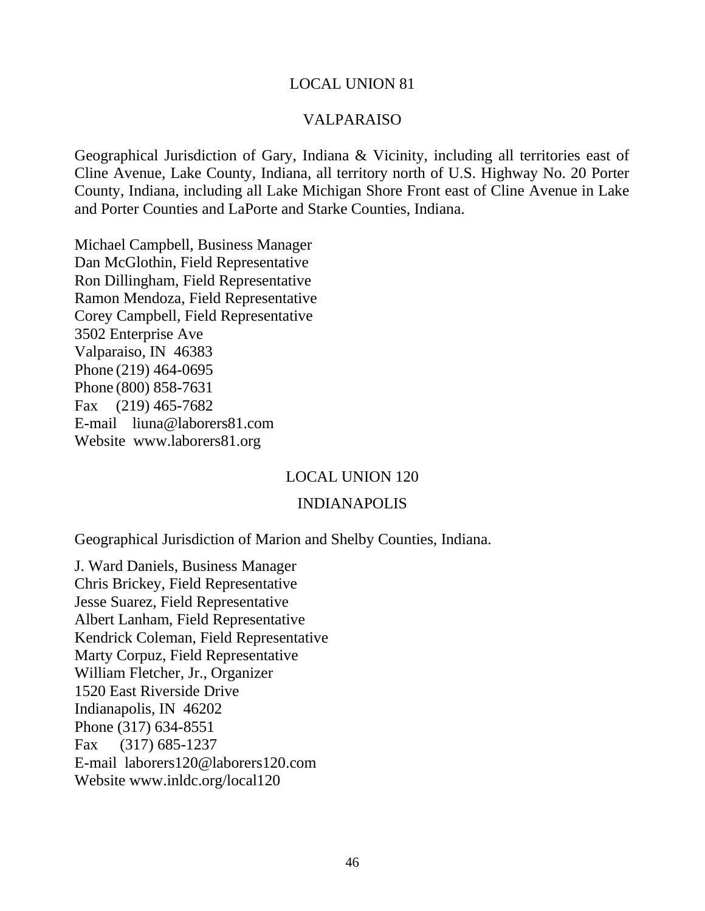## LOCAL UNION 81

### VALPARAISO

Geographical Jurisdiction of Gary, Indiana & Vicinity, including all territories east of Cline Avenue, Lake County, Indiana, all territory north of U.S. Highway No. 20 Porter County, Indiana, including all Lake Michigan Shore Front east of Cline Avenue in Lake and Porter Counties and LaPorte and Starke Counties, Indiana.

Michael Campbell, Business Manager
Dan McGlothin, Field Representative
Ron Dillingham, Field Representative
Ramon Mendoza, Field Representative
Corey Campbell, Field Representative
3502 Enterprise Ave
Valparaiso, IN 46383
Phone (219) 464-0695
Phone (800) 858-7631
Fax (219) 465-7682
E-mail liuna@laborers81.com
Website www.laborers81.org

## LOCAL UNION 120

### INDIANAPOLIS

Geographical Jurisdiction of Marion and Shelby Counties, Indiana.

J. Ward Daniels, Business Manager
Chris Brickey, Field Representative
Jesse Suarez, Field Representative
Albert Lanham, Field Representative
Kendrick Coleman, Field Representative
Marty Corpuz, Field Representative
William Fletcher, Jr., Organizer
1520 East Riverside Drive
Indianapolis, IN 46202
Phone (317) 634-8551
Fax (317) 685-1237
E-mail laborers120@laborers120.com
Website www.inldc.org/local120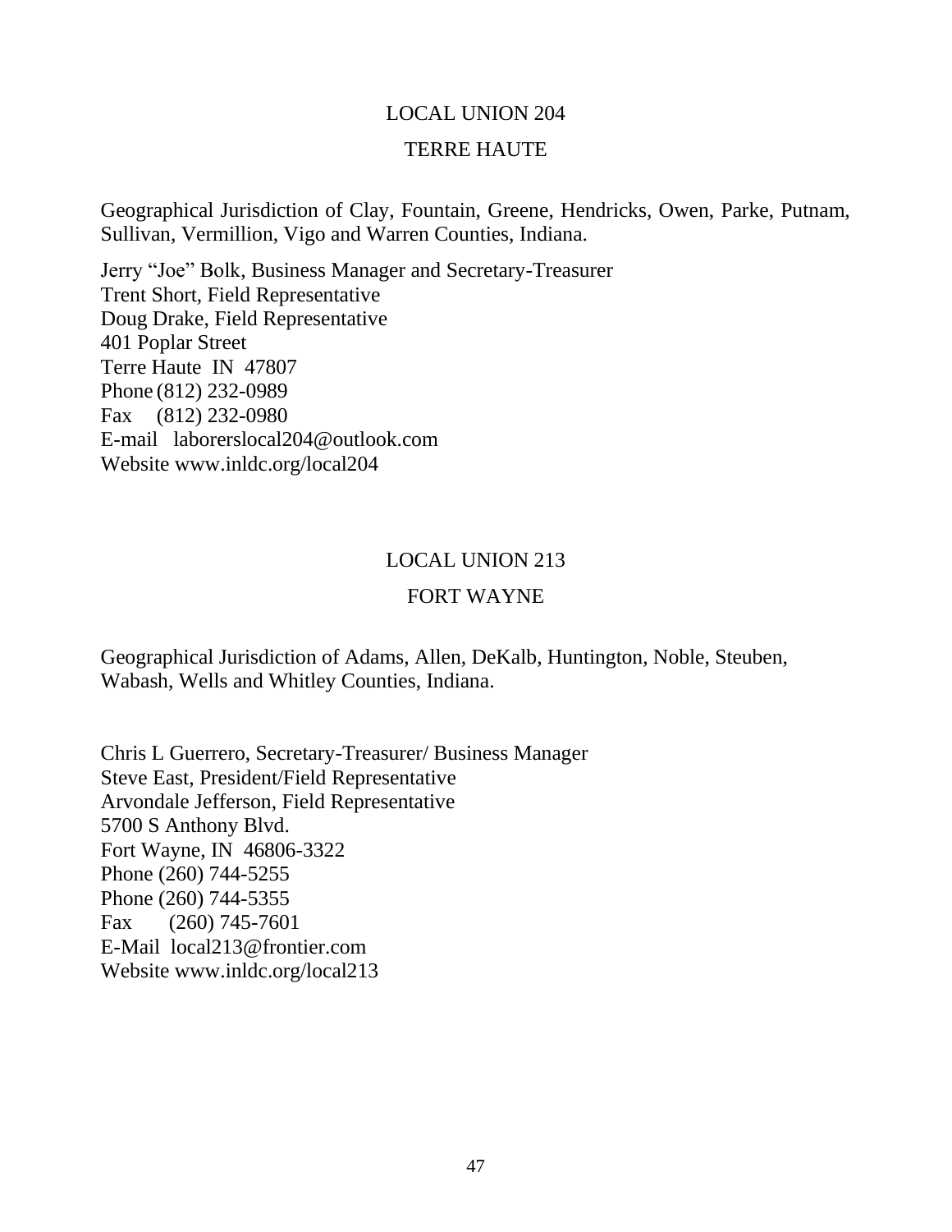## LOCAL UNION 204

## TERRE HAUTE

Geographical Jurisdiction of Clay, Fountain, Greene, Hendricks, Owen, Parke, Putnam, Sullivan, Vermillion, Vigo and Warren Counties, Indiana.

Jerry "Joe" Bolk, Business Manager and Secretary-Treasurer
Trent Short, Field Representative
Doug Drake, Field Representative
401 Poplar Street
Terre Haute IN 47807
Phone (812) 232-0989
Fax (812) 232-0980
E-mail laborerslocal204@outlook.com
Website www.inldc.org/local204

## LOCAL UNION 213

## FORT WAYNE

Geographical Jurisdiction of Adams, Allen, DeKalb, Huntington, Noble, Steuben, Wabash, Wells and Whitley Counties, Indiana.

Chris L Guerrero, Secretary-Treasurer/ Business Manager
Steve East, President/Field Representative
Arvondale Jefferson, Field Representative
5700 S Anthony Blvd.
Fort Wayne, IN 46806-3322
Phone (260) 744-5255
Phone (260) 744-5355
Fax (260) 745-7601
E-Mail local213@frontier.com
Website www.inldc.org/local213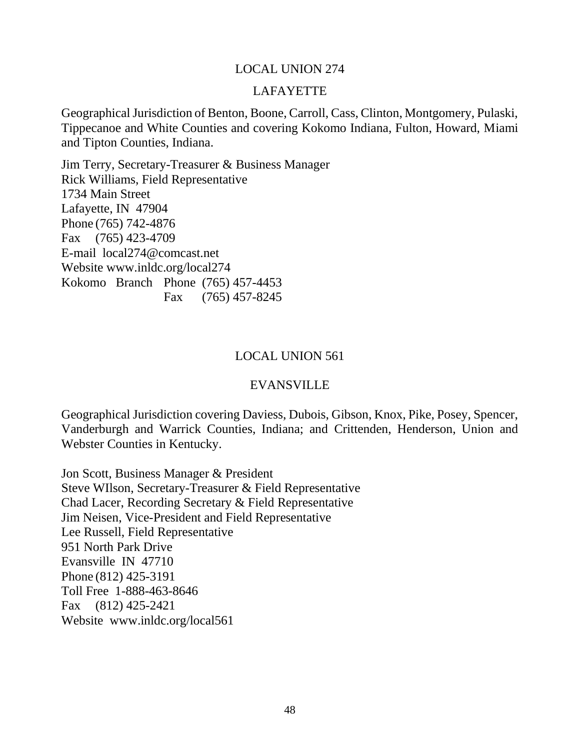## LOCAL UNION 274

## LAFAYETTE

Geographical Jurisdiction of Benton, Boone, Carroll, Cass, Clinton, Montgomery, Pulaski, Tippecanoe and White Counties and covering Kokomo Indiana, Fulton, Howard, Miami and Tipton Counties, Indiana.

Jim Terry, Secretary-Treasurer & Business Manager
Rick Williams, Field Representative
1734 Main Street
Lafayette, IN 47904
Phone (765) 742-4876
Fax (765) 423-4709
E-mail local274@comcast.net
Website www.inldc.org/local274
Kokomo Branch Phone (765) 457-4453
Fax (765) 457-8245

## LOCAL UNION 561

## EVANSVILLE

Geographical Jurisdiction covering Daviess, Dubois, Gibson, Knox, Pike, Posey, Spencer, Vanderburgh and Warrick Counties, Indiana; and Crittenden, Henderson, Union and Webster Counties in Kentucky.

Jon Scott, Business Manager & President
Steve WIlson, Secretary-Treasurer & Field Representative
Chad Lacer, Recording Secretary & Field Representative
Jim Neisen, Vice-President and Field Representative
Lee Russell, Field Representative
951 North Park Drive
Evansville IN 47710
Phone (812) 425-3191
Toll Free 1-888-463-8646
Fax (812) 425-2421
Website www.inldc.org/local561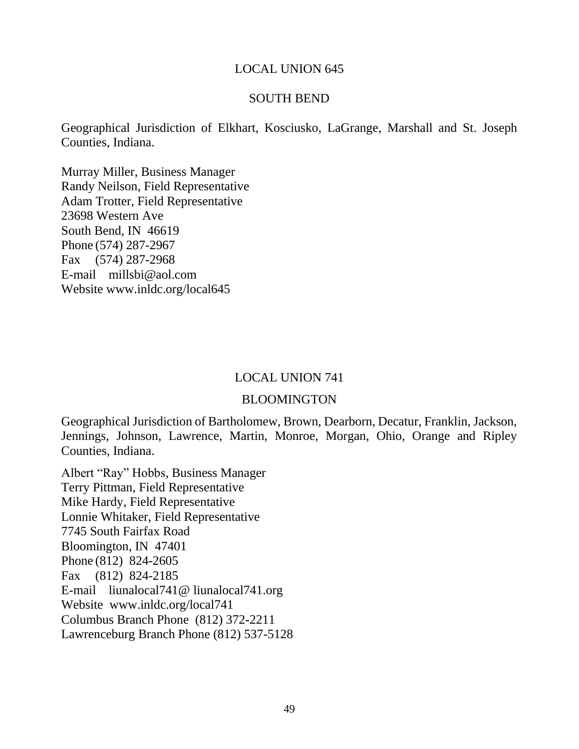## LOCAL UNION 645

## SOUTH BEND

Geographical Jurisdiction of Elkhart, Kosciusko, LaGrange, Marshall and St. Joseph Counties, Indiana.

Murray Miller, Business Manager
Randy Neilson, Field Representative
Adam Trotter, Field Representative
23698 Western Ave
South Bend, IN 46619
Phone (574) 287-2967
Fax (574) 287-2968
E-mail millsbi@aol.com
Website www.inldc.org/local645

## LOCAL UNION 741

## BLOOMINGTON

Geographical Jurisdiction of Bartholomew, Brown, Dearborn, Decatur, Franklin, Jackson, Jennings, Johnson, Lawrence, Martin, Monroe, Morgan, Ohio, Orange and Ripley Counties, Indiana.

Albert "Ray" Hobbs, Business Manager
Terry Pittman, Field Representative
Mike Hardy, Field Representative
Lonnie Whitaker, Field Representative
7745 South Fairfax Road
Bloomington, IN 47401
Phone (812) 824-2605
Fax (812) 824-2185
E-mail liunalocal741@ liunalocal741.org
Website www.inldc.org/local741
Columbus Branch Phone (812) 372-2211
Lawrenceburg Branch Phone (812) 537-5128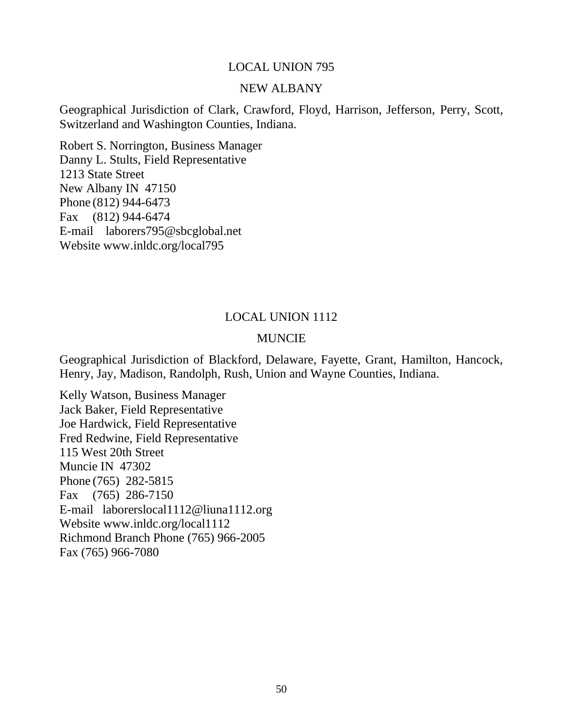## LOCAL UNION 795

### NEW ALBANY

Geographical Jurisdiction of Clark, Crawford, Floyd, Harrison, Jefferson, Perry, Scott, Switzerland and Washington Counties, Indiana.

Robert S. Norrington, Business Manager
Danny L. Stults, Field Representative
1213 State Street
New Albany IN 47150
Phone (812) 944-6473
Fax (812) 944-6474
E-mail laborers795@sbcglobal.net
Website www.inldc.org/local795

## LOCAL UNION 1112

### MUNCIE

Geographical Jurisdiction of Blackford, Delaware, Fayette, Grant, Hamilton, Hancock, Henry, Jay, Madison, Randolph, Rush, Union and Wayne Counties, Indiana.

Kelly Watson, Business Manager
Jack Baker, Field Representative
Joe Hardwick, Field Representative
Fred Redwine, Field Representative
115 West 20th Street
Muncie IN 47302
Phone (765) 282-5815
Fax (765) 286-7150
E-mail laborerslocal1112@liuna1112.org
Website www.inldc.org/local1112
Richmond Branch Phone (765) 966-2005
Fax (765) 966-7080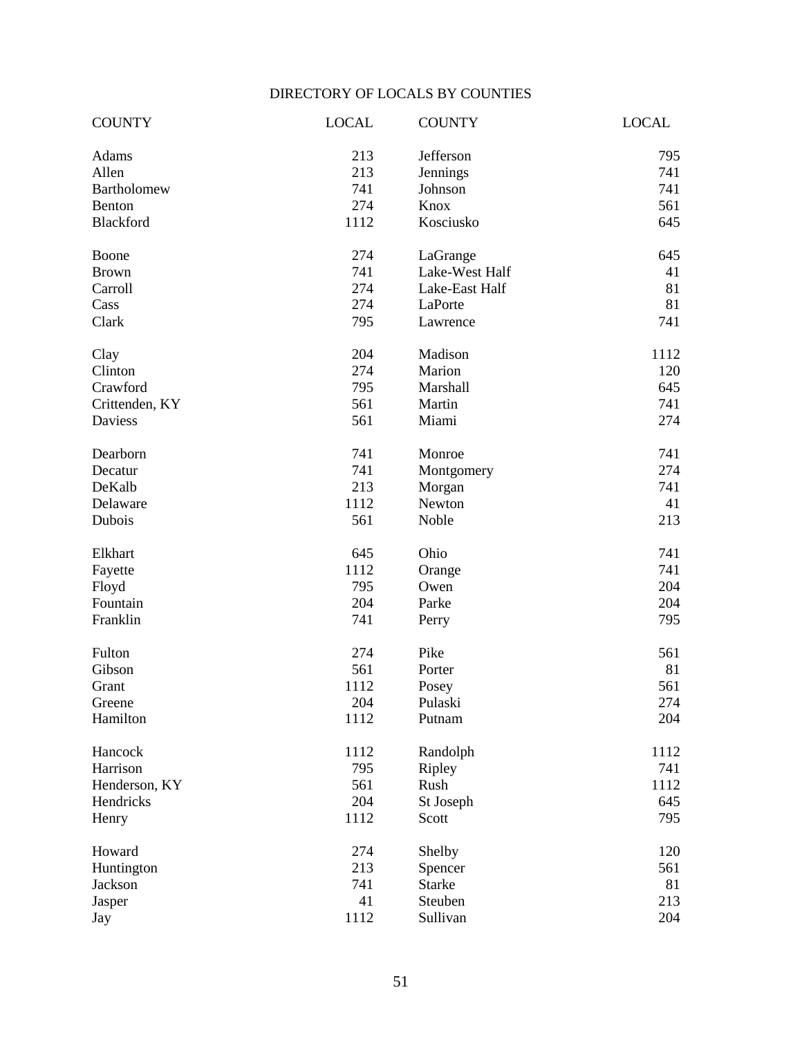# DIRECTORY OF LOCALS BY COUNTIES

| COUNTY | LOCAL | COUNTY | LOCAL |
|---|---|---|---|
| Adams | 213 | Jefferson | 795 |
| Allen | 213 | Jennings | 741 |
| Bartholomew | 741 | Johnson | 741 |
| Benton | 274 | Knox | 561 |
| Blackford | 1112 | Kosciusko | 645 |
| Boone | 274 | LaGrange | 645 |
| Brown | 741 | Lake-West Half | 41 |
| Carroll | 274 | Lake-East Half | 81 |
| Cass | 274 | LaPorte | 81 |
| Clark | 795 | Lawrence | 741 |
| Clay | 204 | Madison | 1112 |
| Clinton | 274 | Marion | 120 |
| Crawford | 795 | Marshall | 645 |
| Crittenden, KY | 561 | Martin | 741 |
| Daviess | 561 | Miami | 274 |
| Dearborn | 741 | Monroe | 741 |
| Decatur | 741 | Montgomery | 274 |
| DeKalb | 213 | Morgan | 741 |
| Delaware | 1112 | Newton | 41 |
| Dubois | 561 | Noble | 213 |
| Elkhart | 645 | Ohio | 741 |
| Fayette | 1112 | Orange | 741 |
| Floyd | 795 | Owen | 204 |
| Fountain | 204 | Parke | 204 |
| Franklin | 741 | Perry | 795 |
| Fulton | 274 | Pike | 561 |
| Gibson | 561 | Porter | 81 |
| Grant | 1112 | Posey | 561 |
| Greene | 204 | Pulaski | 274 |
| Hamilton | 1112 | Putnam | 204 |
| Hancock | 1112 | Randolph | 1112 |
| Harrison | 795 | Ripley | 741 |
| Henderson, KY | 561 | Rush | 1112 |
| Hendricks | 204 | St Joseph | 645 |
| Henry | 1112 | Scott | 795 |
| Howard | 274 | Shelby | 120 |
| Huntington | 213 | Spencer | 561 |
| Jackson | 741 | Starke | 81 |
| Jasper | 41 | Steuben | 213 |
| Jay | 1112 | Sullivan | 204 |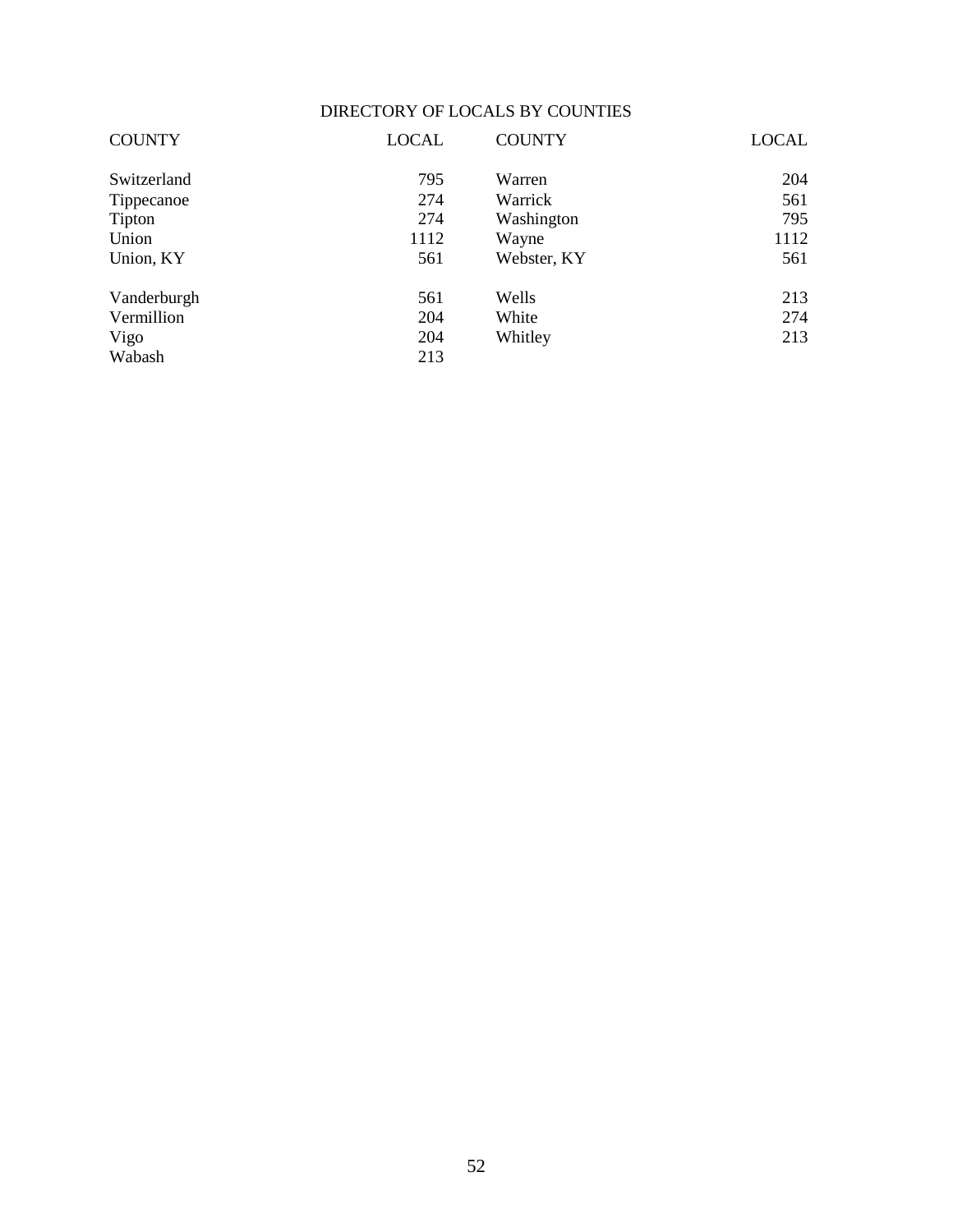DIRECTORY OF LOCALS BY COUNTIES

| COUNTY | LOCAL | COUNTY | LOCAL |
| --- | --- | --- | --- |
| Switzerland | 795 | Warren | 204 |
| Tippecanoe | 274 | Warrick | 561 |
| Tipton | 274 | Washington | 795 |
| Union | 1112 | Wayne | 1112 |
| Union, KY | 561 | Webster, KY | 561 |
| Vanderburgh | 561 | Wells | 213 |
| Vermillion | 204 | White | 274 |
| Vigo | 204 | Whitley | 213 |
| Wabash | 213 | | |